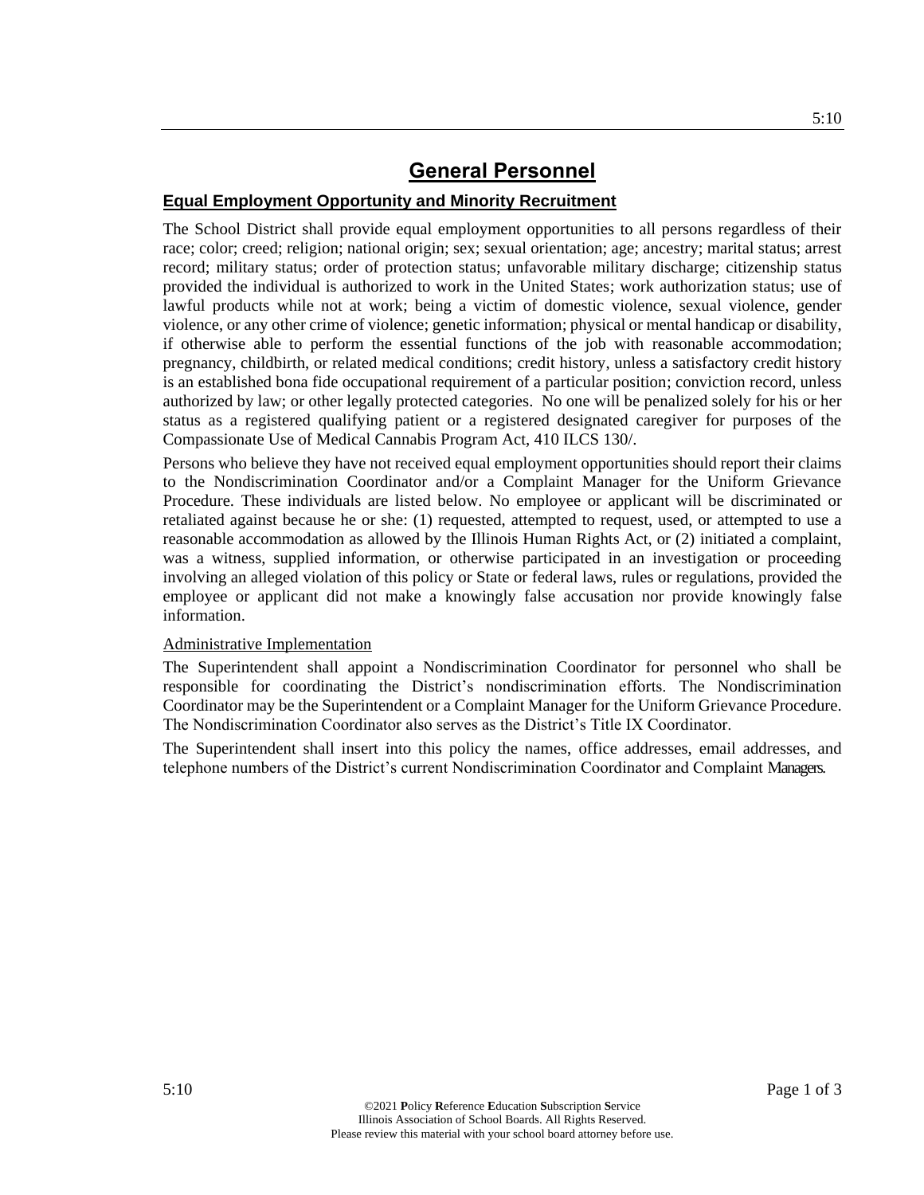# General Personnel

## Equal Employment Opportunity and Minority Recruitment

The School District shall provide equal employment opportunities to all persons regardless of their race; color; creed; religion; national origin; sex; sexual orientation; age; ancestry; marital status; arrest record; military status; order of protection status; unfavorable military discharge; citizenship status provided the individual is authorized to work in the United States; work authorization status; use of lawful products while not at work; being a victim of domestic violence, sexual violence, gender violence, or any other crime of violence; genetic information; physical or mental handicap or disability, if otherwise able to perform the essential functions of the job with reasonable accommodation; pregnancy, childbirth, or related medical conditions; credit history, unless a satisfactory credit history is an established bona fide occupational requirement of a particular position; conviction record, unless authorized by law; or other legally protected categories. No one will be penalized solely for his or her status as a registered qualifying patient or a registered designated caregiver for purposes of the Compassionate Use of Medical Cannabis Program Act, 410 ILCS 130/.

Persons who believe they have not received equal employment opportunities should report their claims to the Nondiscrimination Coordinator and/or a Complaint Manager for the Uniform Grievance Procedure. These individuals are listed below. No employee or applicant will be discriminated or retaliated against because he or she: (1) requested, attempted to request, used, or attempted to use a reasonable accommodation as allowed by the Illinois Human Rights Act, or (2) initiated a complaint, was a witness, supplied information, or otherwise participated in an investigation or proceeding involving an alleged violation of this policy or State or federal laws, rules or regulations, provided the employee or applicant did not make a knowingly false accusation nor provide knowingly false information.

### Administrative Implementation

The Superintendent shall appoint a Nondiscrimination Coordinator for personnel who shall be responsible for coordinating the District's nondiscrimination efforts. The Nondiscrimination Coordinator may be the Superintendent or a Complaint Manager for the Uniform Grievance Procedure. The Nondiscrimination Coordinator also serves as the District's Title IX Coordinator.

The Superintendent shall insert into this policy the names, office addresses, email addresses, and telephone numbers of the District's current Nondiscrimination Coordinator and Complaint Managers.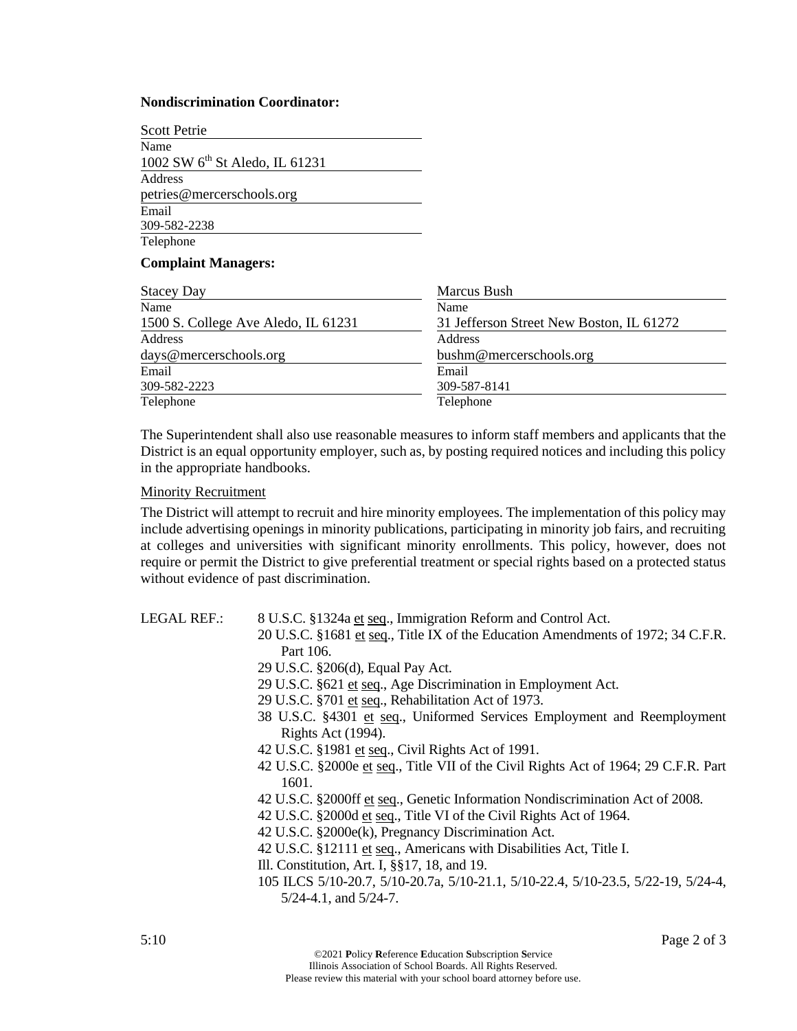**Nondiscrimination Coordinator:**

Scott Petrie
Name
1002 SW 6th St Aledo, IL 61231
Address
petries@mercerschools.org
Email
309-582-2238
Telephone

**Complaint Managers:**

Stacey Day
Name
1500 S. College Ave Aledo, IL 61231
Address
days@mercerschools.org
Email
309-582-2223
Telephone

Marcus Bush
Name
31 Jefferson Street New Boston, IL 61272
Address
bushm@mercerschools.org
Email
309-587-8141
Telephone

The Superintendent shall also use reasonable measures to inform staff members and applicants that the District is an equal opportunity employer, such as, by posting required notices and including this policy in the appropriate handbooks.

Minority Recruitment

The District will attempt to recruit and hire minority employees. The implementation of this policy may include advertising openings in minority publications, participating in minority job fairs, and recruiting at colleges and universities with significant minority enrollments. This policy, however, does not require or permit the District to give preferential treatment or special rights based on a protected status without evidence of past discrimination.

LEGAL REF.:
8 U.S.C. §1324a et seq., Immigration Reform and Control Act.
20 U.S.C. §1681 et seq., Title IX of the Education Amendments of 1972; 34 C.F.R. Part 106.
29 U.S.C. §206(d), Equal Pay Act.
29 U.S.C. §621 et seq., Age Discrimination in Employment Act.
29 U.S.C. §701 et seq., Rehabilitation Act of 1973.
38 U.S.C. §4301 et seq., Uniformed Services Employment and Reemployment Rights Act (1994).
42 U.S.C. §1981 et seq., Civil Rights Act of 1991.
42 U.S.C. §2000e et seq., Title VII of the Civil Rights Act of 1964; 29 C.F.R. Part 1601.
42 U.S.C. §2000ff et seq., Genetic Information Nondiscrimination Act of 2008.
42 U.S.C. §2000d et seq., Title VI of the Civil Rights Act of 1964.
42 U.S.C. §2000e(k), Pregnancy Discrimination Act.
42 U.S.C. §12111 et seq., Americans with Disabilities Act, Title I.
Ill. Constitution, Art. I, §§17, 18, and 19.
105 ILCS 5/10-20.7, 5/10-20.7a, 5/10-21.1, 5/10-22.4, 5/10-23.5, 5/22-19, 5/24-4, 5/24-4.1, and 5/24-7.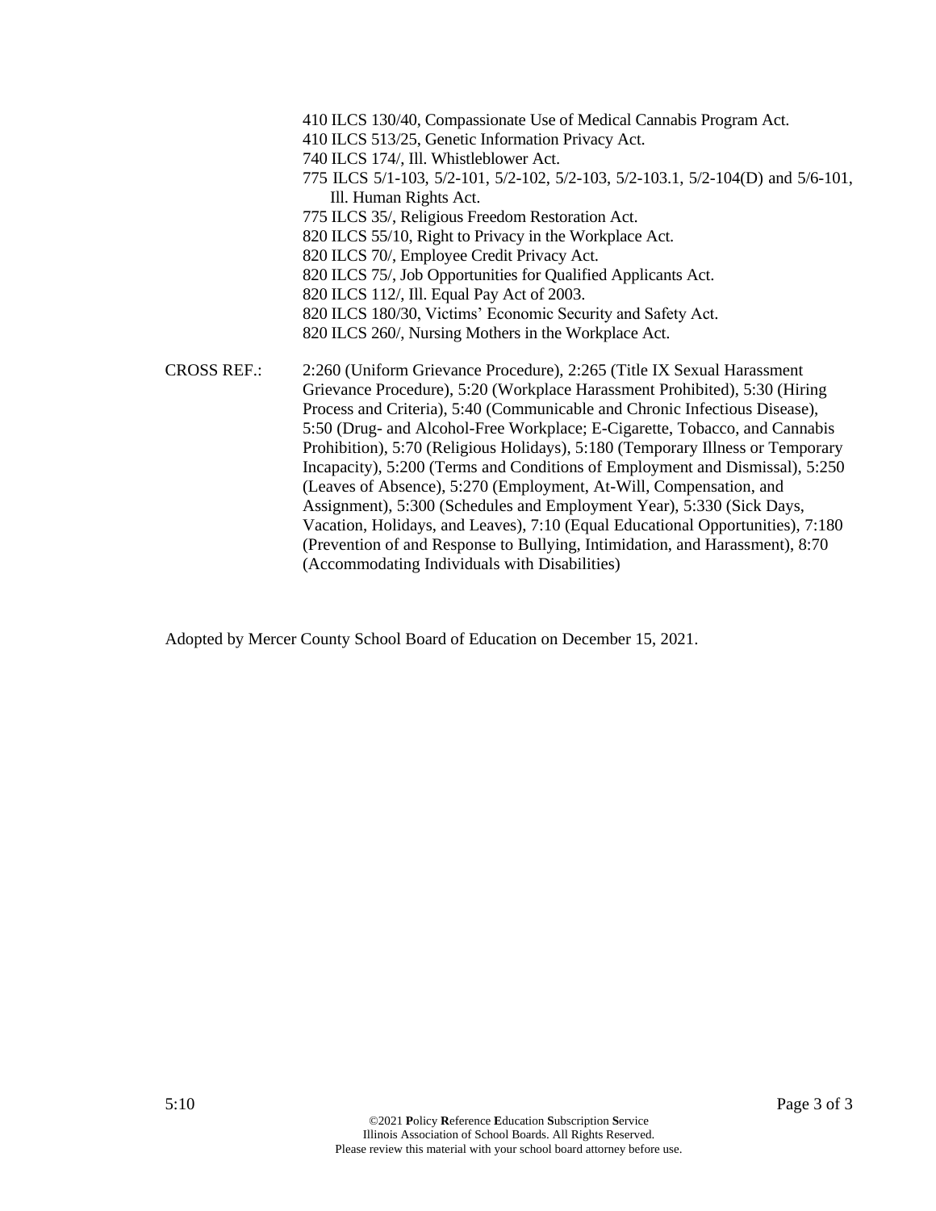410 ILCS 130/40, Compassionate Use of Medical Cannabis Program Act.
410 ILCS 513/25, Genetic Information Privacy Act.
740 ILCS 174/, Ill. Whistleblower Act.
775 ILCS 5/1-103, 5/2-101, 5/2-102, 5/2-103, 5/2-103.1, 5/2-104(D) and 5/6-101, Ill. Human Rights Act.
775 ILCS 35/, Religious Freedom Restoration Act.
820 ILCS 55/10, Right to Privacy in the Workplace Act.
820 ILCS 70/, Employee Credit Privacy Act.
820 ILCS 75/, Job Opportunities for Qualified Applicants Act.
820 ILCS 112/, Ill. Equal Pay Act of 2003.
820 ILCS 180/30, Victims' Economic Security and Safety Act.
820 ILCS 260/, Nursing Mothers in the Workplace Act.

CROSS REF.: 2:260 (Uniform Grievance Procedure), 2:265 (Title IX Sexual Harassment Grievance Procedure), 5:20 (Workplace Harassment Prohibited), 5:30 (Hiring Process and Criteria), 5:40 (Communicable and Chronic Infectious Disease), 5:50 (Drug- and Alcohol-Free Workplace; E-Cigarette, Tobacco, and Cannabis Prohibition), 5:70 (Religious Holidays), 5:180 (Temporary Illness or Temporary Incapacity), 5:200 (Terms and Conditions of Employment and Dismissal), 5:250 (Leaves of Absence), 5:270 (Employment, At-Will, Compensation, and Assignment), 5:300 (Schedules and Employment Year), 5:330 (Sick Days, Vacation, Holidays, and Leaves), 7:10 (Equal Educational Opportunities), 7:180 (Prevention of and Response to Bullying, Intimidation, and Harassment), 8:70 (Accommodating Individuals with Disabilities)

Adopted by Mercer County School Board of Education on December 15, 2021.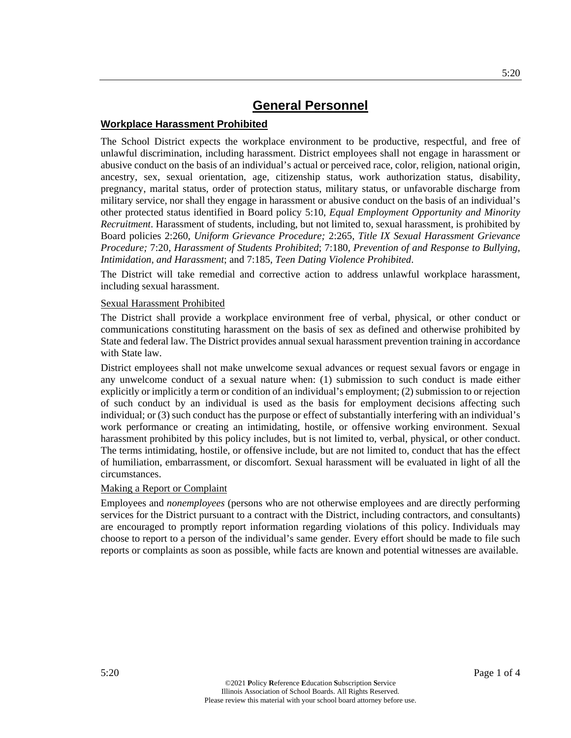# General Personnel

## Workplace Harassment Prohibited

The School District expects the workplace environment to be productive, respectful, and free of unlawful discrimination, including harassment. District employees shall not engage in harassment or abusive conduct on the basis of an individual's actual or perceived race, color, religion, national origin, ancestry, sex, sexual orientation, age, citizenship status, work authorization status, disability, pregnancy, marital status, order of protection status, military status, or unfavorable discharge from military service, nor shall they engage in harassment or abusive conduct on the basis of an individual's other protected status identified in Board policy 5:10, *Equal Employment Opportunity and Minority Recruitment*. Harassment of students, including, but not limited to, sexual harassment, is prohibited by Board policies 2:260, *Uniform Grievance Procedure;* 2:265, *Title IX Sexual Harassment Grievance Procedure;* 7:20, *Harassment of Students Prohibited*; 7:180, *Prevention of and Response to Bullying, Intimidation, and Harassment*; and 7:185, *Teen Dating Violence Prohibited*.

The District will take remedial and corrective action to address unlawful workplace harassment, including sexual harassment.

### Sexual Harassment Prohibited

The District shall provide a workplace environment free of verbal, physical, or other conduct or communications constituting harassment on the basis of sex as defined and otherwise prohibited by State and federal law. The District provides annual sexual harassment prevention training in accordance with State law.

District employees shall not make unwelcome sexual advances or request sexual favors or engage in any unwelcome conduct of a sexual nature when: (1) submission to such conduct is made either explicitly or implicitly a term or condition of an individual's employment; (2) submission to or rejection of such conduct by an individual is used as the basis for employment decisions affecting such individual; or (3) such conduct has the purpose or effect of substantially interfering with an individual's work performance or creating an intimidating, hostile, or offensive working environment. Sexual harassment prohibited by this policy includes, but is not limited to, verbal, physical, or other conduct. The terms intimidating, hostile, or offensive include, but are not limited to, conduct that has the effect of humiliation, embarrassment, or discomfort. Sexual harassment will be evaluated in light of all the circumstances.

### Making a Report or Complaint

Employees and *nonemployees* (persons who are not otherwise employees and are directly performing services for the District pursuant to a contract with the District, including contractors, and consultants) are encouraged to promptly report information regarding violations of this policy. Individuals may choose to report to a person of the individual's same gender. Every effort should be made to file such reports or complaints as soon as possible, while facts are known and potential witnesses are available.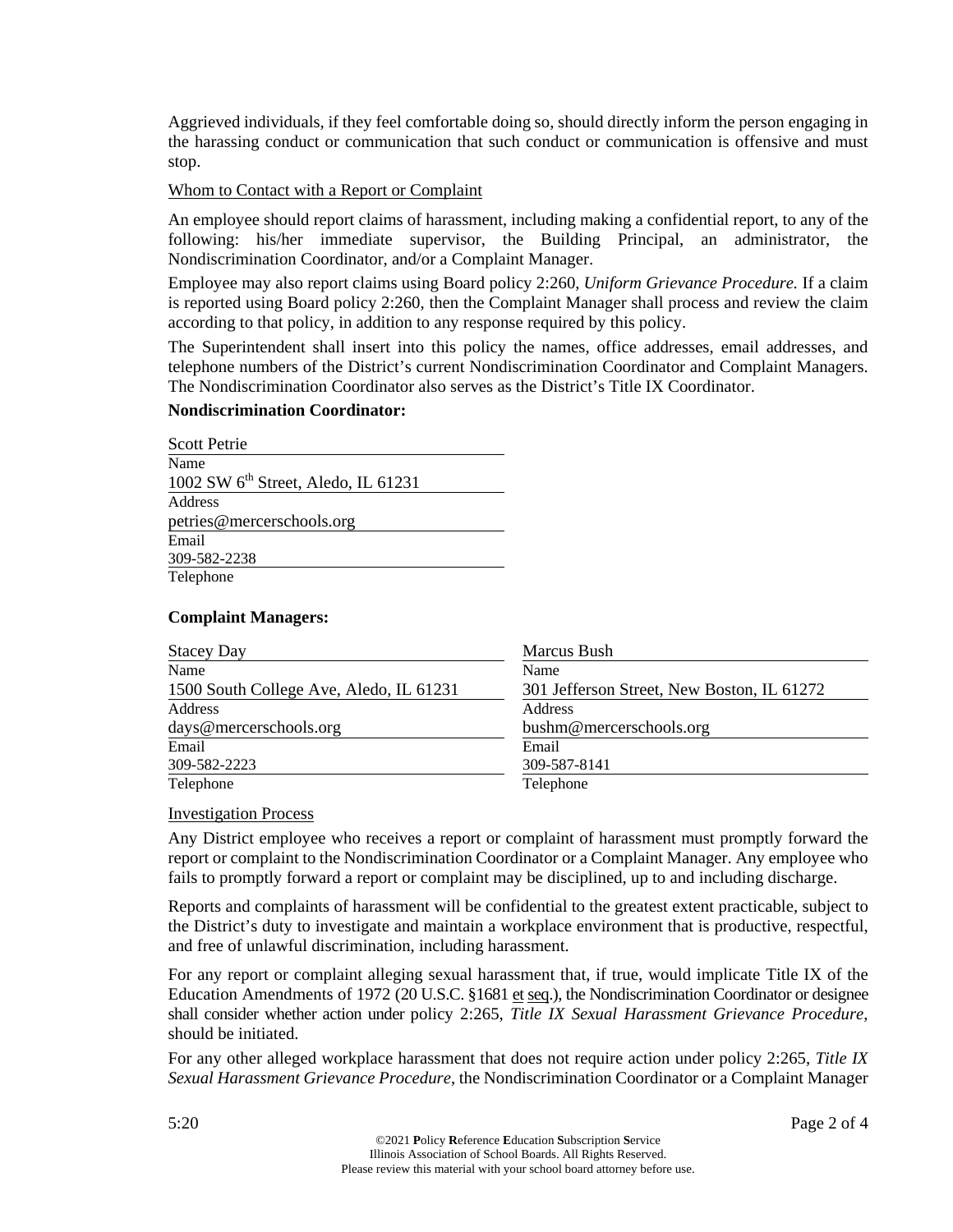Aggrieved individuals, if they feel comfortable doing so, should directly inform the person engaging in the harassing conduct or communication that such conduct or communication is offensive and must stop.

Whom to Contact with a Report or Complaint

An employee should report claims of harassment, including making a confidential report, to any of the following: his/her immediate supervisor, the Building Principal, an administrator, the Nondiscrimination Coordinator, and/or a Complaint Manager.

Employee may also report claims using Board policy 2:260, *Uniform Grievance Procedure.* If a claim is reported using Board policy 2:260, then the Complaint Manager shall process and review the claim according to that policy, in addition to any response required by this policy.

The Superintendent shall insert into this policy the names, office addresses, email addresses, and telephone numbers of the District's current Nondiscrimination Coordinator and Complaint Managers. The Nondiscrimination Coordinator also serves as the District's Title IX Coordinator.

**Nondiscrimination Coordinator:**

Scott Petrie
Name
1002 SW 6th Street, Aledo, IL 61231
Address
petries@mercerschools.org
Email
309-582-2238
Telephone

**Complaint Managers:**

| | |
|---|---|
| Stacey Day | Marcus Bush |
| Name | Name |
| 1500 South College Ave, Aledo, IL 61231 | 301 Jefferson Street, New Boston, IL 61272 |
| Address | Address |
| days@mercerschools.org | bushm@mercerschools.org |
| Email | Email |
| 309-582-2223 | 309-587-8141 |
| Telephone | Telephone |

Investigation Process

Any District employee who receives a report or complaint of harassment must promptly forward the report or complaint to the Nondiscrimination Coordinator or a Complaint Manager. Any employee who fails to promptly forward a report or complaint may be disciplined, up to and including discharge.

Reports and complaints of harassment will be confidential to the greatest extent practicable, subject to the District's duty to investigate and maintain a workplace environment that is productive, respectful, and free of unlawful discrimination, including harassment.

For any report or complaint alleging sexual harassment that, if true, would implicate Title IX of the Education Amendments of 1972 (20 U.S.C. §1681 et seq.), the Nondiscrimination Coordinator or designee shall consider whether action under policy 2:265, *Title IX Sexual Harassment Grievance Procedure*, should be initiated.

For any other alleged workplace harassment that does not require action under policy 2:265, *Title IX Sexual Harassment Grievance Procedure*, the Nondiscrimination Coordinator or a Complaint Manager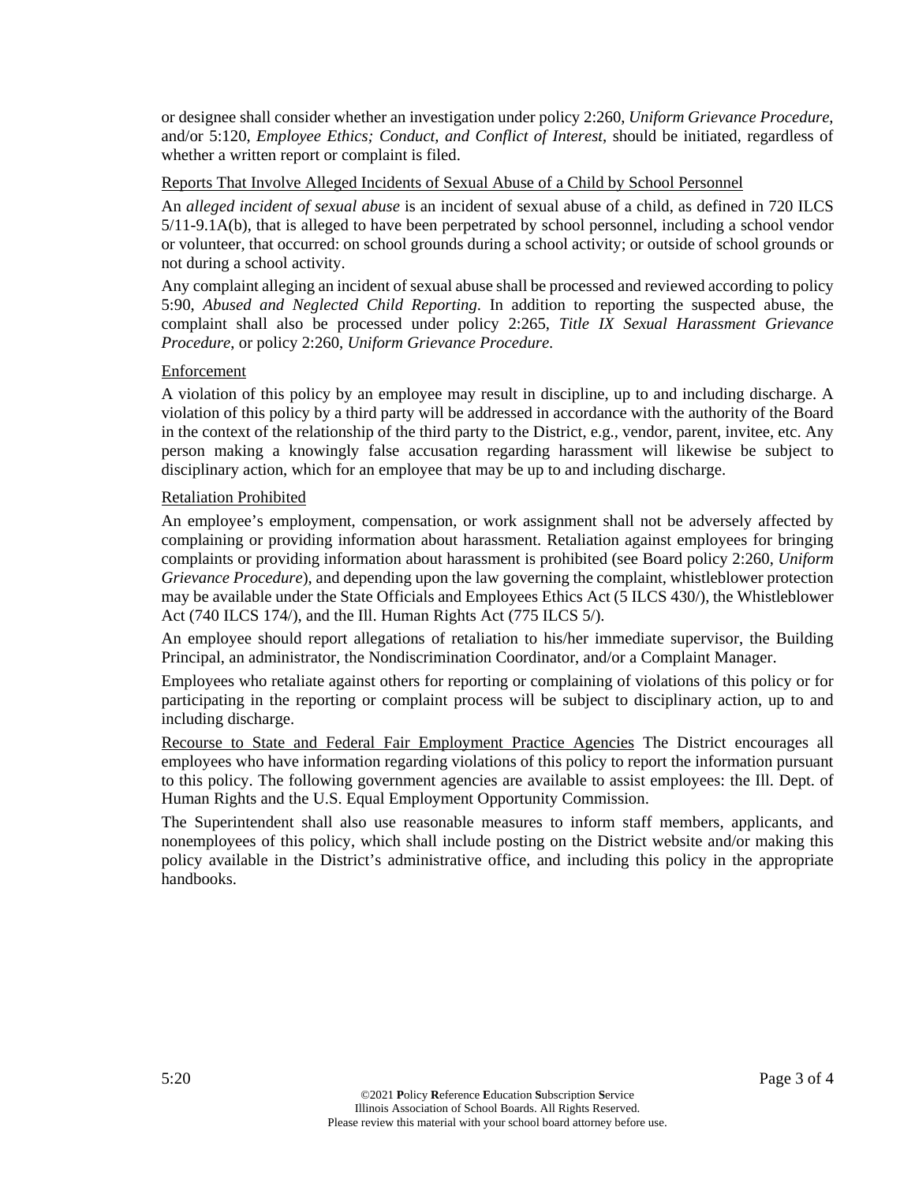or designee shall consider whether an investigation under policy 2:260, *Uniform Grievance Procedure*, and/or 5:120, *Employee Ethics; Conduct, and Conflict of Interest*, should be initiated, regardless of whether a written report or complaint is filed.

Reports That Involve Alleged Incidents of Sexual Abuse of a Child by School Personnel

An *alleged incident of sexual abuse* is an incident of sexual abuse of a child, as defined in 720 ILCS 5/11-9.1A(b), that is alleged to have been perpetrated by school personnel, including a school vendor or volunteer, that occurred: on school grounds during a school activity; or outside of school grounds or not during a school activity.

Any complaint alleging an incident of sexual abuse shall be processed and reviewed according to policy 5:90, *Abused and Neglected Child Reporting*. In addition to reporting the suspected abuse, the complaint shall also be processed under policy 2:265, *Title IX Sexual Harassment Grievance Procedure*, or policy 2:260, *Uniform Grievance Procedure*.

Enforcement

A violation of this policy by an employee may result in discipline, up to and including discharge. A violation of this policy by a third party will be addressed in accordance with the authority of the Board in the context of the relationship of the third party to the District, e.g., vendor, parent, invitee, etc. Any person making a knowingly false accusation regarding harassment will likewise be subject to disciplinary action, which for an employee that may be up to and including discharge.

Retaliation Prohibited

An employee's employment, compensation, or work assignment shall not be adversely affected by complaining or providing information about harassment. Retaliation against employees for bringing complaints or providing information about harassment is prohibited (see Board policy 2:260, *Uniform Grievance Procedure*), and depending upon the law governing the complaint, whistleblower protection may be available under the State Officials and Employees Ethics Act (5 ILCS 430/), the Whistleblower Act (740 ILCS 174/), and the Ill. Human Rights Act (775 ILCS 5/).

An employee should report allegations of retaliation to his/her immediate supervisor, the Building Principal, an administrator, the Nondiscrimination Coordinator, and/or a Complaint Manager.

Employees who retaliate against others for reporting or complaining of violations of this policy or for participating in the reporting or complaint process will be subject to disciplinary action, up to and including discharge.

Recourse to State and Federal Fair Employment Practice Agencies The District encourages all employees who have information regarding violations of this policy to report the information pursuant to this policy. The following government agencies are available to assist employees: the Ill. Dept. of Human Rights and the U.S. Equal Employment Opportunity Commission.

The Superintendent shall also use reasonable measures to inform staff members, applicants, and nonemployees of this policy, which shall include posting on the District website and/or making this policy available in the District's administrative office, and including this policy in the appropriate handbooks.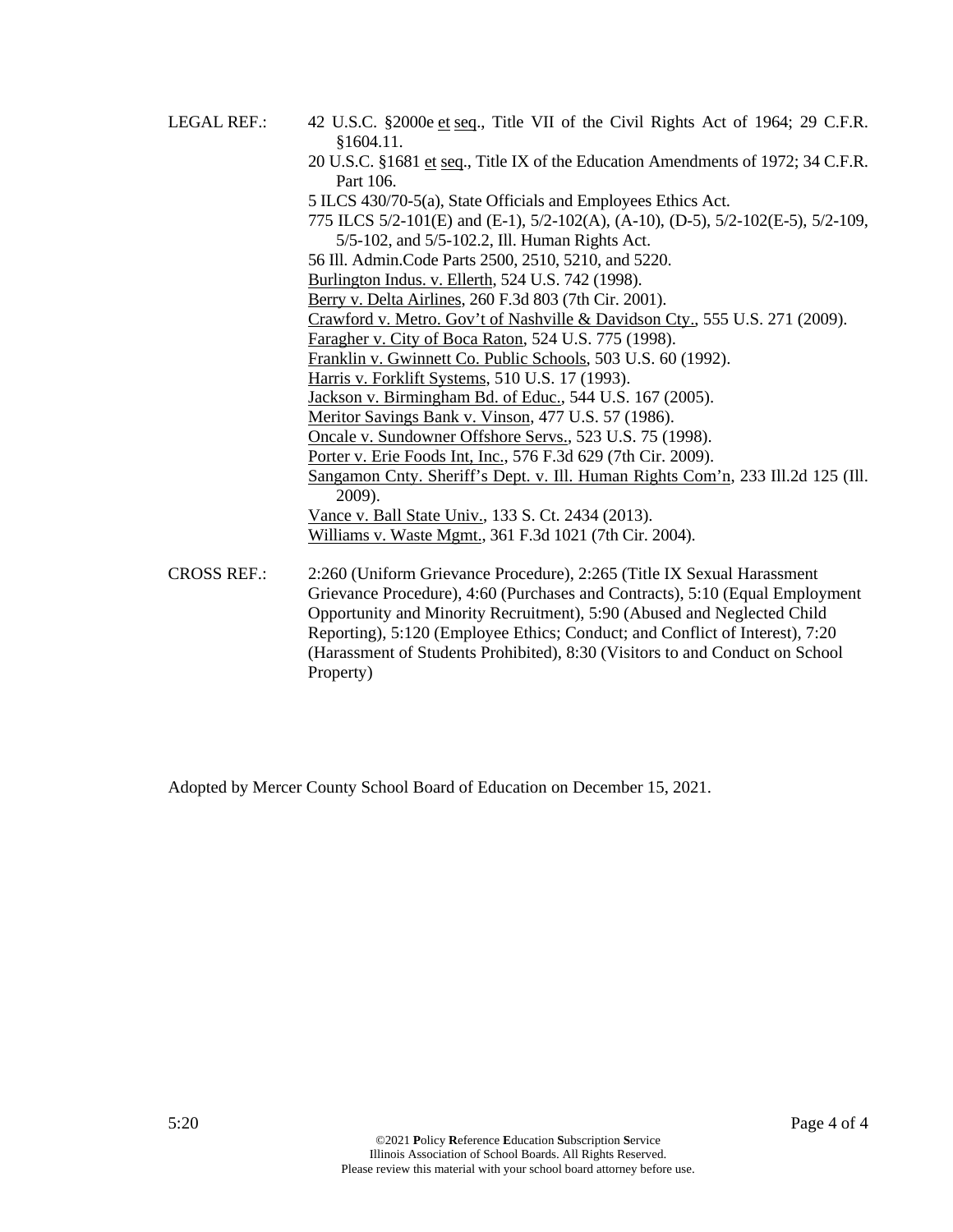LEGAL REF.: 42 U.S.C. §2000e et seq., Title VII of the Civil Rights Act of 1964; 29 C.F.R. §1604.11.

20 U.S.C. §1681 et seq., Title IX of the Education Amendments of 1972; 34 C.F.R. Part 106.

5 ILCS 430/70-5(a), State Officials and Employees Ethics Act.

775 ILCS 5/2-101(E) and (E-1), 5/2-102(A), (A-10), (D-5), 5/2-102(E-5), 5/2-109, 5/5-102, and 5/5-102.2, Ill. Human Rights Act.

56 Ill. Admin.Code Parts 2500, 2510, 5210, and 5220.

Burlington Indus. v. Ellerth, 524 U.S. 742 (1998).

Berry v. Delta Airlines, 260 F.3d 803 (7th Cir. 2001).

Crawford v. Metro. Gov't of Nashville & Davidson Cty., 555 U.S. 271 (2009).

Faragher v. City of Boca Raton, 524 U.S. 775 (1998).

Franklin v. Gwinnett Co. Public Schools, 503 U.S. 60 (1992).

Harris v. Forklift Systems, 510 U.S. 17 (1993).

Jackson v. Birmingham Bd. of Educ., 544 U.S. 167 (2005).

Meritor Savings Bank v. Vinson, 477 U.S. 57 (1986).

Oncale v. Sundowner Offshore Servs., 523 U.S. 75 (1998).

Porter v. Erie Foods Int, Inc., 576 F.3d 629 (7th Cir. 2009).

Sangamon Cnty. Sheriff's Dept. v. Ill. Human Rights Com'n, 233 Ill.2d 125 (Ill. 2009).

Vance v. Ball State Univ., 133 S. Ct. 2434 (2013).

Williams v. Waste Mgmt., 361 F.3d 1021 (7th Cir. 2004).

CROSS REF.: 2:260 (Uniform Grievance Procedure), 2:265 (Title IX Sexual Harassment Grievance Procedure), 4:60 (Purchases and Contracts), 5:10 (Equal Employment Opportunity and Minority Recruitment), 5:90 (Abused and Neglected Child Reporting), 5:120 (Employee Ethics; Conduct; and Conflict of Interest), 7:20 (Harassment of Students Prohibited), 8:30 (Visitors to and Conduct on School Property)

Adopted by Mercer County School Board of Education on December 15, 2021.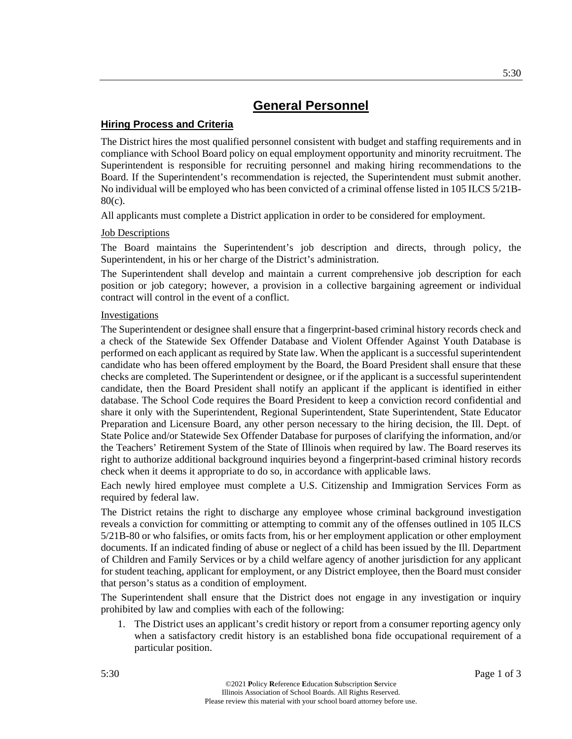# General Personnel

## Hiring Process and Criteria

The District hires the most qualified personnel consistent with budget and staffing requirements and in compliance with School Board policy on equal employment opportunity and minority recruitment. The Superintendent is responsible for recruiting personnel and making hiring recommendations to the Board. If the Superintendent's recommendation is rejected, the Superintendent must submit another. No individual will be employed who has been convicted of a criminal offense listed in 105 ILCS 5/21B-80(c).

All applicants must complete a District application in order to be considered for employment.

### Job Descriptions

The Board maintains the Superintendent's job description and directs, through policy, the Superintendent, in his or her charge of the District's administration.

The Superintendent shall develop and maintain a current comprehensive job description for each position or job category; however, a provision in a collective bargaining agreement or individual contract will control in the event of a conflict.

### Investigations

The Superintendent or designee shall ensure that a fingerprint-based criminal history records check and a check of the Statewide Sex Offender Database and Violent Offender Against Youth Database is performed on each applicant as required by State law. When the applicant is a successful superintendent candidate who has been offered employment by the Board, the Board President shall ensure that these checks are completed. The Superintendent or designee, or if the applicant is a successful superintendent candidate, then the Board President shall notify an applicant if the applicant is identified in either database. The School Code requires the Board President to keep a conviction record confidential and share it only with the Superintendent, Regional Superintendent, State Superintendent, State Educator Preparation and Licensure Board, any other person necessary to the hiring decision, the Ill. Dept. of State Police and/or Statewide Sex Offender Database for purposes of clarifying the information, and/or the Teachers' Retirement System of the State of Illinois when required by law. The Board reserves its right to authorize additional background inquiries beyond a fingerprint-based criminal history records check when it deems it appropriate to do so, in accordance with applicable laws.

Each newly hired employee must complete a U.S. Citizenship and Immigration Services Form as required by federal law.

The District retains the right to discharge any employee whose criminal background investigation reveals a conviction for committing or attempting to commit any of the offenses outlined in 105 ILCS 5/21B-80 or who falsifies, or omits facts from, his or her employment application or other employment documents. If an indicated finding of abuse or neglect of a child has been issued by the Ill. Department of Children and Family Services or by a child welfare agency of another jurisdiction for any applicant for student teaching, applicant for employment, or any District employee, then the Board must consider that person's status as a condition of employment.

The Superintendent shall ensure that the District does not engage in any investigation or inquiry prohibited by law and complies with each of the following:

1. The District uses an applicant's credit history or report from a consumer reporting agency only when a satisfactory credit history is an established bona fide occupational requirement of a particular position.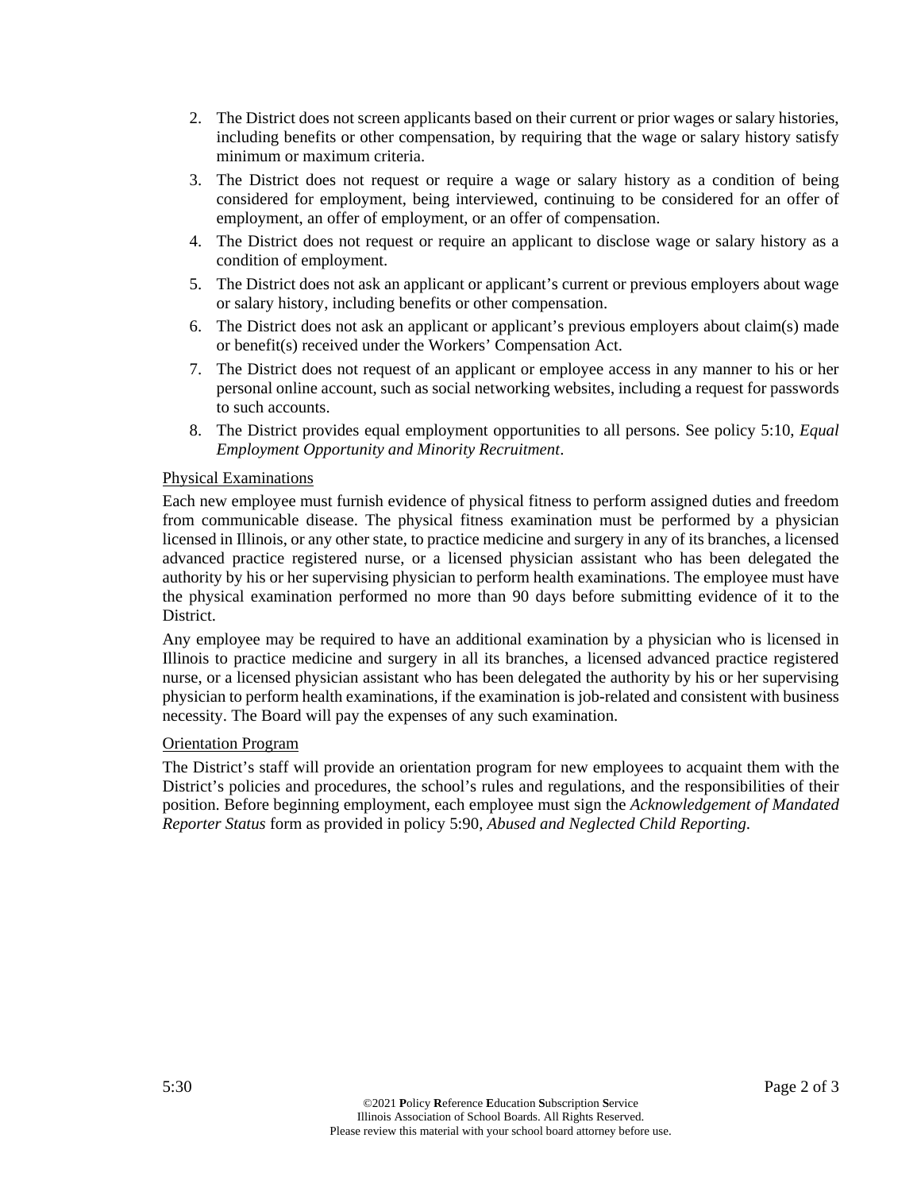2. The District does not screen applicants based on their current or prior wages or salary histories, including benefits or other compensation, by requiring that the wage or salary history satisfy minimum or maximum criteria.
3. The District does not request or require a wage or salary history as a condition of being considered for employment, being interviewed, continuing to be considered for an offer of employment, an offer of employment, or an offer of compensation.
4. The District does not request or require an applicant to disclose wage or salary history as a condition of employment.
5. The District does not ask an applicant or applicant's current or previous employers about wage or salary history, including benefits or other compensation.
6. The District does not ask an applicant or applicant's previous employers about claim(s) made or benefit(s) received under the Workers' Compensation Act.
7. The District does not request of an applicant or employee access in any manner to his or her personal online account, such as social networking websites, including a request for passwords to such accounts.
8. The District provides equal employment opportunities to all persons. See policy 5:10, *Equal Employment Opportunity and Minority Recruitment*.

<u>Physical Examinations</u>

Each new employee must furnish evidence of physical fitness to perform assigned duties and freedom from communicable disease. The physical fitness examination must be performed by a physician licensed in Illinois, or any other state, to practice medicine and surgery in any of its branches, a licensed advanced practice registered nurse, or a licensed physician assistant who has been delegated the authority by his or her supervising physician to perform health examinations. The employee must have the physical examination performed no more than 90 days before submitting evidence of it to the District.

Any employee may be required to have an additional examination by a physician who is licensed in Illinois to practice medicine and surgery in all its branches, a licensed advanced practice registered nurse, or a licensed physician assistant who has been delegated the authority by his or her supervising physician to perform health examinations, if the examination is job-related and consistent with business necessity. The Board will pay the expenses of any such examination.

<u>Orientation Program</u>

The District's staff will provide an orientation program for new employees to acquaint them with the District's policies and procedures, the school's rules and regulations, and the responsibilities of their position. Before beginning employment, each employee must sign the *Acknowledgement of Mandated Reporter Status* form as provided in policy 5:90, *Abused and Neglected Child Reporting*.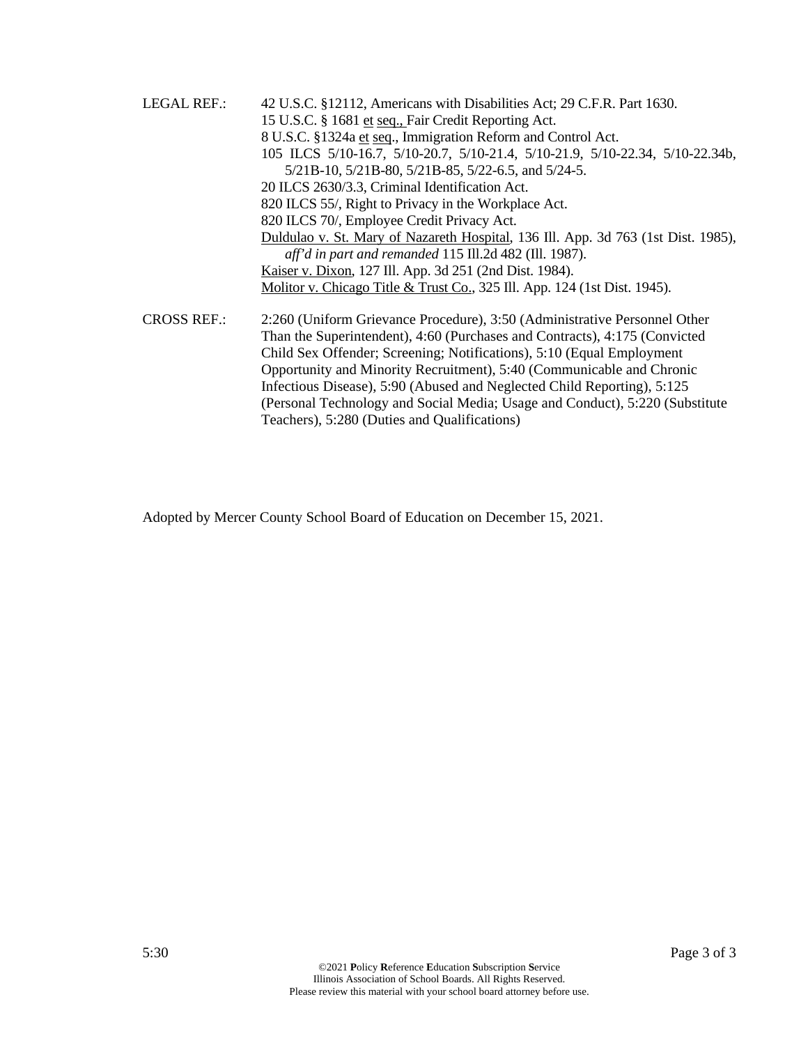LEGAL REF.: 42 U.S.C. §12112, Americans with Disabilities Act; 29 C.F.R. Part 1630.
15 U.S.C. § 1681 et seq., Fair Credit Reporting Act.
8 U.S.C. §1324a et seq., Immigration Reform and Control Act.
105 ILCS 5/10-16.7, 5/10-20.7, 5/10-21.4, 5/10-21.9, 5/10-22.34, 5/10-22.34b, 5/21B-10, 5/21B-80, 5/21B-85, 5/22-6.5, and 5/24-5.
20 ILCS 2630/3.3, Criminal Identification Act.
820 ILCS 55/, Right to Privacy in the Workplace Act.
820 ILCS 70/, Employee Credit Privacy Act.
Duldulao v. St. Mary of Nazareth Hospital, 136 Ill. App. 3d 763 (1st Dist. 1985), *aff'd in part and remanded* 115 Ill.2d 482 (Ill. 1987).
Kaiser v. Dixon, 127 Ill. App. 3d 251 (2nd Dist. 1984).
Molitor v. Chicago Title & Trust Co., 325 Ill. App. 124 (1st Dist. 1945).

CROSS REF.: 2:260 (Uniform Grievance Procedure), 3:50 (Administrative Personnel Other Than the Superintendent), 4:60 (Purchases and Contracts), 4:175 (Convicted Child Sex Offender; Screening; Notifications), 5:10 (Equal Employment Opportunity and Minority Recruitment), 5:40 (Communicable and Chronic Infectious Disease), 5:90 (Abused and Neglected Child Reporting), 5:125 (Personal Technology and Social Media; Usage and Conduct), 5:220 (Substitute Teachers), 5:280 (Duties and Qualifications)

Adopted by Mercer County School Board of Education on December 15, 2021.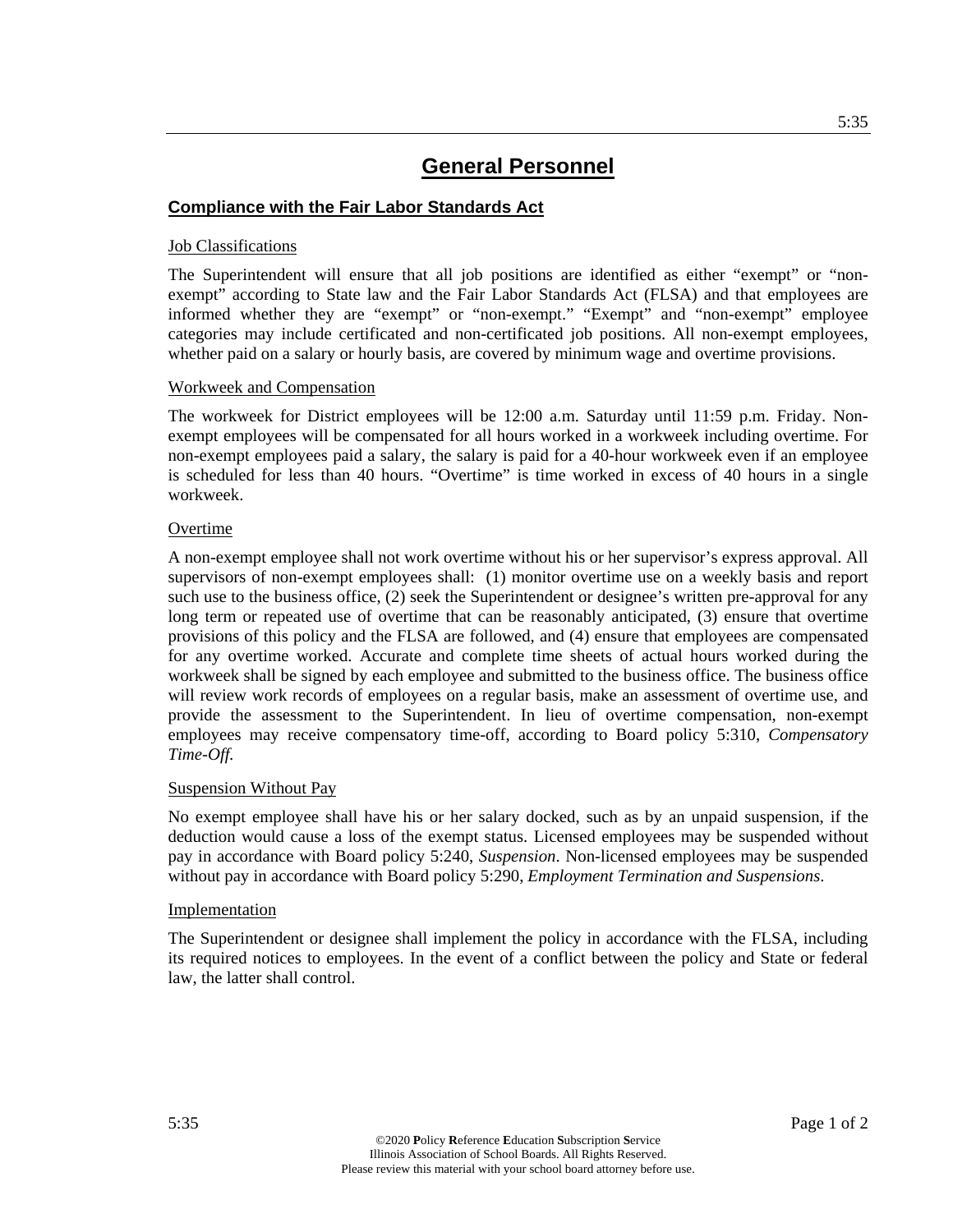# General Personnel

## Compliance with the Fair Labor Standards Act

### Job Classifications

The Superintendent will ensure that all job positions are identified as either "exempt" or "non-exempt" according to State law and the Fair Labor Standards Act (FLSA) and that employees are informed whether they are "exempt" or "non-exempt." "Exempt" and "non-exempt" employee categories may include certificated and non-certificated job positions. All non-exempt employees, whether paid on a salary or hourly basis, are covered by minimum wage and overtime provisions.

### Workweek and Compensation

The workweek for District employees will be 12:00 a.m. Saturday until 11:59 p.m. Friday. Non-exempt employees will be compensated for all hours worked in a workweek including overtime. For non-exempt employees paid a salary, the salary is paid for a 40-hour workweek even if an employee is scheduled for less than 40 hours. "Overtime" is time worked in excess of 40 hours in a single workweek.

### Overtime

A non-exempt employee shall not work overtime without his or her supervisor's express approval. All supervisors of non-exempt employees shall: (1) monitor overtime use on a weekly basis and report such use to the business office, (2) seek the Superintendent or designee's written pre-approval for any long term or repeated use of overtime that can be reasonably anticipated, (3) ensure that overtime provisions of this policy and the FLSA are followed, and (4) ensure that employees are compensated for any overtime worked. Accurate and complete time sheets of actual hours worked during the workweek shall be signed by each employee and submitted to the business office. The business office will review work records of employees on a regular basis, make an assessment of overtime use, and provide the assessment to the Superintendent. In lieu of overtime compensation, non-exempt employees may receive compensatory time-off, according to Board policy 5:310, *Compensatory Time-Off*.

### Suspension Without Pay

No exempt employee shall have his or her salary docked, such as by an unpaid suspension, if the deduction would cause a loss of the exempt status. Licensed employees may be suspended without pay in accordance with Board policy 5:240, *Suspension*. Non-licensed employees may be suspended without pay in accordance with Board policy 5:290, *Employment Termination and Suspensions*.

### Implementation

The Superintendent or designee shall implement the policy in accordance with the FLSA, including its required notices to employees. In the event of a conflict between the policy and State or federal law, the latter shall control.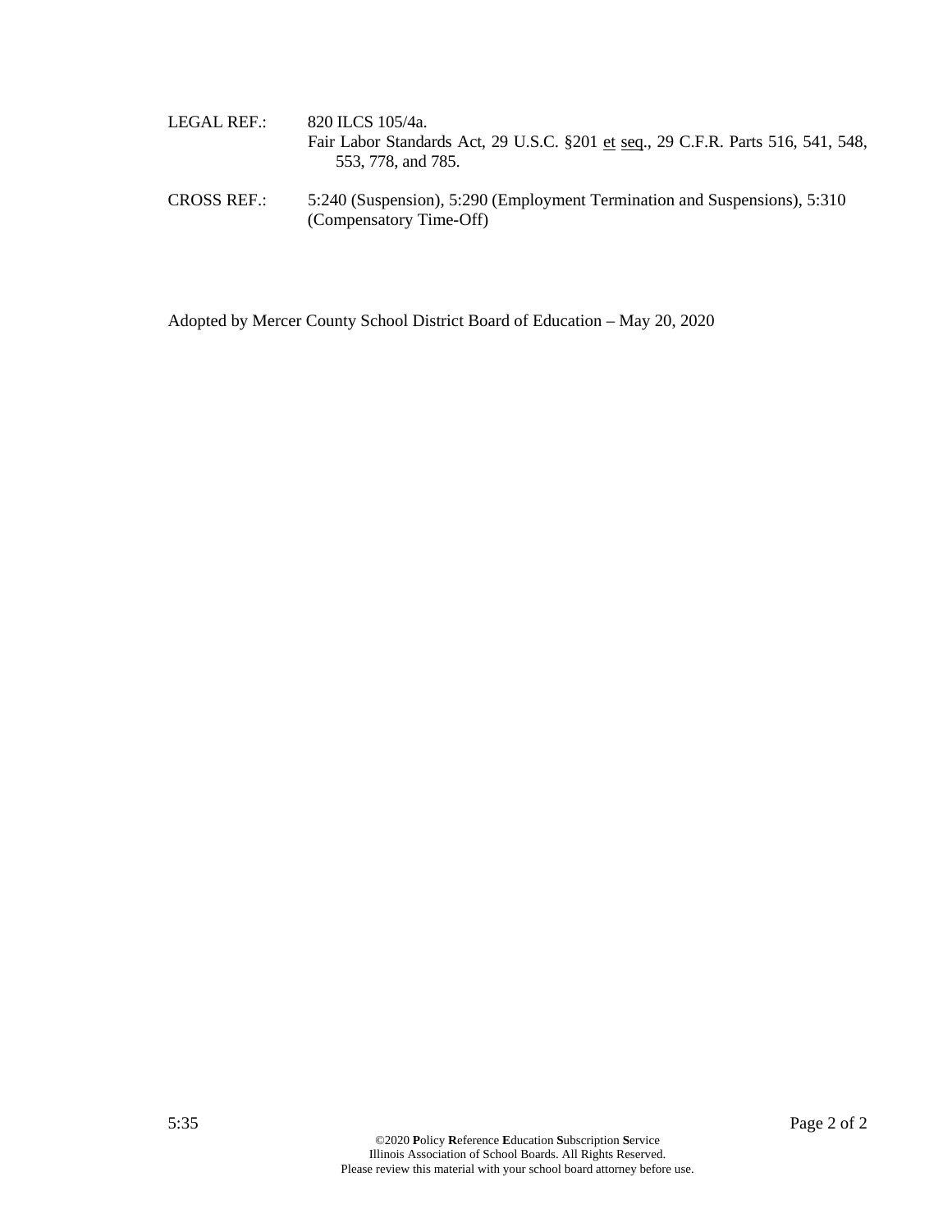LEGAL REF.: 820 ILCS 105/4a.
Fair Labor Standards Act, 29 U.S.C. §201 et seq., 29 C.F.R. Parts 516, 541, 548, 553, 778, and 785.

CROSS REF.: 5:240 (Suspension), 5:290 (Employment Termination and Suspensions), 5:310 (Compensatory Time-Off)

Adopted by Mercer County School District Board of Education – May 20, 2020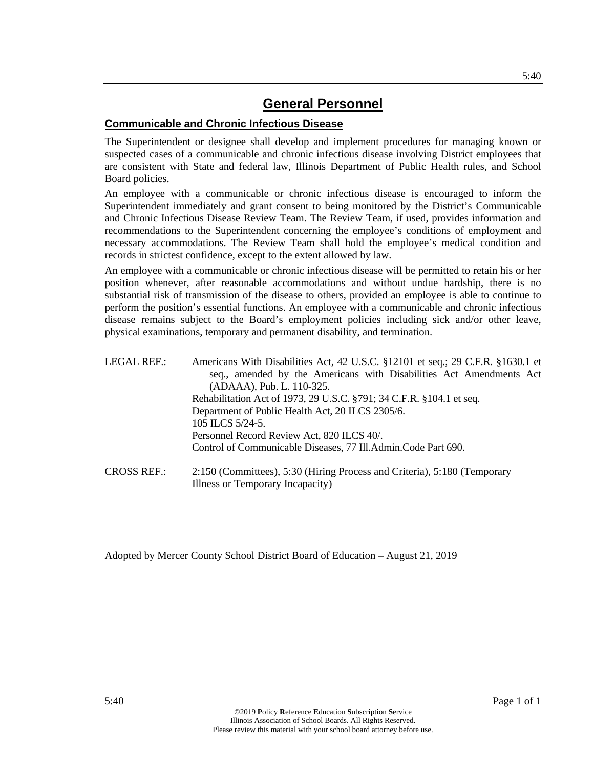# General Personnel

## Communicable and Chronic Infectious Disease

The Superintendent or designee shall develop and implement procedures for managing known or suspected cases of a communicable and chronic infectious disease involving District employees that are consistent with State and federal law, Illinois Department of Public Health rules, and School Board policies.

An employee with a communicable or chronic infectious disease is encouraged to inform the Superintendent immediately and grant consent to being monitored by the District's Communicable and Chronic Infectious Disease Review Team. The Review Team, if used, provides information and recommendations to the Superintendent concerning the employee's conditions of employment and necessary accommodations. The Review Team shall hold the employee's medical condition and records in strictest confidence, except to the extent allowed by law.

An employee with a communicable or chronic infectious disease will be permitted to retain his or her position whenever, after reasonable accommodations and without undue hardship, there is no substantial risk of transmission of the disease to others, provided an employee is able to continue to perform the position's essential functions. An employee with a communicable and chronic infectious disease remains subject to the Board's employment policies including sick and/or other leave, physical examinations, temporary and permanent disability, and termination.

LEGAL REF.: Americans With Disabilities Act, 42 U.S.C. §12101 et seq.; 29 C.F.R. §1630.1 et seq., amended by the Americans with Disabilities Act Amendments Act (ADAAA), Pub. L. 110-325.
Rehabilitation Act of 1973, 29 U.S.C. §791; 34 C.F.R. §104.1 et seq.
Department of Public Health Act, 20 ILCS 2305/6.
105 ILCS 5/24-5.
Personnel Record Review Act, 820 ILCS 40/.
Control of Communicable Diseases, 77 Ill.Admin.Code Part 690.

CROSS REF.: 2:150 (Committees), 5:30 (Hiring Process and Criteria), 5:180 (Temporary Illness or Temporary Incapacity)

Adopted by Mercer County School District Board of Education – August 21, 2019

©2019 **P**olicy **R**eference **E**ducation **S**ubscription **S**ervice
Illinois Association of School Boards. All Rights Reserved.
Please review this material with your school board attorney before use.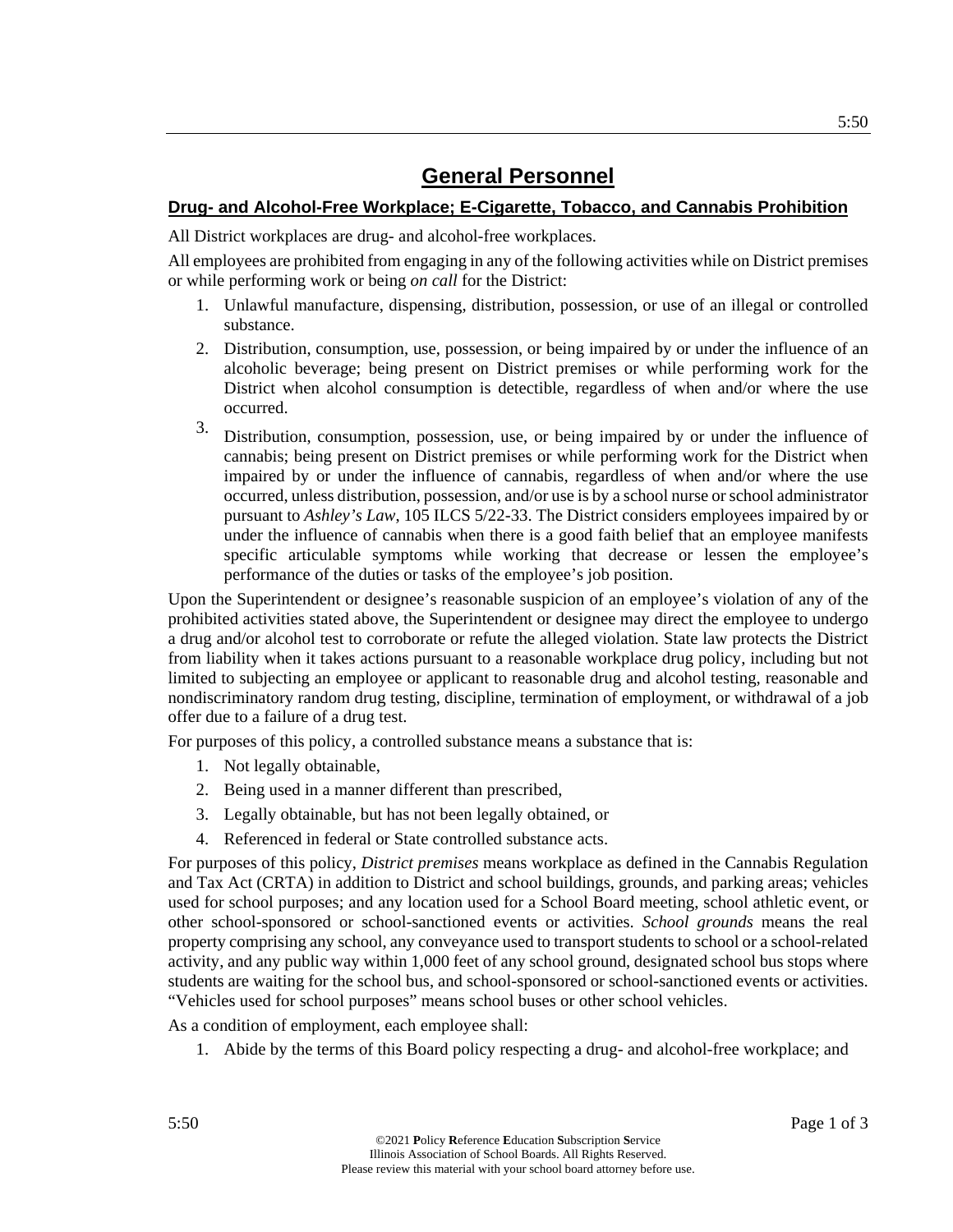# General Personnel

## Drug- and Alcohol-Free Workplace; E-Cigarette, Tobacco, and Cannabis Prohibition

All District workplaces are drug- and alcohol-free workplaces.

All employees are prohibited from engaging in any of the following activities while on District premises or while performing work or being *on call* for the District:

1. Unlawful manufacture, dispensing, distribution, possession, or use of an illegal or controlled substance.
2. Distribution, consumption, use, possession, or being impaired by or under the influence of an alcoholic beverage; being present on District premises or while performing work for the District when alcohol consumption is detectible, regardless of when and/or where the use occurred.
3. Distribution, consumption, possession, use, or being impaired by or under the influence of cannabis; being present on District premises or while performing work for the District when impaired by or under the influence of cannabis, regardless of when and/or where the use occurred, unless distribution, possession, and/or use is by a school nurse or school administrator pursuant to *Ashley's Law*, 105 ILCS 5/22-33. The District considers employees impaired by or under the influence of cannabis when there is a good faith belief that an employee manifests specific articulable symptoms while working that decrease or lessen the employee's performance of the duties or tasks of the employee's job position.

Upon the Superintendent or designee's reasonable suspicion of an employee's violation of any of the prohibited activities stated above, the Superintendent or designee may direct the employee to undergo a drug and/or alcohol test to corroborate or refute the alleged violation. State law protects the District from liability when it takes actions pursuant to a reasonable workplace drug policy, including but not limited to subjecting an employee or applicant to reasonable drug and alcohol testing, reasonable and nondiscriminatory random drug testing, discipline, termination of employment, or withdrawal of a job offer due to a failure of a drug test.

For purposes of this policy, a controlled substance means a substance that is:

1. Not legally obtainable,
2. Being used in a manner different than prescribed,
3. Legally obtainable, but has not been legally obtained, or
4. Referenced in federal or State controlled substance acts.

For purposes of this policy, *District premises* means workplace as defined in the Cannabis Regulation and Tax Act (CRTA) in addition to District and school buildings, grounds, and parking areas; vehicles used for school purposes; and any location used for a School Board meeting, school athletic event, or other school-sponsored or school-sanctioned events or activities. *School grounds* means the real property comprising any school, any conveyance used to transport students to school or a school-related activity, and any public way within 1,000 feet of any school ground, designated school bus stops where students are waiting for the school bus, and school-sponsored or school-sanctioned events or activities. "Vehicles used for school purposes" means school buses or other school vehicles.

As a condition of employment, each employee shall:

1. Abide by the terms of this Board policy respecting a drug- and alcohol-free workplace; and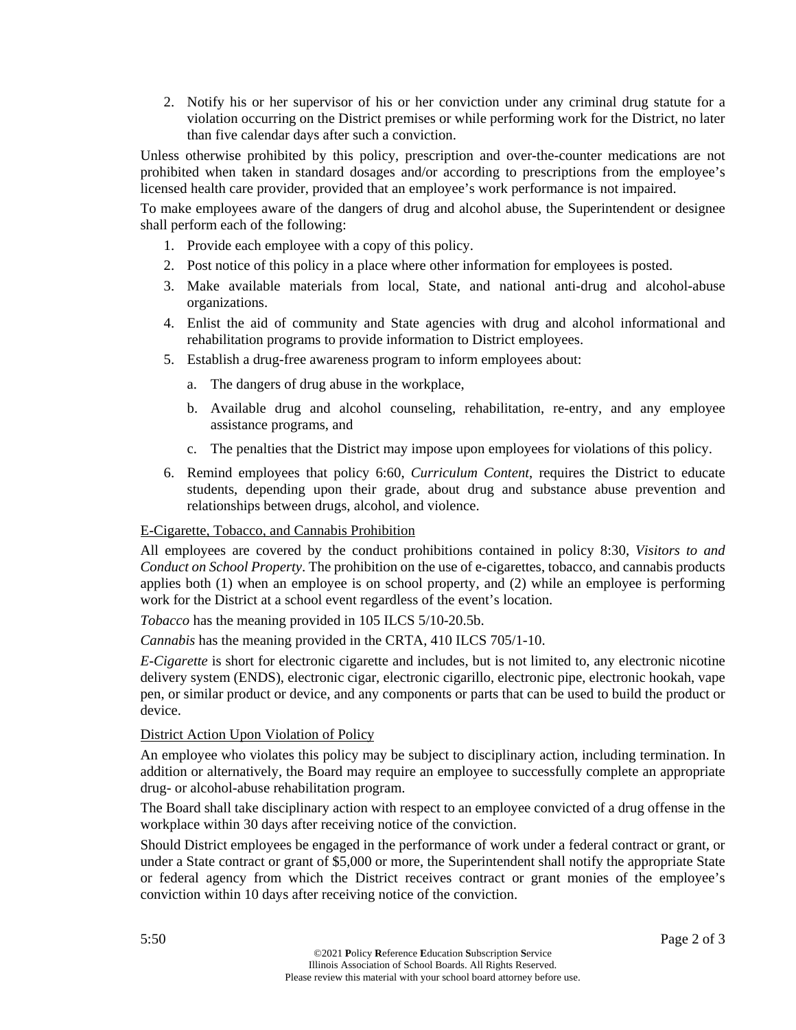2. Notify his or her supervisor of his or her conviction under any criminal drug statute for a violation occurring on the District premises or while performing work for the District, no later than five calendar days after such a conviction.

Unless otherwise prohibited by this policy, prescription and over-the-counter medications are not prohibited when taken in standard dosages and/or according to prescriptions from the employee's licensed health care provider, provided that an employee's work performance is not impaired.

To make employees aware of the dangers of drug and alcohol abuse, the Superintendent or designee shall perform each of the following:

1. Provide each employee with a copy of this policy.
2. Post notice of this policy in a place where other information for employees is posted.
3. Make available materials from local, State, and national anti-drug and alcohol-abuse organizations.
4. Enlist the aid of community and State agencies with drug and alcohol informational and rehabilitation programs to provide information to District employees.
5. Establish a drug-free awareness program to inform employees about:
   a. The dangers of drug abuse in the workplace,
   b. Available drug and alcohol counseling, rehabilitation, re-entry, and any employee assistance programs, and
   c. The penalties that the District may impose upon employees for violations of this policy.
6. Remind employees that policy 6:60, *Curriculum Content*, requires the District to educate students, depending upon their grade, about drug and substance abuse prevention and relationships between drugs, alcohol, and violence.

E-Cigarette, Tobacco, and Cannabis Prohibition

All employees are covered by the conduct prohibitions contained in policy 8:30, *Visitors to and Conduct on School Property*. The prohibition on the use of e-cigarettes, tobacco, and cannabis products applies both (1) when an employee is on school property, and (2) while an employee is performing work for the District at a school event regardless of the event's location.

*Tobacco* has the meaning provided in 105 ILCS 5/10-20.5b.

*Cannabis* has the meaning provided in the CRTA, 410 ILCS 705/1-10.

*E-Cigarette* is short for electronic cigarette and includes, but is not limited to, any electronic nicotine delivery system (ENDS), electronic cigar, electronic cigarillo, electronic pipe, electronic hookah, vape pen, or similar product or device, and any components or parts that can be used to build the product or device.

District Action Upon Violation of Policy

An employee who violates this policy may be subject to disciplinary action, including termination. In addition or alternatively, the Board may require an employee to successfully complete an appropriate drug- or alcohol-abuse rehabilitation program.

The Board shall take disciplinary action with respect to an employee convicted of a drug offense in the workplace within 30 days after receiving notice of the conviction.

Should District employees be engaged in the performance of work under a federal contract or grant, or under a State contract or grant of $5,000 or more, the Superintendent shall notify the appropriate State or federal agency from which the District receives contract or grant monies of the employee's conviction within 10 days after receiving notice of the conviction.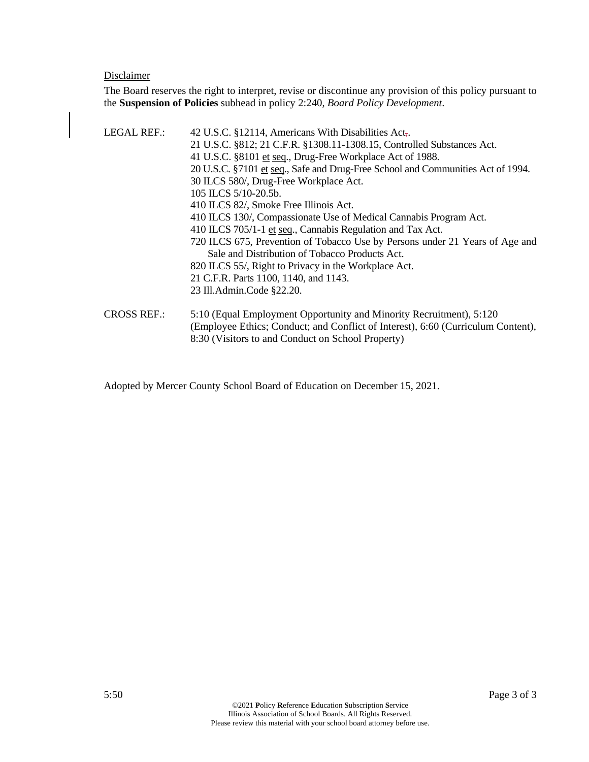Disclaimer

The Board reserves the right to interpret, revise or discontinue any provision of this policy pursuant to the **Suspension of Policies** subhead in policy 2:240, *Board Policy Development*.

LEGAL REF.:
42 U.S.C. §12114, Americans With Disabilities Act.
21 U.S.C. §812; 21 C.F.R. §1308.11-1308.15, Controlled Substances Act.
41 U.S.C. §8101 et seq., Drug-Free Workplace Act of 1988.
20 U.S.C. §7101 et seq., Safe and Drug-Free School and Communities Act of 1994.
30 ILCS 580/, Drug-Free Workplace Act.
105 ILCS 5/10-20.5b.
410 ILCS 82/, Smoke Free Illinois Act.
410 ILCS 130/, Compassionate Use of Medical Cannabis Program Act.
410 ILCS 705/1-1 et seq., Cannabis Regulation and Tax Act.
720 ILCS 675, Prevention of Tobacco Use by Persons under 21 Years of Age and Sale and Distribution of Tobacco Products Act.
820 ILCS 55/, Right to Privacy in the Workplace Act.
21 C.F.R. Parts 1100, 1140, and 1143.
23 Ill.Admin.Code §22.20.

CROSS REF.: 5:10 (Equal Employment Opportunity and Minority Recruitment), 5:120 (Employee Ethics; Conduct; and Conflict of Interest), 6:60 (Curriculum Content), 8:30 (Visitors to and Conduct on School Property)

Adopted by Mercer County School Board of Education on December 15, 2021.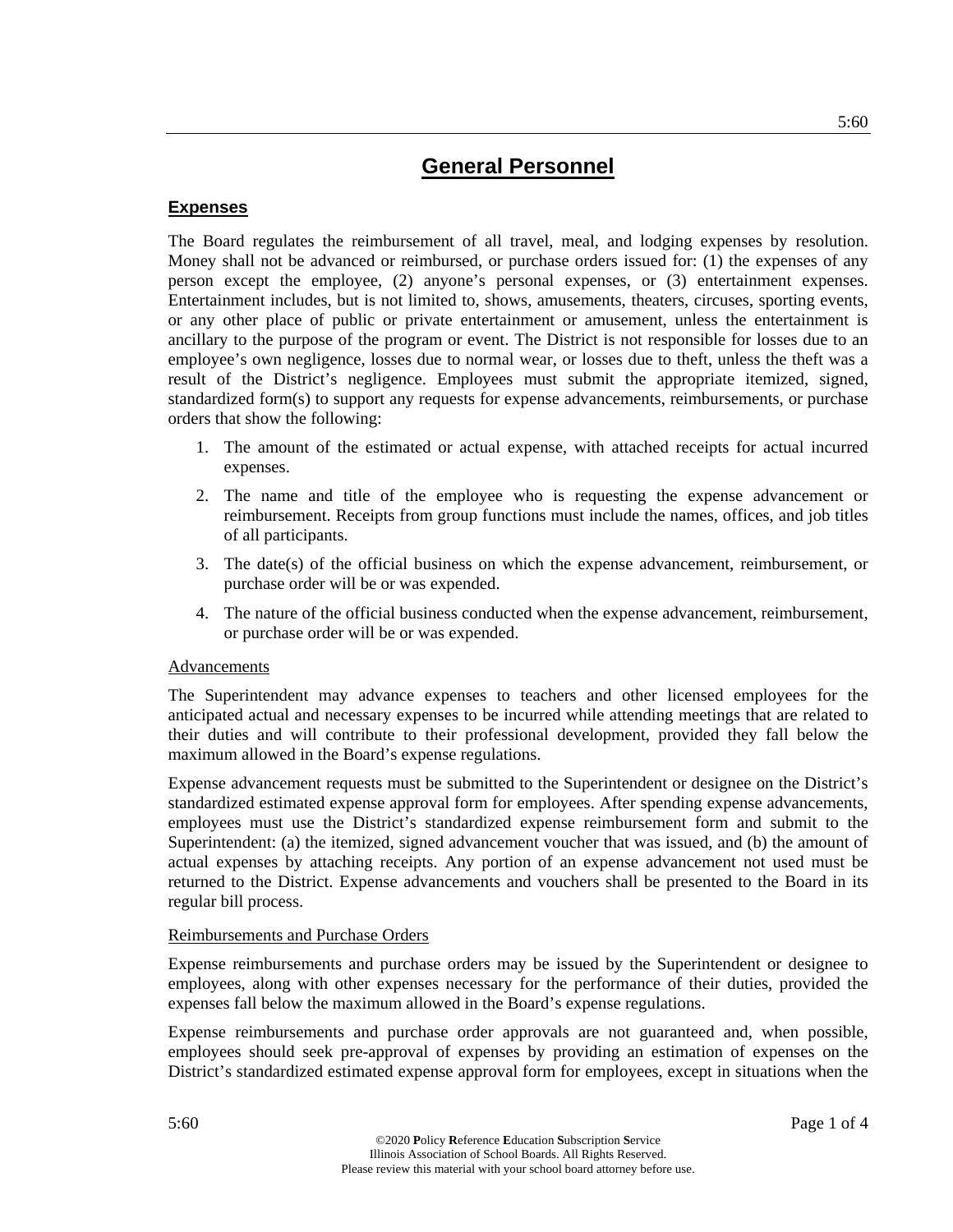# General Personnel

## Expenses

The Board regulates the reimbursement of all travel, meal, and lodging expenses by resolution. Money shall not be advanced or reimbursed, or purchase orders issued for: (1) the expenses of any person except the employee, (2) anyone's personal expenses, or (3) entertainment expenses. Entertainment includes, but is not limited to, shows, amusements, theaters, circuses, sporting events, or any other place of public or private entertainment or amusement, unless the entertainment is ancillary to the purpose of the program or event. The District is not responsible for losses due to an employee's own negligence, losses due to normal wear, or losses due to theft, unless the theft was a result of the District's negligence. Employees must submit the appropriate itemized, signed, standardized form(s) to support any requests for expense advancements, reimbursements, or purchase orders that show the following:

1. The amount of the estimated or actual expense, with attached receipts for actual incurred expenses.
2. The name and title of the employee who is requesting the expense advancement or reimbursement. Receipts from group functions must include the names, offices, and job titles of all participants.
3. The date(s) of the official business on which the expense advancement, reimbursement, or purchase order will be or was expended.
4. The nature of the official business conducted when the expense advancement, reimbursement, or purchase order will be or was expended.

<u>Advancements</u>

The Superintendent may advance expenses to teachers and other licensed employees for the anticipated actual and necessary expenses to be incurred while attending meetings that are related to their duties and will contribute to their professional development, provided they fall below the maximum allowed in the Board's expense regulations.

Expense advancement requests must be submitted to the Superintendent or designee on the District's standardized estimated expense approval form for employees. After spending expense advancements, employees must use the District's standardized expense reimbursement form and submit to the Superintendent: (a) the itemized, signed advancement voucher that was issued, and (b) the amount of actual expenses by attaching receipts. Any portion of an expense advancement not used must be returned to the District. Expense advancements and vouchers shall be presented to the Board in its regular bill process.

<u>Reimbursements and Purchase Orders</u>

Expense reimbursements and purchase orders may be issued by the Superintendent or designee to employees, along with other expenses necessary for the performance of their duties, provided the expenses fall below the maximum allowed in the Board's expense regulations.

Expense reimbursements and purchase order approvals are not guaranteed and, when possible, employees should seek pre-approval of expenses by providing an estimation of expenses on the District's standardized estimated expense approval form for employees, except in situations when the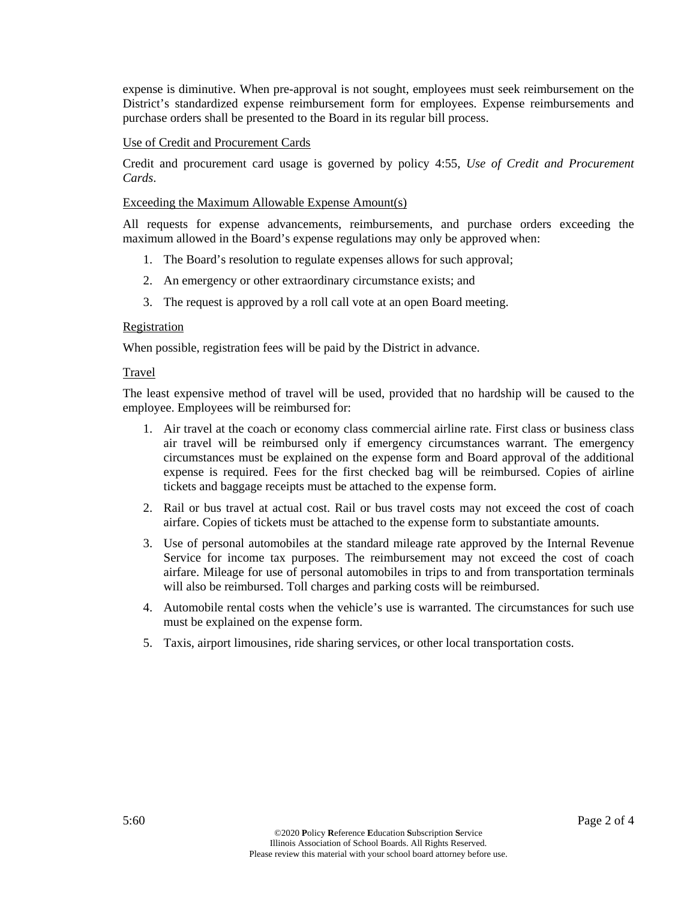expense is diminutive. When pre-approval is not sought, employees must seek reimbursement on the District's standardized expense reimbursement form for employees. Expense reimbursements and purchase orders shall be presented to the Board in its regular bill process.

<u>Use of Credit and Procurement Cards</u>

Credit and procurement card usage is governed by policy 4:55, *Use of Credit and Procurement Cards*.

<u>Exceeding the Maximum Allowable Expense Amount(s)</u>

All requests for expense advancements, reimbursements, and purchase orders exceeding the maximum allowed in the Board's expense regulations may only be approved when:

1. The Board's resolution to regulate expenses allows for such approval;
2. An emergency or other extraordinary circumstance exists; and
3. The request is approved by a roll call vote at an open Board meeting.

<u>Registration</u>

When possible, registration fees will be paid by the District in advance.

<u>Travel</u>

The least expensive method of travel will be used, provided that no hardship will be caused to the employee. Employees will be reimbursed for:

1. Air travel at the coach or economy class commercial airline rate. First class or business class air travel will be reimbursed only if emergency circumstances warrant. The emergency circumstances must be explained on the expense form and Board approval of the additional expense is required. Fees for the first checked bag will be reimbursed. Copies of airline tickets and baggage receipts must be attached to the expense form.
2. Rail or bus travel at actual cost. Rail or bus travel costs may not exceed the cost of coach airfare. Copies of tickets must be attached to the expense form to substantiate amounts.
3. Use of personal automobiles at the standard mileage rate approved by the Internal Revenue Service for income tax purposes. The reimbursement may not exceed the cost of coach airfare. Mileage for use of personal automobiles in trips to and from transportation terminals will also be reimbursed. Toll charges and parking costs will be reimbursed.
4. Automobile rental costs when the vehicle's use is warranted. The circumstances for such use must be explained on the expense form.
5. Taxis, airport limousines, ride sharing services, or other local transportation costs.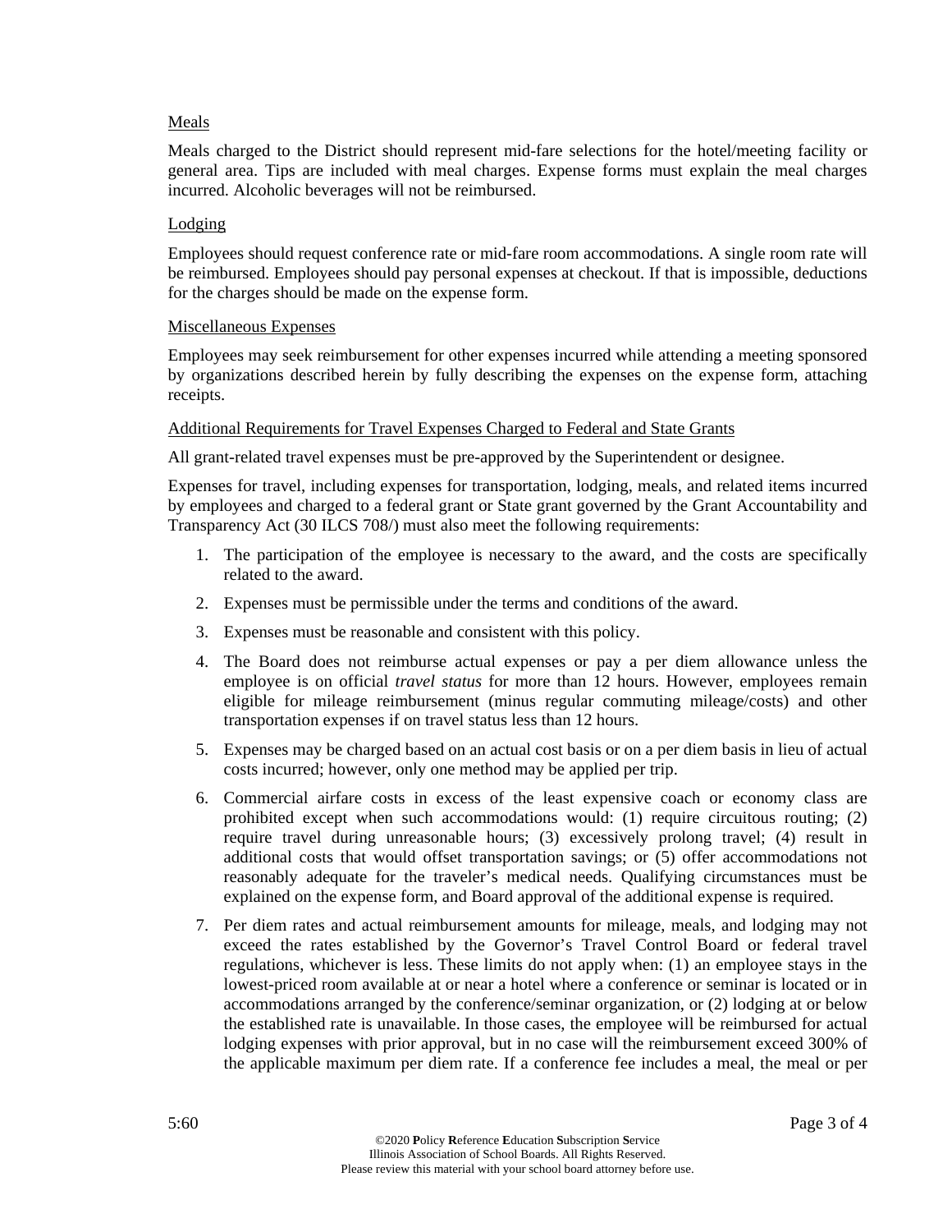Meals

Meals charged to the District should represent mid-fare selections for the hotel/meeting facility or general area. Tips are included with meal charges. Expense forms must explain the meal charges incurred. Alcoholic beverages will not be reimbursed.

Lodging

Employees should request conference rate or mid-fare room accommodations. A single room rate will be reimbursed. Employees should pay personal expenses at checkout. If that is impossible, deductions for the charges should be made on the expense form.

Miscellaneous Expenses

Employees may seek reimbursement for other expenses incurred while attending a meeting sponsored by organizations described herein by fully describing the expenses on the expense form, attaching receipts.

Additional Requirements for Travel Expenses Charged to Federal and State Grants

All grant-related travel expenses must be pre-approved by the Superintendent or designee.

Expenses for travel, including expenses for transportation, lodging, meals, and related items incurred by employees and charged to a federal grant or State grant governed by the Grant Accountability and Transparency Act (30 ILCS 708/) must also meet the following requirements:

1. The participation of the employee is necessary to the award, and the costs are specifically related to the award.
2. Expenses must be permissible under the terms and conditions of the award.
3. Expenses must be reasonable and consistent with this policy.
4. The Board does not reimburse actual expenses or pay a per diem allowance unless the employee is on official *travel status* for more than 12 hours. However, employees remain eligible for mileage reimbursement (minus regular commuting mileage/costs) and other transportation expenses if on travel status less than 12 hours.
5. Expenses may be charged based on an actual cost basis or on a per diem basis in lieu of actual costs incurred; however, only one method may be applied per trip.
6. Commercial airfare costs in excess of the least expensive coach or economy class are prohibited except when such accommodations would: (1) require circuitous routing; (2) require travel during unreasonable hours; (3) excessively prolong travel; (4) result in additional costs that would offset transportation savings; or (5) offer accommodations not reasonably adequate for the traveler's medical needs. Qualifying circumstances must be explained on the expense form, and Board approval of the additional expense is required.
7. Per diem rates and actual reimbursement amounts for mileage, meals, and lodging may not exceed the rates established by the Governor's Travel Control Board or federal travel regulations, whichever is less. These limits do not apply when: (1) an employee stays in the lowest-priced room available at or near a hotel where a conference or seminar is located or in accommodations arranged by the conference/seminar organization, or (2) lodging at or below the established rate is unavailable. In those cases, the employee will be reimbursed for actual lodging expenses with prior approval, but in no case will the reimbursement exceed 300% of the applicable maximum per diem rate. If a conference fee includes a meal, the meal or per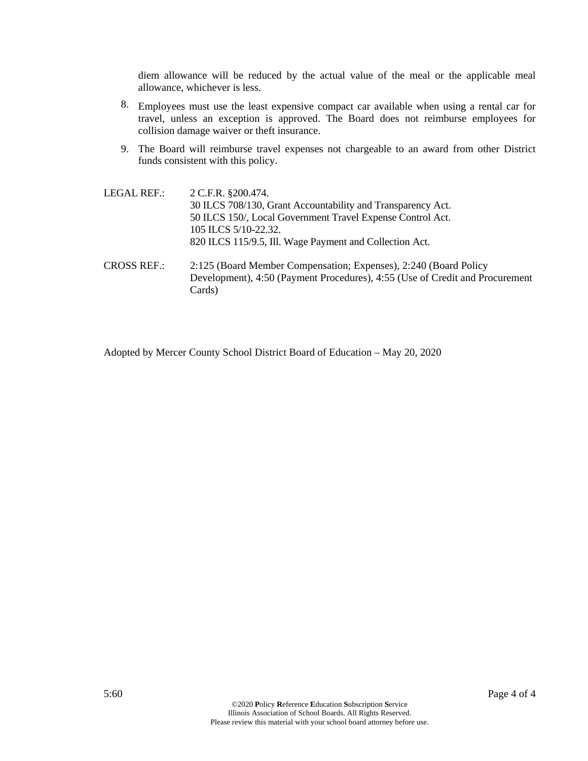diem allowance will be reduced by the actual value of the meal or the applicable meal allowance, whichever is less.

8. Employees must use the least expensive compact car available when using a rental car for travel, unless an exception is approved. The Board does not reimburse employees for collision damage waiver or theft insurance.

9. The Board will reimburse travel expenses not chargeable to an award from other District funds consistent with this policy.

LEGAL REF.: 2 C.F.R. §200.474.
30 ILCS 708/130, Grant Accountability and Transparency Act.
50 ILCS 150/, Local Government Travel Expense Control Act.
105 ILCS 5/10-22.32.
820 ILCS 115/9.5, Ill. Wage Payment and Collection Act.

CROSS REF.: 2:125 (Board Member Compensation; Expenses), 2:240 (Board Policy Development), 4:50 (Payment Procedures), 4:55 (Use of Credit and Procurement Cards)

Adopted by Mercer County School District Board of Education – May 20, 2020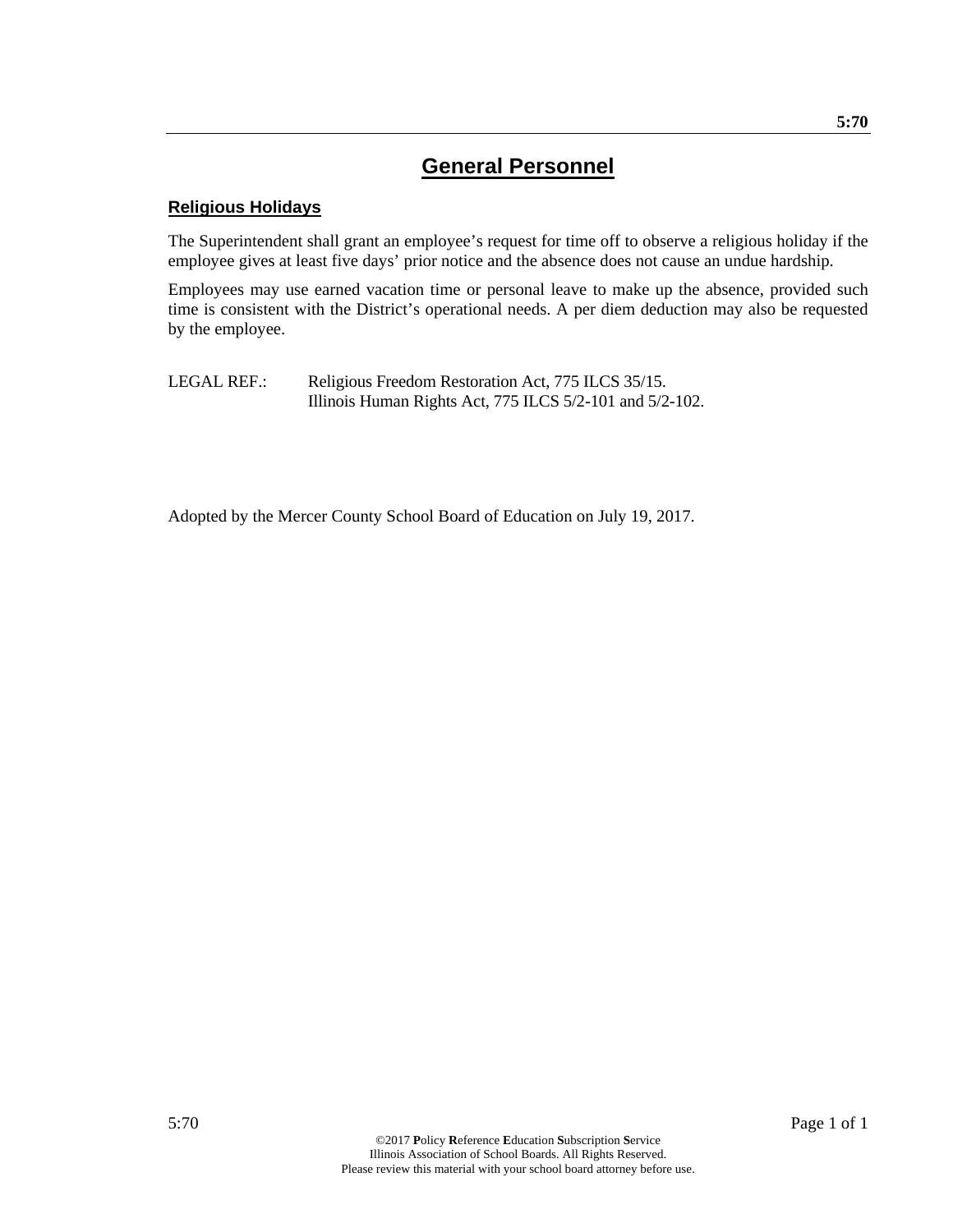# General Personnel

## Religious Holidays

The Superintendent shall grant an employee's request for time off to observe a religious holiday if the employee gives at least five days' prior notice and the absence does not cause an undue hardship.

Employees may use earned vacation time or personal leave to make up the absence, provided such time is consistent with the District's operational needs. A per diem deduction may also be requested by the employee.

LEGAL REF.: Religious Freedom Restoration Act, 775 ILCS 35/15.
Illinois Human Rights Act, 775 ILCS 5/2-101 and 5/2-102.

Adopted by the Mercer County School Board of Education on July 19, 2017.

©2017 **P**olicy **R**eference **E**ducation **S**ubscription **S**ervice
Illinois Association of School Boards. All Rights Reserved.
Please review this material with your school board attorney before use.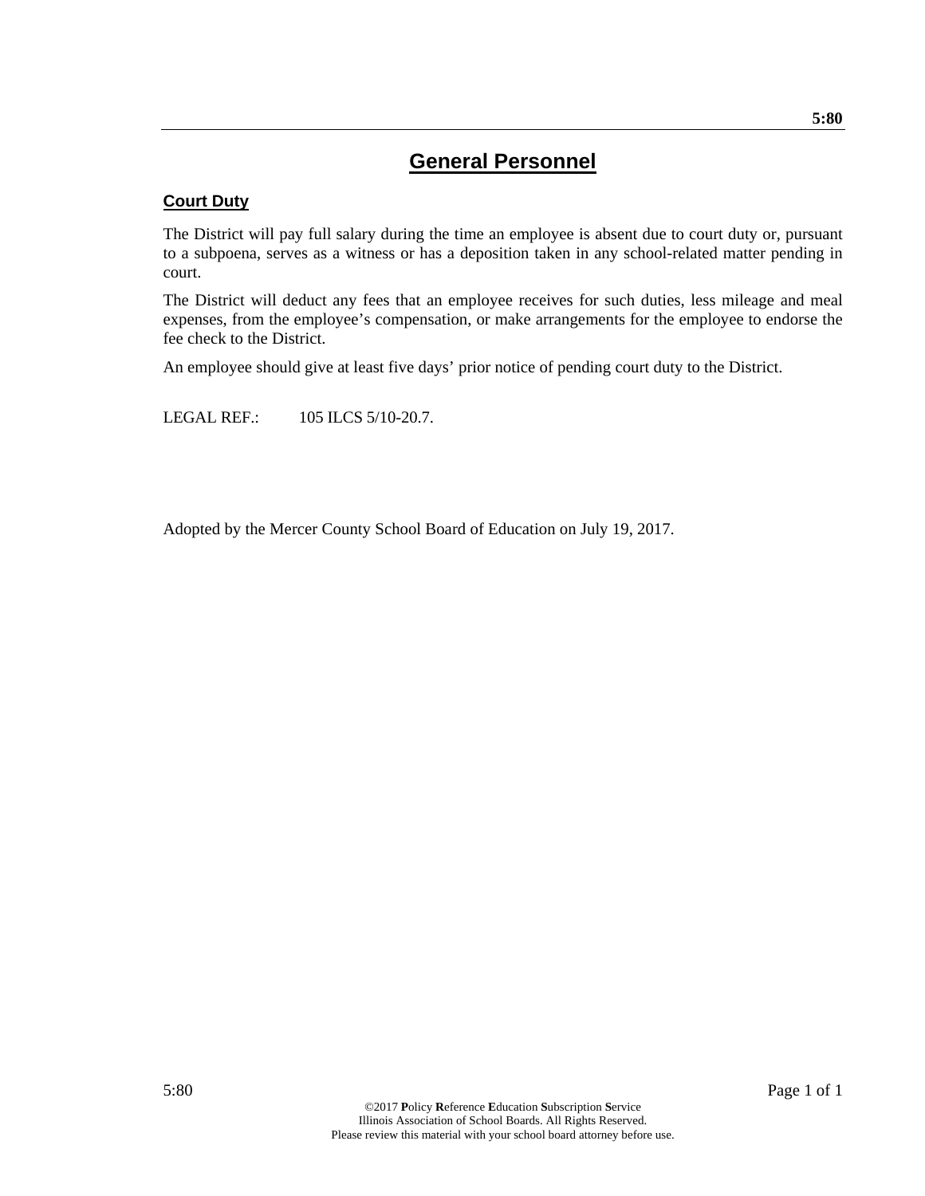# General Personnel

## Court Duty

The District will pay full salary during the time an employee is absent due to court duty or, pursuant to a subpoena, serves as a witness or has a deposition taken in any school-related matter pending in court.

The District will deduct any fees that an employee receives for such duties, less mileage and meal expenses, from the employee's compensation, or make arrangements for the employee to endorse the fee check to the District.

An employee should give at least five days' prior notice of pending court duty to the District.

LEGAL REF.: 105 ILCS 5/10-20.7.

Adopted by the Mercer County School Board of Education on July 19, 2017.

©2017 **P**olicy **R**eference **E**ducation **S**ubscription **S**ervice
Illinois Association of School Boards. All Rights Reserved.
Please review this material with your school board attorney before use.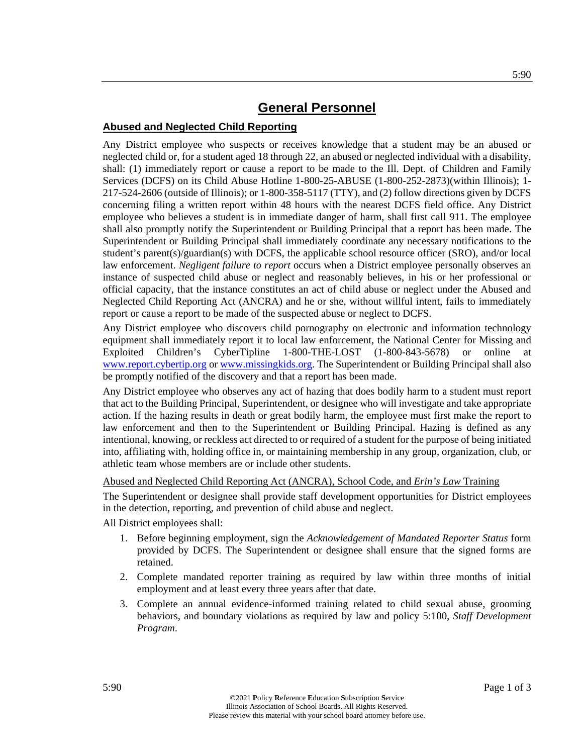# General Personnel

## Abused and Neglected Child Reporting

Any District employee who suspects or receives knowledge that a student may be an abused or neglected child or, for a student aged 18 through 22, an abused or neglected individual with a disability, shall: (1) immediately report or cause a report to be made to the Ill. Dept. of Children and Family Services (DCFS) on its Child Abuse Hotline 1-800-25-ABUSE (1-800-252-2873)(within Illinois); 1-217-524-2606 (outside of Illinois); or 1-800-358-5117 (TTY), and (2) follow directions given by DCFS concerning filing a written report within 48 hours with the nearest DCFS field office. Any District employee who believes a student is in immediate danger of harm, shall first call 911. The employee shall also promptly notify the Superintendent or Building Principal that a report has been made. The Superintendent or Building Principal shall immediately coordinate any necessary notifications to the student's parent(s)/guardian(s) with DCFS, the applicable school resource officer (SRO), and/or local law enforcement. *Negligent failure to report* occurs when a District employee personally observes an instance of suspected child abuse or neglect and reasonably believes, in his or her professional or official capacity, that the instance constitutes an act of child abuse or neglect under the Abused and Neglected Child Reporting Act (ANCRA) and he or she, without willful intent, fails to immediately report or cause a report to be made of the suspected abuse or neglect to DCFS.

Any District employee who discovers child pornography on electronic and information technology equipment shall immediately report it to local law enforcement, the National Center for Missing and Exploited Children's CyberTipline 1-800-THE-LOST (1-800-843-5678) or online at www.report.cybertip.org or www.missingkids.org. The Superintendent or Building Principal shall also be promptly notified of the discovery and that a report has been made.

Any District employee who observes any act of hazing that does bodily harm to a student must report that act to the Building Principal, Superintendent, or designee who will investigate and take appropriate action. If the hazing results in death or great bodily harm, the employee must first make the report to law enforcement and then to the Superintendent or Building Principal. Hazing is defined as any intentional, knowing, or reckless act directed to or required of a student for the purpose of being initiated into, affiliating with, holding office in, or maintaining membership in any group, organization, club, or athletic team whose members are or include other students.

### Abused and Neglected Child Reporting Act (ANCRA), School Code, and *Erin's Law* Training

The Superintendent or designee shall provide staff development opportunities for District employees in the detection, reporting, and prevention of child abuse and neglect.

All District employees shall:

1. Before beginning employment, sign the *Acknowledgement of Mandated Reporter Status* form provided by DCFS. The Superintendent or designee shall ensure that the signed forms are retained.
2. Complete mandated reporter training as required by law within three months of initial employment and at least every three years after that date.
3. Complete an annual evidence-informed training related to child sexual abuse, grooming behaviors, and boundary violations as required by law and policy 5:100, *Staff Development Program*.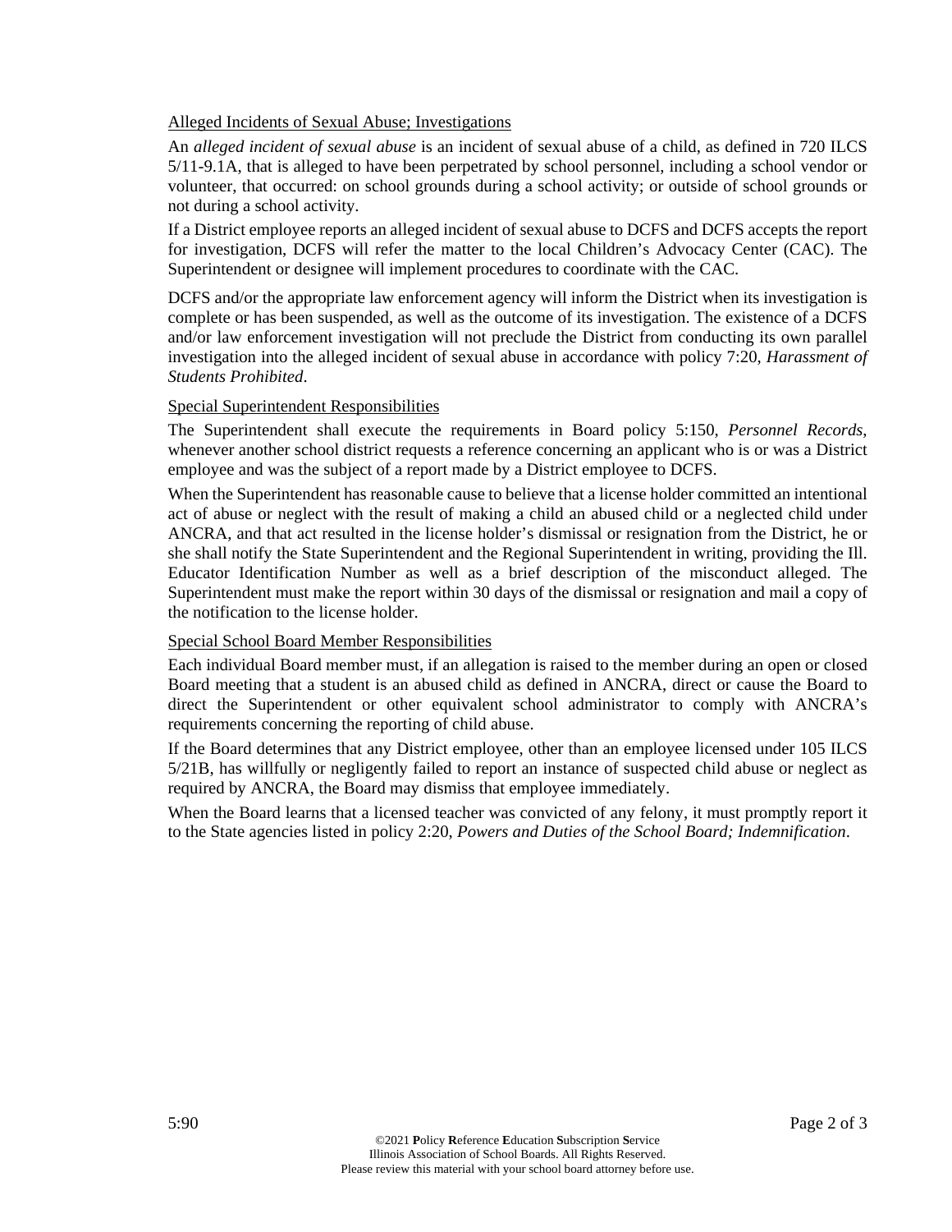Alleged Incidents of Sexual Abuse; Investigations

An *alleged incident of sexual abuse* is an incident of sexual abuse of a child, as defined in 720 ILCS 5/11-9.1A, that is alleged to have been perpetrated by school personnel, including a school vendor or volunteer, that occurred: on school grounds during a school activity; or outside of school grounds or not during a school activity.

If a District employee reports an alleged incident of sexual abuse to DCFS and DCFS accepts the report for investigation, DCFS will refer the matter to the local Children's Advocacy Center (CAC). The Superintendent or designee will implement procedures to coordinate with the CAC.

DCFS and/or the appropriate law enforcement agency will inform the District when its investigation is complete or has been suspended, as well as the outcome of its investigation. The existence of a DCFS and/or law enforcement investigation will not preclude the District from conducting its own parallel investigation into the alleged incident of sexual abuse in accordance with policy 7:20, *Harassment of Students Prohibited*.

Special Superintendent Responsibilities

The Superintendent shall execute the requirements in Board policy 5:150, *Personnel Records*, whenever another school district requests a reference concerning an applicant who is or was a District employee and was the subject of a report made by a District employee to DCFS.

When the Superintendent has reasonable cause to believe that a license holder committed an intentional act of abuse or neglect with the result of making a child an abused child or a neglected child under ANCRA, and that act resulted in the license holder's dismissal or resignation from the District, he or she shall notify the State Superintendent and the Regional Superintendent in writing, providing the Ill. Educator Identification Number as well as a brief description of the misconduct alleged. The Superintendent must make the report within 30 days of the dismissal or resignation and mail a copy of the notification to the license holder.

Special School Board Member Responsibilities

Each individual Board member must, if an allegation is raised to the member during an open or closed Board meeting that a student is an abused child as defined in ANCRA, direct or cause the Board to direct the Superintendent or other equivalent school administrator to comply with ANCRA's requirements concerning the reporting of child abuse.

If the Board determines that any District employee, other than an employee licensed under 105 ILCS 5/21B, has willfully or negligently failed to report an instance of suspected child abuse or neglect as required by ANCRA, the Board may dismiss that employee immediately.

When the Board learns that a licensed teacher was convicted of any felony, it must promptly report it to the State agencies listed in policy 2:20, *Powers and Duties of the School Board; Indemnification*.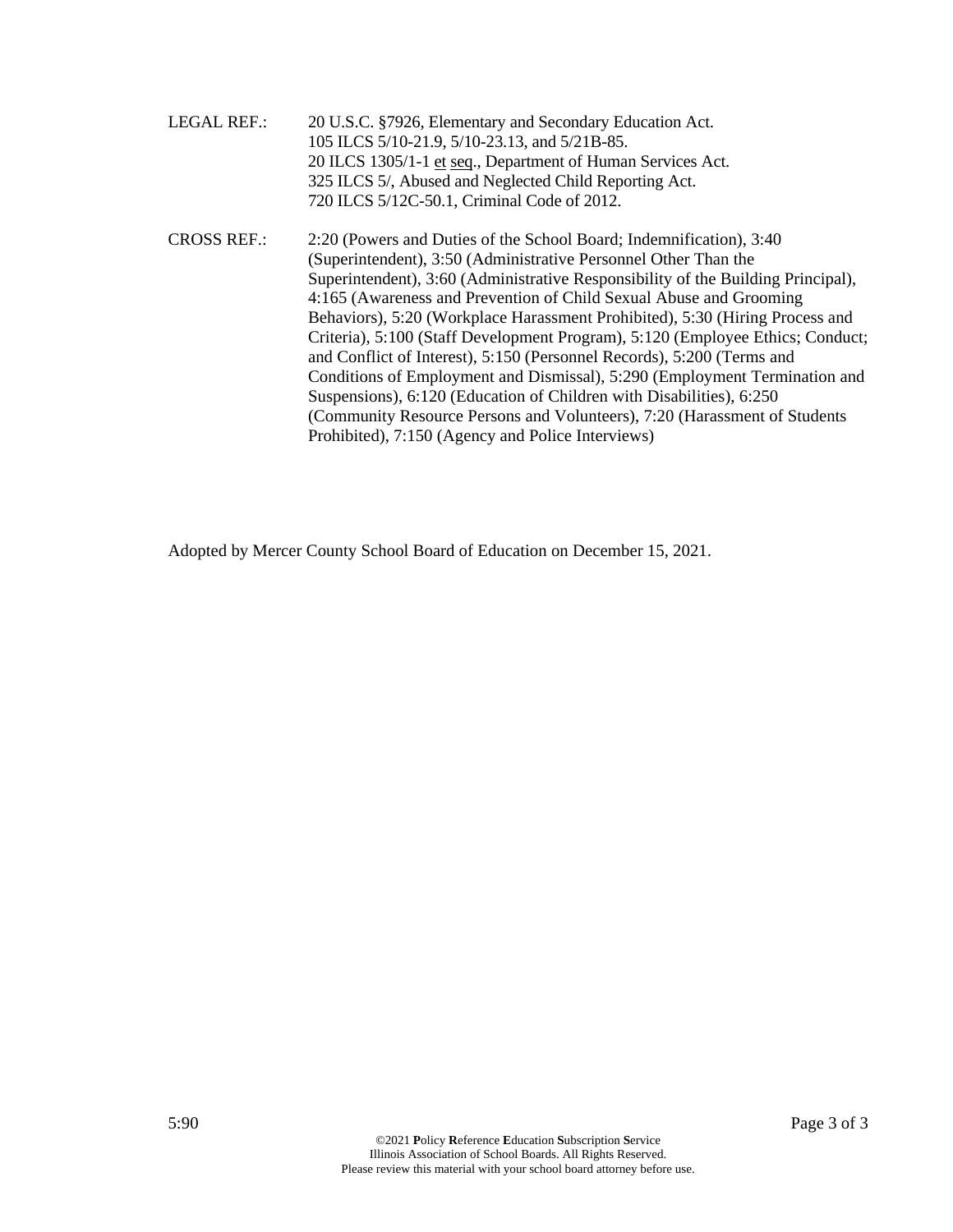LEGAL REF.: 20 U.S.C. §7926, Elementary and Secondary Education Act.
105 ILCS 5/10-21.9, 5/10-23.13, and 5/21B-85.
20 ILCS 1305/1-1 et seq., Department of Human Services Act.
325 ILCS 5/, Abused and Neglected Child Reporting Act.
720 ILCS 5/12C-50.1, Criminal Code of 2012.

CROSS REF.: 2:20 (Powers and Duties of the School Board; Indemnification), 3:40 (Superintendent), 3:50 (Administrative Personnel Other Than the Superintendent), 3:60 (Administrative Responsibility of the Building Principal), 4:165 (Awareness and Prevention of Child Sexual Abuse and Grooming Behaviors), 5:20 (Workplace Harassment Prohibited), 5:30 (Hiring Process and Criteria), 5:100 (Staff Development Program), 5:120 (Employee Ethics; Conduct; and Conflict of Interest), 5:150 (Personnel Records), 5:200 (Terms and Conditions of Employment and Dismissal), 5:290 (Employment Termination and Suspensions), 6:120 (Education of Children with Disabilities), 6:250 (Community Resource Persons and Volunteers), 7:20 (Harassment of Students Prohibited), 7:150 (Agency and Police Interviews)

Adopted by Mercer County School Board of Education on December 15, 2021.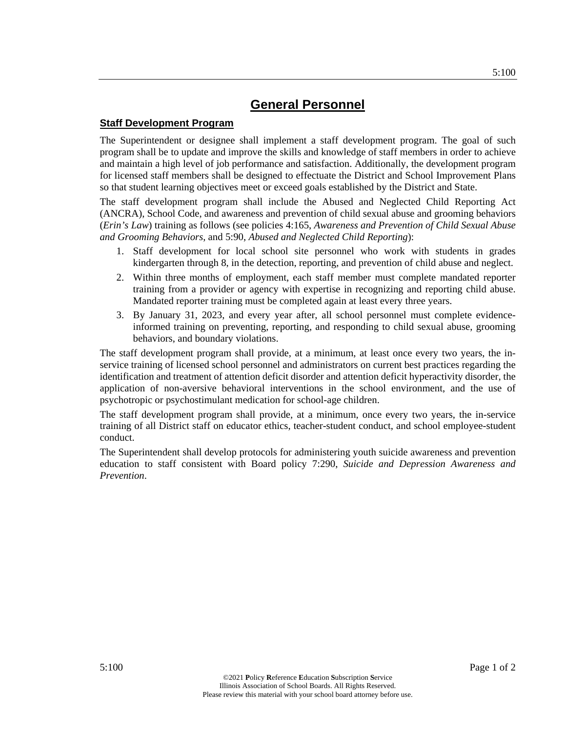# General Personnel

## Staff Development Program

The Superintendent or designee shall implement a staff development program. The goal of such program shall be to update and improve the skills and knowledge of staff members in order to achieve and maintain a high level of job performance and satisfaction. Additionally, the development program for licensed staff members shall be designed to effectuate the District and School Improvement Plans so that student learning objectives meet or exceed goals established by the District and State.

The staff development program shall include the Abused and Neglected Child Reporting Act (ANCRA), School Code, and awareness and prevention of child sexual abuse and grooming behaviors (*Erin's Law*) training as follows (see policies 4:165, *Awareness and Prevention of Child Sexual Abuse and Grooming Behaviors*, and 5:90, *Abused and Neglected Child Reporting*):

1. Staff development for local school site personnel who work with students in grades kindergarten through 8, in the detection, reporting, and prevention of child abuse and neglect.
2. Within three months of employment, each staff member must complete mandated reporter training from a provider or agency with expertise in recognizing and reporting child abuse. Mandated reporter training must be completed again at least every three years.
3. By January 31, 2023, and every year after, all school personnel must complete evidence-informed training on preventing, reporting, and responding to child sexual abuse, grooming behaviors, and boundary violations.

The staff development program shall provide, at a minimum, at least once every two years, the in-service training of licensed school personnel and administrators on current best practices regarding the identification and treatment of attention deficit disorder and attention deficit hyperactivity disorder, the application of non-aversive behavioral interventions in the school environment, and the use of psychotropic or psychostimulant medication for school-age children.

The staff development program shall provide, at a minimum, once every two years, the in-service training of all District staff on educator ethics, teacher-student conduct, and school employee-student conduct.

The Superintendent shall develop protocols for administering youth suicide awareness and prevention education to staff consistent with Board policy 7:290, *Suicide and Depression Awareness and Prevention*.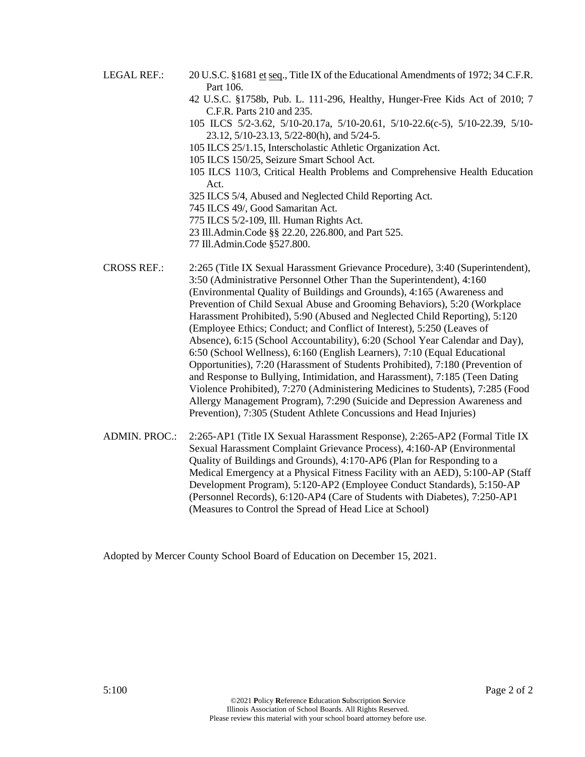LEGAL REF.: 20 U.S.C. §1681 et seq., Title IX of the Educational Amendments of 1972; 34 C.F.R. Part 106.

42 U.S.C. §1758b, Pub. L. 111-296, Healthy, Hunger-Free Kids Act of 2010; 7 C.F.R. Parts 210 and 235.

105 ILCS 5/2-3.62, 5/10-20.17a, 5/10-20.61, 5/10-22.6(c-5), 5/10-22.39, 5/10-23.12, 5/10-23.13, 5/22-80(h), and 5/24-5.

105 ILCS 25/1.15, Interscholastic Athletic Organization Act.

105 ILCS 150/25, Seizure Smart School Act.

105 ILCS 110/3, Critical Health Problems and Comprehensive Health Education Act.

325 ILCS 5/4, Abused and Neglected Child Reporting Act.

745 ILCS 49/, Good Samaritan Act.

775 ILCS 5/2-109, Ill. Human Rights Act.

23 Ill.Admin.Code §§ 22.20, 226.800, and Part 525.

77 Ill.Admin.Code §527.800.

CROSS REF.: 2:265 (Title IX Sexual Harassment Grievance Procedure), 3:40 (Superintendent), 3:50 (Administrative Personnel Other Than the Superintendent), 4:160 (Environmental Quality of Buildings and Grounds), 4:165 (Awareness and Prevention of Child Sexual Abuse and Grooming Behaviors), 5:20 (Workplace Harassment Prohibited), 5:90 (Abused and Neglected Child Reporting), 5:120 (Employee Ethics; Conduct; and Conflict of Interest), 5:250 (Leaves of Absence), 6:15 (School Accountability), 6:20 (School Year Calendar and Day), 6:50 (School Wellness), 6:160 (English Learners), 7:10 (Equal Educational Opportunities), 7:20 (Harassment of Students Prohibited), 7:180 (Prevention of and Response to Bullying, Intimidation, and Harassment), 7:185 (Teen Dating Violence Prohibited), 7:270 (Administering Medicines to Students), 7:285 (Food Allergy Management Program), 7:290 (Suicide and Depression Awareness and Prevention), 7:305 (Student Athlete Concussions and Head Injuries)

ADMIN. PROC.: 2:265-AP1 (Title IX Sexual Harassment Response), 2:265-AP2 (Formal Title IX Sexual Harassment Complaint Grievance Process), 4:160-AP (Environmental Quality of Buildings and Grounds), 4:170-AP6 (Plan for Responding to a Medical Emergency at a Physical Fitness Facility with an AED), 5:100-AP (Staff Development Program), 5:120-AP2 (Employee Conduct Standards), 5:150-AP (Personnel Records), 6:120-AP4 (Care of Students with Diabetes), 7:250-AP1 (Measures to Control the Spread of Head Lice at School)

Adopted by Mercer County School Board of Education on December 15, 2021.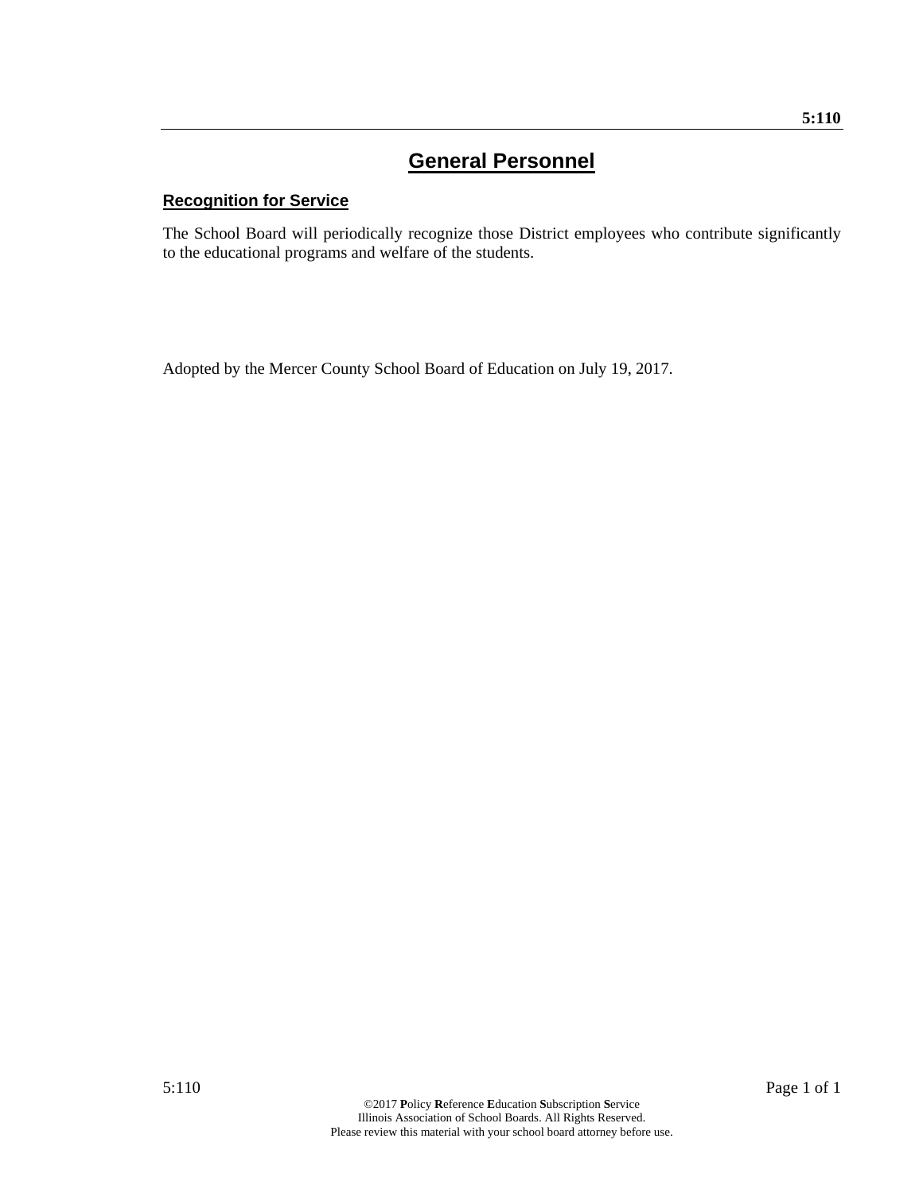# General Personnel

## Recognition for Service

The School Board will periodically recognize those District employees who contribute significantly to the educational programs and welfare of the students.

Adopted by the Mercer County School Board of Education on July 19, 2017.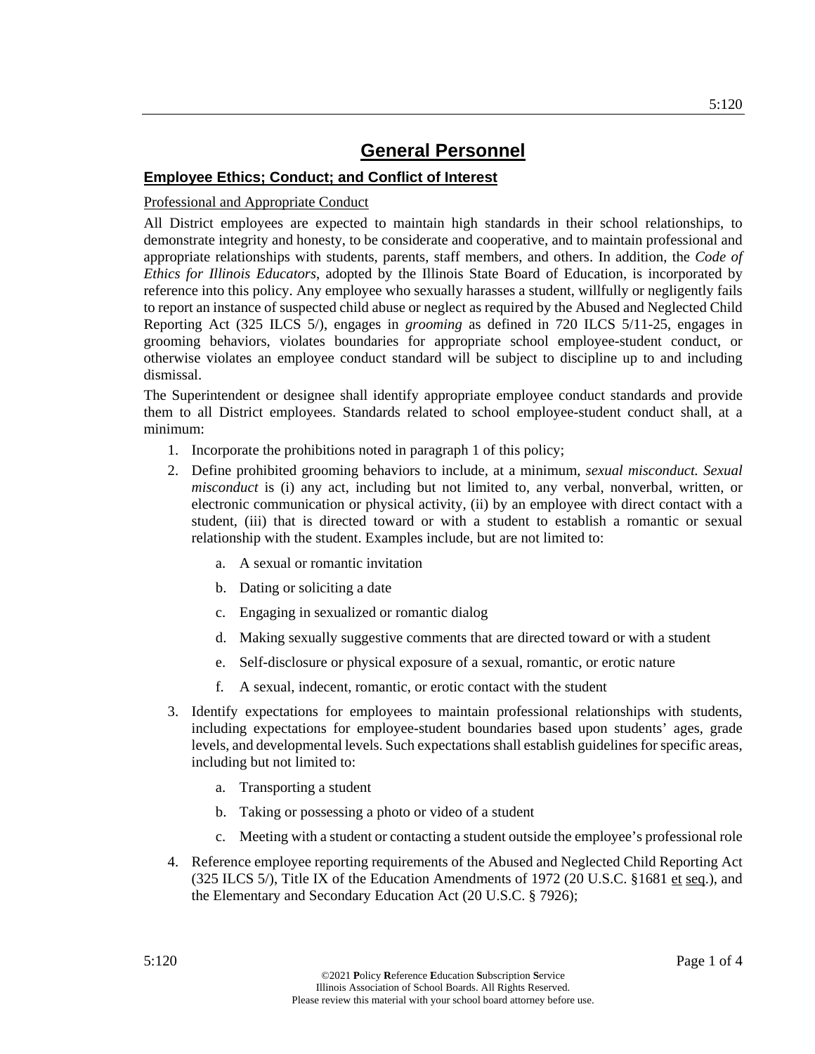# General Personnel

## Employee Ethics; Conduct; and Conflict of Interest

Professional and Appropriate Conduct

All District employees are expected to maintain high standards in their school relationships, to demonstrate integrity and honesty, to be considerate and cooperative, and to maintain professional and appropriate relationships with students, parents, staff members, and others. In addition, the *Code of Ethics for Illinois Educators*, adopted by the Illinois State Board of Education, is incorporated by reference into this policy. Any employee who sexually harasses a student, willfully or negligently fails to report an instance of suspected child abuse or neglect as required by the Abused and Neglected Child Reporting Act (325 ILCS 5/), engages in *grooming* as defined in 720 ILCS 5/11-25, engages in grooming behaviors, violates boundaries for appropriate school employee-student conduct, or otherwise violates an employee conduct standard will be subject to discipline up to and including dismissal.

The Superintendent or designee shall identify appropriate employee conduct standards and provide them to all District employees. Standards related to school employee-student conduct shall, at a minimum:

1. Incorporate the prohibitions noted in paragraph 1 of this policy;
2. Define prohibited grooming behaviors to include, at a minimum, *sexual misconduct. Sexual misconduct* is (i) any act, including but not limited to, any verbal, nonverbal, written, or electronic communication or physical activity, (ii) by an employee with direct contact with a student, (iii) that is directed toward or with a student to establish a romantic or sexual relationship with the student. Examples include, but are not limited to:
   a. A sexual or romantic invitation
   b. Dating or soliciting a date
   c. Engaging in sexualized or romantic dialog
   d. Making sexually suggestive comments that are directed toward or with a student
   e. Self-disclosure or physical exposure of a sexual, romantic, or erotic nature
   f. A sexual, indecent, romantic, or erotic contact with the student
3. Identify expectations for employees to maintain professional relationships with students, including expectations for employee-student boundaries based upon students' ages, grade levels, and developmental levels. Such expectations shall establish guidelines for specific areas, including but not limited to:
   a. Transporting a student
   b. Taking or possessing a photo or video of a student
   c. Meeting with a student or contacting a student outside the employee's professional role
4. Reference employee reporting requirements of the Abused and Neglected Child Reporting Act (325 ILCS 5/), Title IX of the Education Amendments of 1972 (20 U.S.C. §1681 et seq.), and the Elementary and Secondary Education Act (20 U.S.C. § 7926);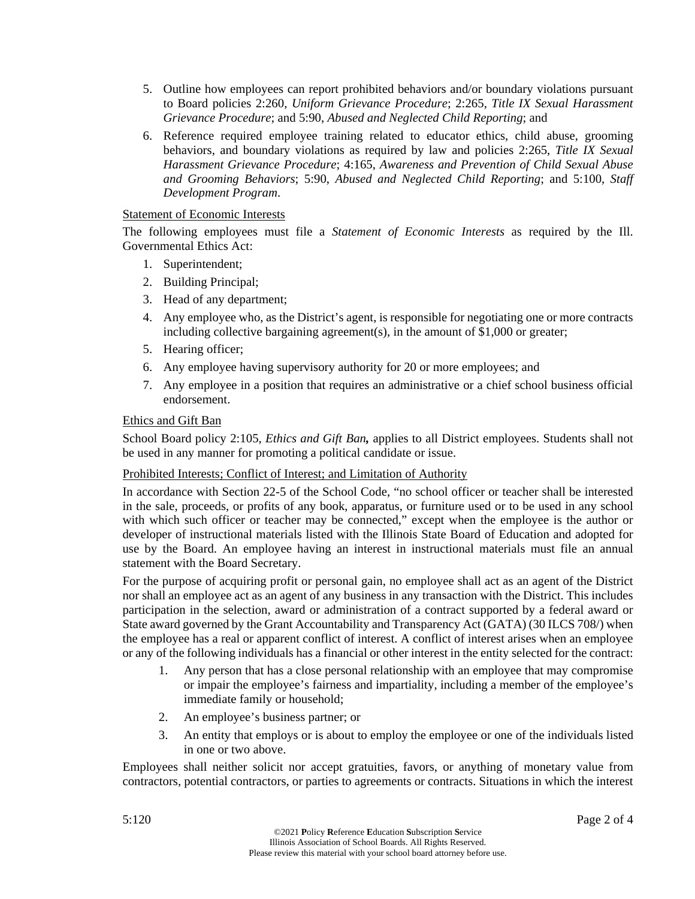5. Outline how employees can report prohibited behaviors and/or boundary violations pursuant to Board policies 2:260, *Uniform Grievance Procedure*; 2:265, *Title IX Sexual Harassment Grievance Procedure*; and 5:90, *Abused and Neglected Child Reporting*; and
6. Reference required employee training related to educator ethics, child abuse, grooming behaviors, and boundary violations as required by law and policies 2:265, *Title IX Sexual Harassment Grievance Procedure*; 4:165, *Awareness and Prevention of Child Sexual Abuse and Grooming Behaviors*; 5:90, *Abused and Neglected Child Reporting*; and 5:100, *Staff Development Program*.

Statement of Economic Interests

The following employees must file a *Statement of Economic Interests* as required by the Ill. Governmental Ethics Act:

1. Superintendent;
2. Building Principal;
3. Head of any department;
4. Any employee who, as the District's agent, is responsible for negotiating one or more contracts including collective bargaining agreement(s), in the amount of $1,000 or greater;
5. Hearing officer;
6. Any employee having supervisory authority for 20 or more employees; and
7. Any employee in a position that requires an administrative or a chief school business official endorsement.

Ethics and Gift Ban

School Board policy 2:105, *Ethics and Gift Ban***,** applies to all District employees. Students shall not be used in any manner for promoting a political candidate or issue.

Prohibited Interests; Conflict of Interest; and Limitation of Authority

In accordance with Section 22-5 of the School Code, "no school officer or teacher shall be interested in the sale, proceeds, or profits of any book, apparatus, or furniture used or to be used in any school with which such officer or teacher may be connected," except when the employee is the author or developer of instructional materials listed with the Illinois State Board of Education and adopted for use by the Board. An employee having an interest in instructional materials must file an annual statement with the Board Secretary.

For the purpose of acquiring profit or personal gain, no employee shall act as an agent of the District nor shall an employee act as an agent of any business in any transaction with the District. This includes participation in the selection, award or administration of a contract supported by a federal award or State award governed by the Grant Accountability and Transparency Act (GATA) (30 ILCS 708/) when the employee has a real or apparent conflict of interest. A conflict of interest arises when an employee or any of the following individuals has a financial or other interest in the entity selected for the contract:

1. Any person that has a close personal relationship with an employee that may compromise or impair the employee's fairness and impartiality, including a member of the employee's immediate family or household;
2. An employee's business partner; or
3. An entity that employs or is about to employ the employee or one of the individuals listed in one or two above.

Employees shall neither solicit nor accept gratuities, favors, or anything of monetary value from contractors, potential contractors, or parties to agreements or contracts. Situations in which the interest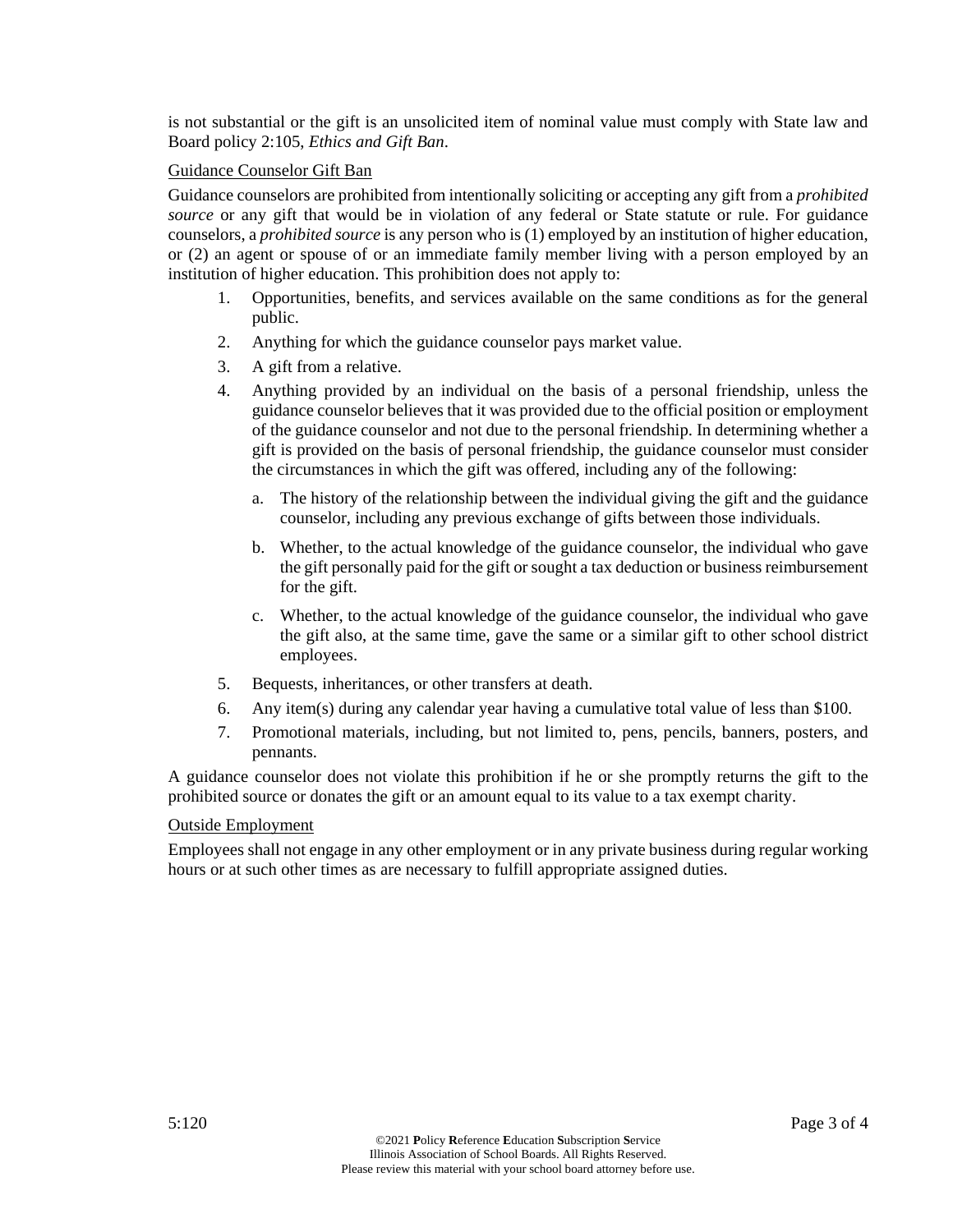is not substantial or the gift is an unsolicited item of nominal value must comply with State law and Board policy 2:105, *Ethics and Gift Ban*.

Guidance Counselor Gift Ban

Guidance counselors are prohibited from intentionally soliciting or accepting any gift from a *prohibited source* or any gift that would be in violation of any federal or State statute or rule. For guidance counselors, a *prohibited source* is any person who is (1) employed by an institution of higher education, or (2) an agent or spouse of or an immediate family member living with a person employed by an institution of higher education. This prohibition does not apply to:

1. Opportunities, benefits, and services available on the same conditions as for the general public.
2. Anything for which the guidance counselor pays market value.
3. A gift from a relative.
4. Anything provided by an individual on the basis of a personal friendship, unless the guidance counselor believes that it was provided due to the official position or employment of the guidance counselor and not due to the personal friendship. In determining whether a gift is provided on the basis of personal friendship, the guidance counselor must consider the circumstances in which the gift was offered, including any of the following:
    a. The history of the relationship between the individual giving the gift and the guidance counselor, including any previous exchange of gifts between those individuals.
    b. Whether, to the actual knowledge of the guidance counselor, the individual who gave the gift personally paid for the gift or sought a tax deduction or business reimbursement for the gift.
    c. Whether, to the actual knowledge of the guidance counselor, the individual who gave the gift also, at the same time, gave the same or a similar gift to other school district employees.
5. Bequests, inheritances, or other transfers at death.
6. Any item(s) during any calendar year having a cumulative total value of less than $100.
7. Promotional materials, including, but not limited to, pens, pencils, banners, posters, and pennants.

A guidance counselor does not violate this prohibition if he or she promptly returns the gift to the prohibited source or donates the gift or an amount equal to its value to a tax exempt charity.

Outside Employment

Employees shall not engage in any other employment or in any private business during regular working hours or at such other times as are necessary to fulfill appropriate assigned duties.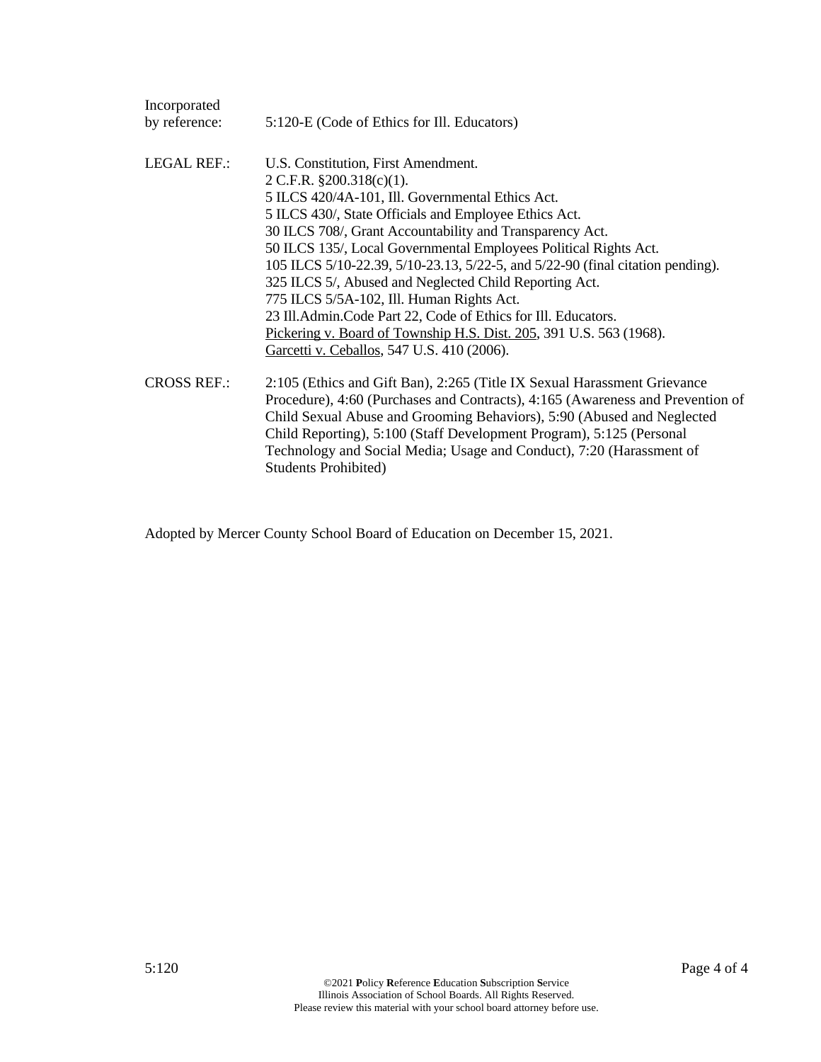Incorporated by reference: 5:120-E (Code of Ethics for Ill. Educators)

LEGAL REF.:
U.S. Constitution, First Amendment.
2 C.F.R. §200.318(c)(1).
5 ILCS 420/4A-101, Ill. Governmental Ethics Act.
5 ILCS 430/, State Officials and Employee Ethics Act.
30 ILCS 708/, Grant Accountability and Transparency Act.
50 ILCS 135/, Local Governmental Employees Political Rights Act.
105 ILCS 5/10-22.39, 5/10-23.13, 5/22-5, and 5/22-90 (final citation pending).
325 ILCS 5/, Abused and Neglected Child Reporting Act.
775 ILCS 5/5A-102, Ill. Human Rights Act.
23 Ill.Admin.Code Part 22, Code of Ethics for Ill. Educators.
Pickering v. Board of Township H.S. Dist. 205, 391 U.S. 563 (1968).
Garcetti v. Ceballos, 547 U.S. 410 (2006).

CROSS REF.: 2:105 (Ethics and Gift Ban), 2:265 (Title IX Sexual Harassment Grievance Procedure), 4:60 (Purchases and Contracts), 4:165 (Awareness and Prevention of Child Sexual Abuse and Grooming Behaviors), 5:90 (Abused and Neglected Child Reporting), 5:100 (Staff Development Program), 5:125 (Personal Technology and Social Media; Usage and Conduct), 7:20 (Harassment of Students Prohibited)

Adopted by Mercer County School Board of Education on December 15, 2021.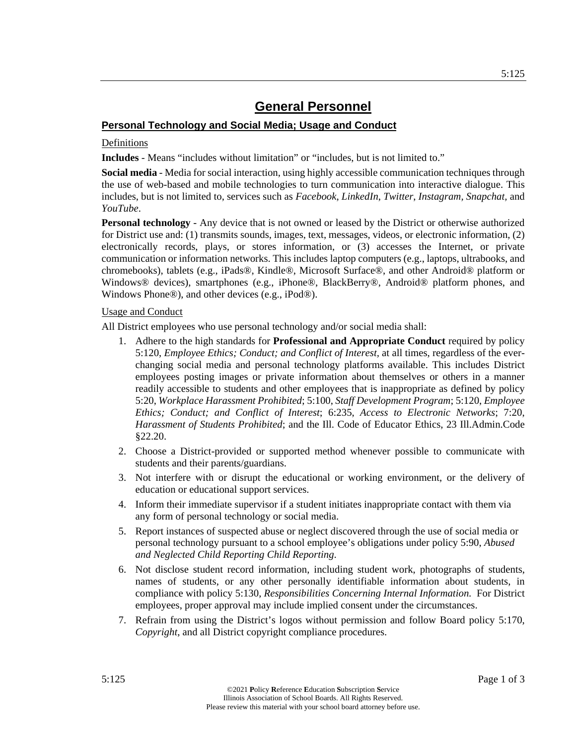# General Personnel

## Personal Technology and Social Media; Usage and Conduct

### Definitions

**Includes** - Means "includes without limitation" or "includes, but is not limited to."

**Social media** - Media for social interaction, using highly accessible communication techniques through the use of web-based and mobile technologies to turn communication into interactive dialogue. This includes, but is not limited to, services such as *Facebook*, *LinkedIn*, *Twitter*, *Instagram*, *Snapchat*, and *YouTube*.

**Personal technology** - Any device that is not owned or leased by the District or otherwise authorized for District use and: (1) transmits sounds, images, text, messages, videos, or electronic information, (2) electronically records, plays, or stores information, or (3) accesses the Internet, or private communication or information networks. This includes laptop computers (e.g., laptops, ultrabooks, and chromebooks), tablets (e.g., iPads®, Kindle®, Microsoft Surface®, and other Android® platform or Windows® devices), smartphones (e.g., iPhone®, BlackBerry®, Android® platform phones, and Windows Phone®), and other devices (e.g., iPod®).

### Usage and Conduct

All District employees who use personal technology and/or social media shall:

1. Adhere to the high standards for **Professional and Appropriate Conduct** required by policy 5:120, *Employee Ethics; Conduct; and Conflict of Interest*, at all times, regardless of the ever-changing social media and personal technology platforms available. This includes District employees posting images or private information about themselves or others in a manner readily accessible to students and other employees that is inappropriate as defined by policy 5:20, *Workplace Harassment Prohibited*; 5:100, *Staff Development Program*; 5:120, *Employee Ethics; Conduct; and Conflict of Interest*; 6:235, *Access to Electronic Networks*; 7:20, *Harassment of Students Prohibited*; and the Ill. Code of Educator Ethics, 23 Ill.Admin.Code §22.20.
2. Choose a District-provided or supported method whenever possible to communicate with students and their parents/guardians.
3. Not interfere with or disrupt the educational or working environment, or the delivery of education or educational support services.
4. Inform their immediate supervisor if a student initiates inappropriate contact with them via any form of personal technology or social media.
5. Report instances of suspected abuse or neglect discovered through the use of social media or personal technology pursuant to a school employee's obligations under policy 5:90, *Abused and Neglected Child Reporting Child Reporting*.
6. Not disclose student record information, including student work, photographs of students, names of students, or any other personally identifiable information about students, in compliance with policy 5:130, *Responsibilities Concerning Internal Information.* For District employees, proper approval may include implied consent under the circumstances.
7. Refrain from using the District's logos without permission and follow Board policy 5:170, *Copyright*, and all District copyright compliance procedures.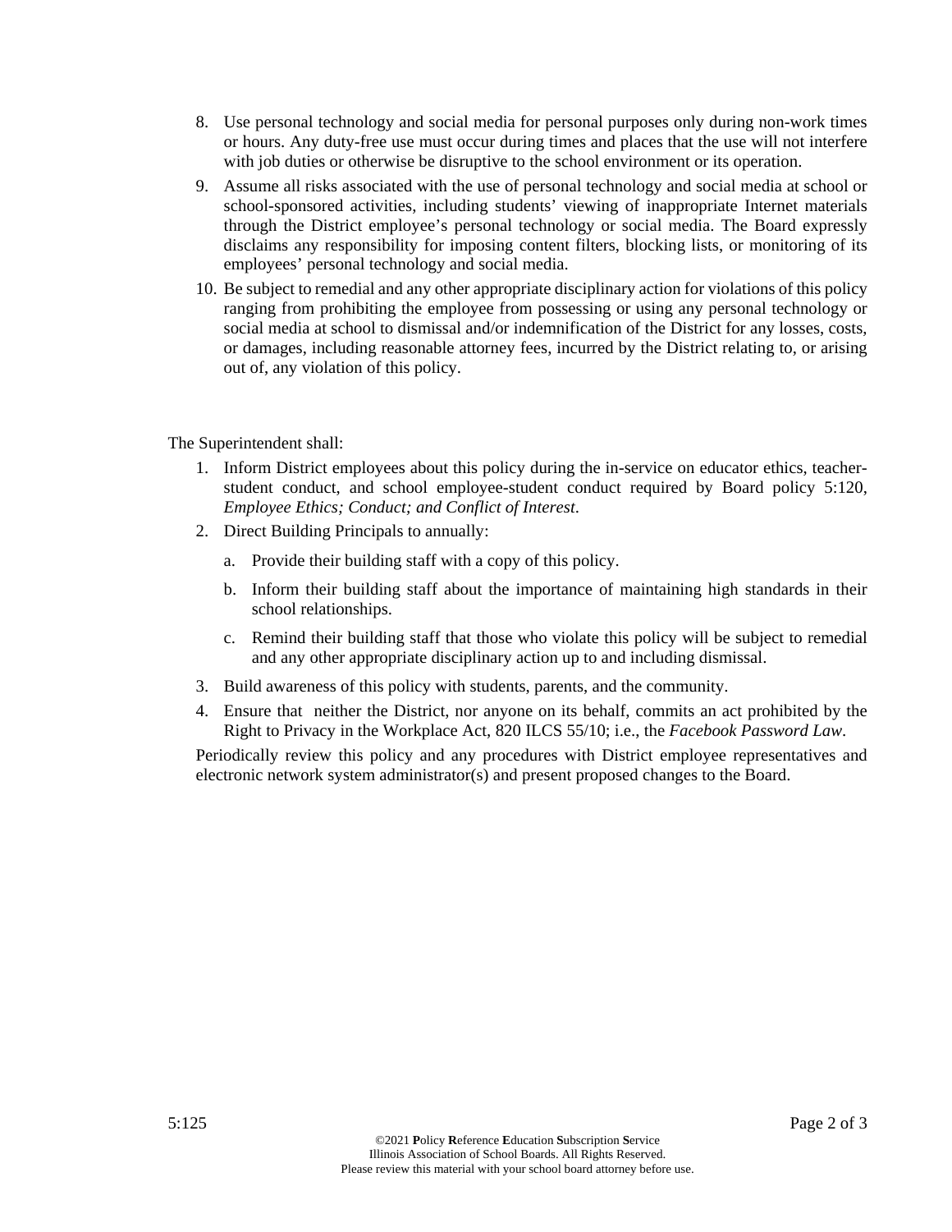8. Use personal technology and social media for personal purposes only during non-work times or hours. Any duty-free use must occur during times and places that the use will not interfere with job duties or otherwise be disruptive to the school environment or its operation.
9. Assume all risks associated with the use of personal technology and social media at school or school-sponsored activities, including students' viewing of inappropriate Internet materials through the District employee's personal technology or social media. The Board expressly disclaims any responsibility for imposing content filters, blocking lists, or monitoring of its employees' personal technology and social media.
10. Be subject to remedial and any other appropriate disciplinary action for violations of this policy ranging from prohibiting the employee from possessing or using any personal technology or social media at school to dismissal and/or indemnification of the District for any losses, costs, or damages, including reasonable attorney fees, incurred by the District relating to, or arising out of, any violation of this policy.

The Superintendent shall:

1. Inform District employees about this policy during the in-service on educator ethics, teacher-student conduct, and school employee-student conduct required by Board policy 5:120, *Employee Ethics; Conduct; and Conflict of Interest*.
2. Direct Building Principals to annually:
   a. Provide their building staff with a copy of this policy.
   b. Inform their building staff about the importance of maintaining high standards in their school relationships.
   c. Remind their building staff that those who violate this policy will be subject to remedial and any other appropriate disciplinary action up to and including dismissal.
3. Build awareness of this policy with students, parents, and the community.
4. Ensure that neither the District, nor anyone on its behalf, commits an act prohibited by the Right to Privacy in the Workplace Act, 820 ILCS 55/10; i.e., the *Facebook Password Law*.

Periodically review this policy and any procedures with District employee representatives and electronic network system administrator(s) and present proposed changes to the Board.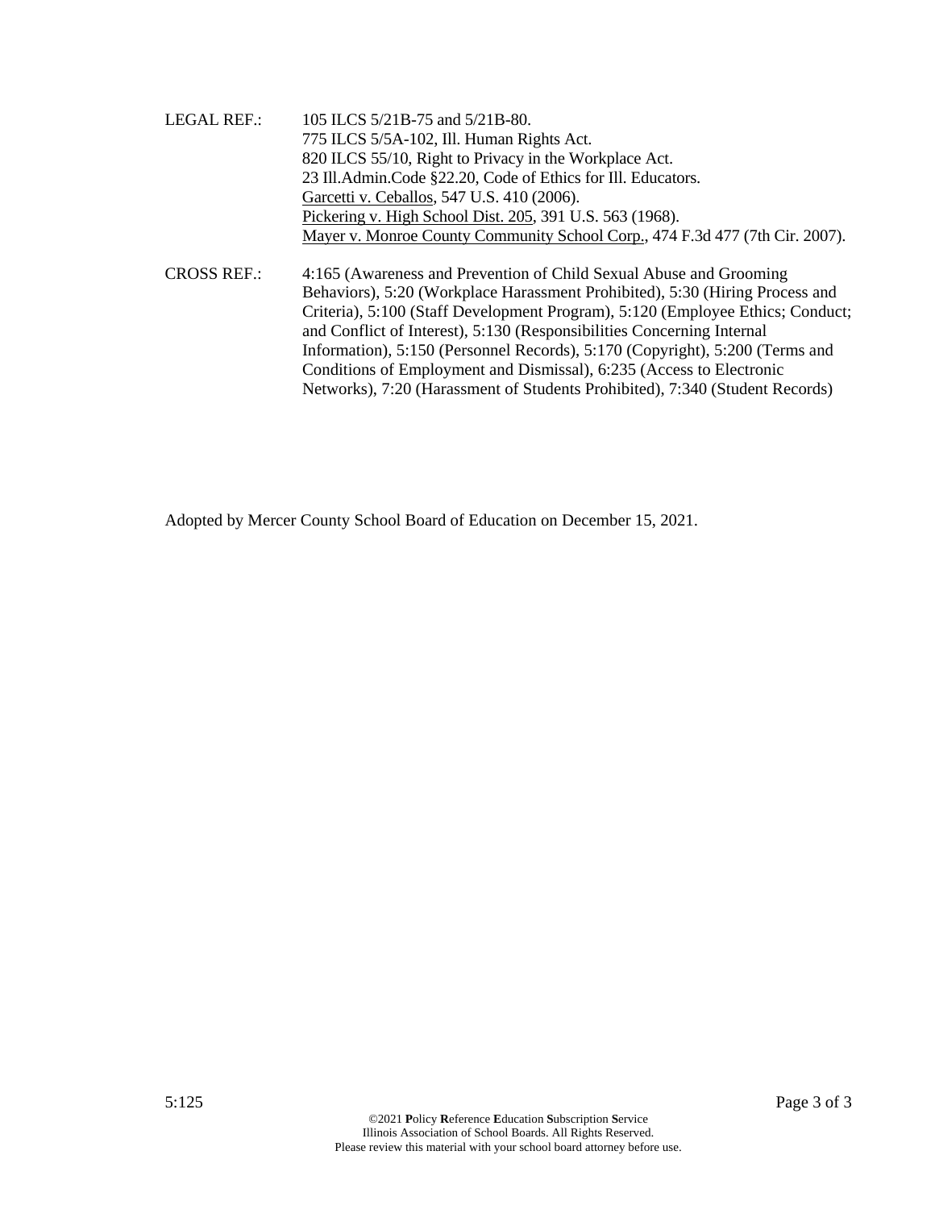LEGAL REF.: 105 ILCS 5/21B-75 and 5/21B-80.
775 ILCS 5/5A-102, Ill. Human Rights Act.
820 ILCS 55/10, Right to Privacy in the Workplace Act.
23 Ill.Admin.Code §22.20, Code of Ethics for Ill. Educators.
Garcetti v. Ceballos, 547 U.S. 410 (2006).
Pickering v. High School Dist. 205, 391 U.S. 563 (1968).
Mayer v. Monroe County Community School Corp., 474 F.3d 477 (7th Cir. 2007).

CROSS REF.: 4:165 (Awareness and Prevention of Child Sexual Abuse and Grooming Behaviors), 5:20 (Workplace Harassment Prohibited), 5:30 (Hiring Process and Criteria), 5:100 (Staff Development Program), 5:120 (Employee Ethics; Conduct; and Conflict of Interest), 5:130 (Responsibilities Concerning Internal Information), 5:150 (Personnel Records), 5:170 (Copyright), 5:200 (Terms and Conditions of Employment and Dismissal), 6:235 (Access to Electronic Networks), 7:20 (Harassment of Students Prohibited), 7:340 (Student Records)

Adopted by Mercer County School Board of Education on December 15, 2021.

©2021 **P**olicy **R**eference **E**ducation **S**ubscription **S**ervice
Illinois Association of School Boards. All Rights Reserved.
Please review this material with your school board attorney before use.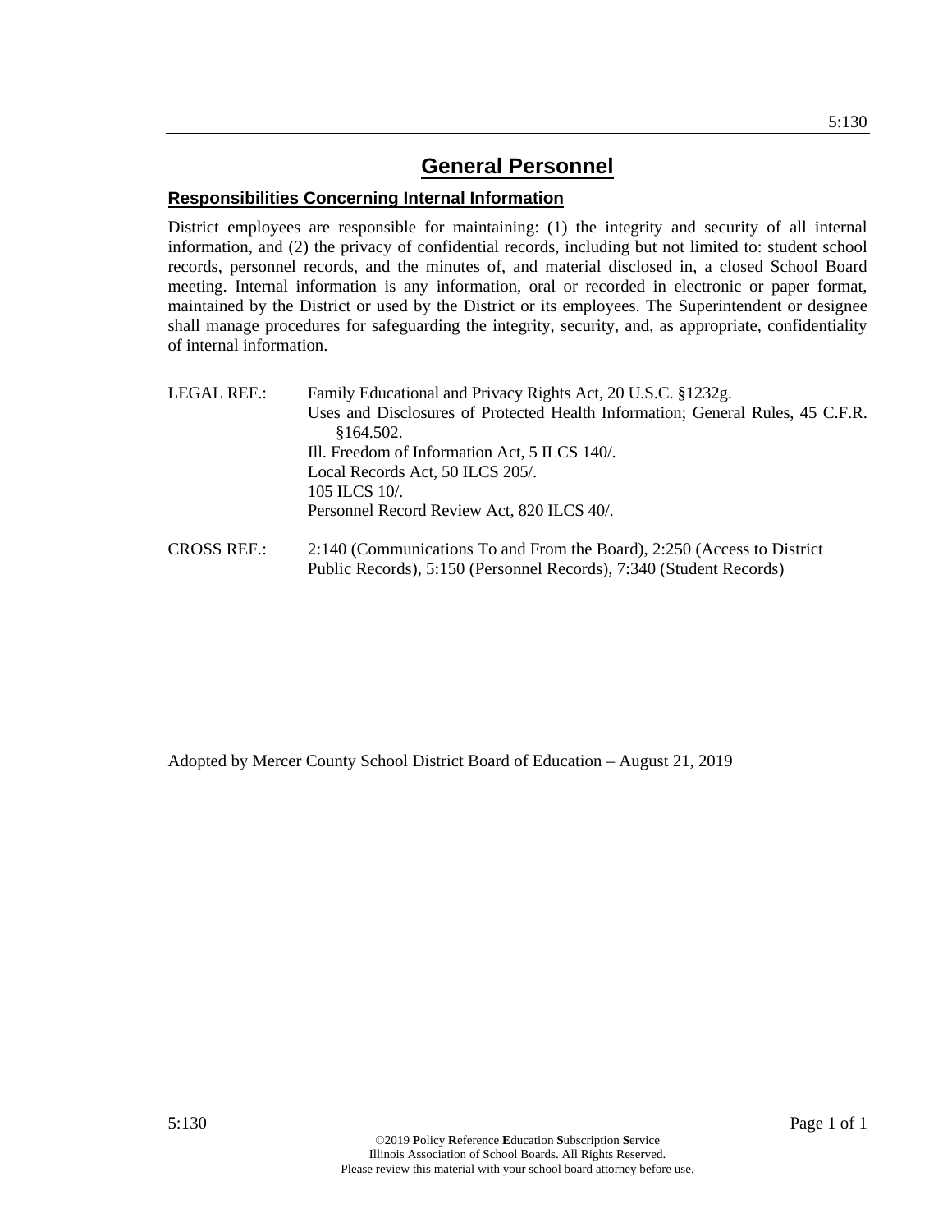# General Personnel

## Responsibilities Concerning Internal Information

District employees are responsible for maintaining: (1) the integrity and security of all internal information, and (2) the privacy of confidential records, including but not limited to: student school records, personnel records, and the minutes of, and material disclosed in, a closed School Board meeting. Internal information is any information, oral or recorded in electronic or paper format, maintained by the District or used by the District or its employees. The Superintendent or designee shall manage procedures for safeguarding the integrity, security, and, as appropriate, confidentiality of internal information.

LEGAL REF.: Family Educational and Privacy Rights Act, 20 U.S.C. §1232g.
Uses and Disclosures of Protected Health Information; General Rules, 45 C.F.R. §164.502.
Ill. Freedom of Information Act, 5 ILCS 140/.
Local Records Act, 50 ILCS 205/.
105 ILCS 10/.
Personnel Record Review Act, 820 ILCS 40/.

CROSS REF.: 2:140 (Communications To and From the Board), 2:250 (Access to District Public Records), 5:150 (Personnel Records), 7:340 (Student Records)

Adopted by Mercer County School District Board of Education – August 21, 2019

©2019 **P**olicy **R**eference **E**ducation **S**ubscription **S**ervice
Illinois Association of School Boards. All Rights Reserved.
Please review this material with your school board attorney before use.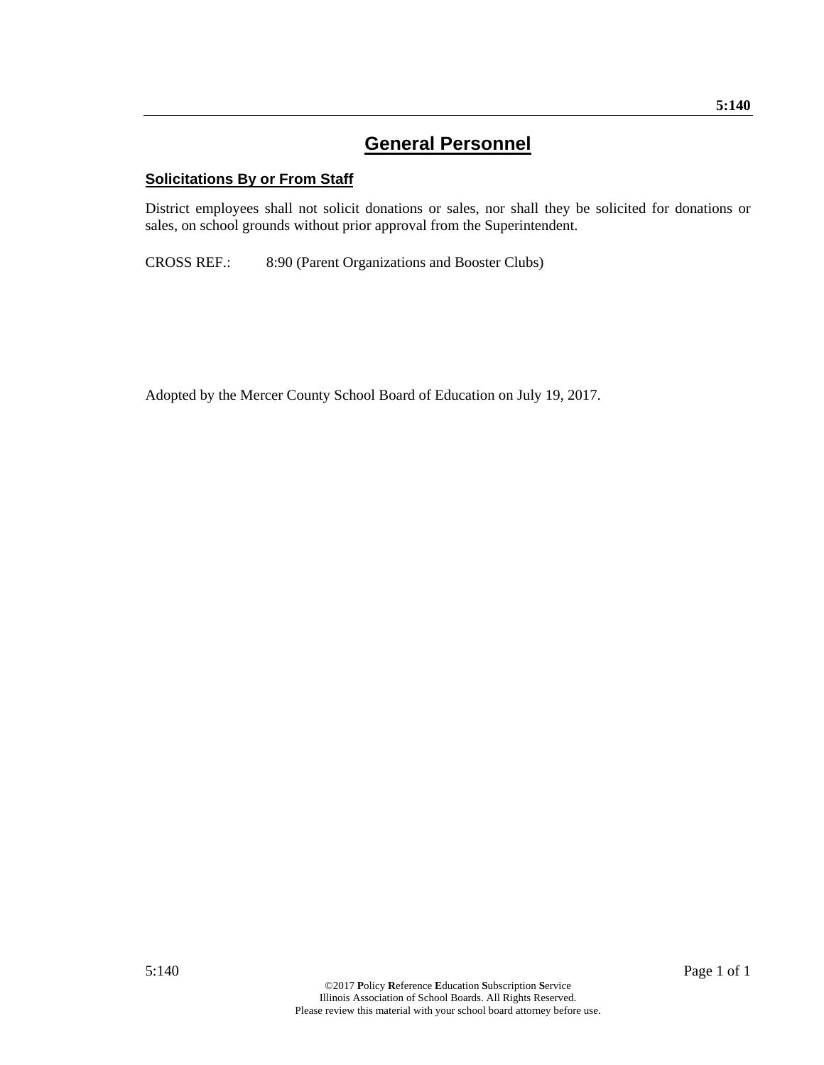# General Personnel

## Solicitations By or From Staff

District employees shall not solicit donations or sales, nor shall they be solicited for donations or sales, on school grounds without prior approval from the Superintendent.

CROSS REF.: 8:90 (Parent Organizations and Booster Clubs)

Adopted by the Mercer County School Board of Education on July 19, 2017.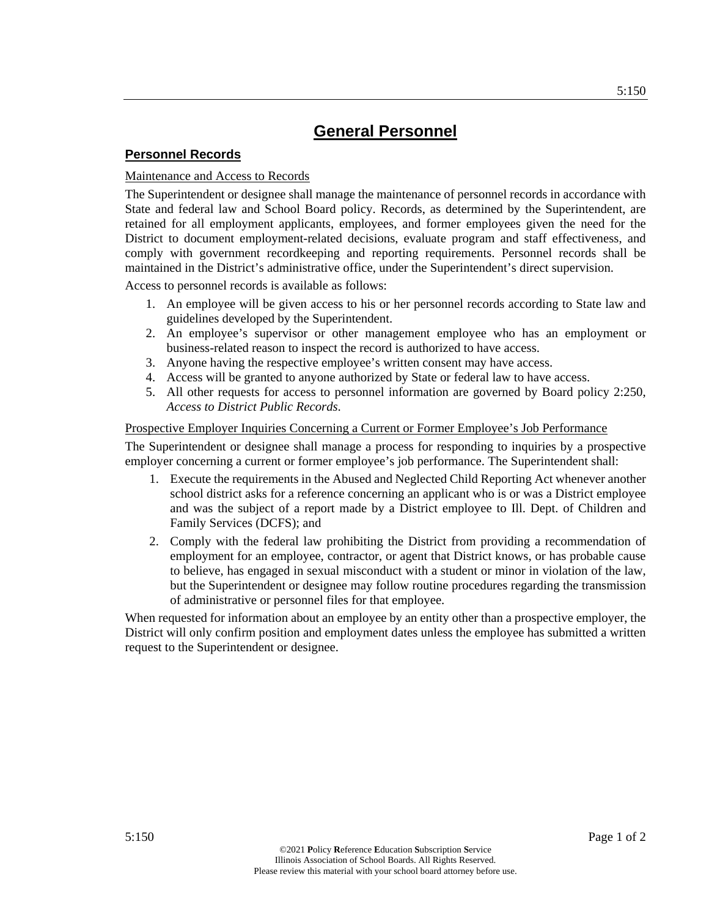# General Personnel

## Personnel Records

### Maintenance and Access to Records

The Superintendent or designee shall manage the maintenance of personnel records in accordance with State and federal law and School Board policy. Records, as determined by the Superintendent, are retained for all employment applicants, employees, and former employees given the need for the District to document employment-related decisions, evaluate program and staff effectiveness, and comply with government recordkeeping and reporting requirements. Personnel records shall be maintained in the District's administrative office, under the Superintendent's direct supervision.

Access to personnel records is available as follows:

1. An employee will be given access to his or her personnel records according to State law and guidelines developed by the Superintendent.
2. An employee's supervisor or other management employee who has an employment or business-related reason to inspect the record is authorized to have access.
3. Anyone having the respective employee's written consent may have access.
4. Access will be granted to anyone authorized by State or federal law to have access.
5. All other requests for access to personnel information are governed by Board policy 2:250, *Access to District Public Records*.

### Prospective Employer Inquiries Concerning a Current or Former Employee's Job Performance

The Superintendent or designee shall manage a process for responding to inquiries by a prospective employer concerning a current or former employee's job performance. The Superintendent shall:

1. Execute the requirements in the Abused and Neglected Child Reporting Act whenever another school district asks for a reference concerning an applicant who is or was a District employee and was the subject of a report made by a District employee to Ill. Dept. of Children and Family Services (DCFS); and
2. Comply with the federal law prohibiting the District from providing a recommendation of employment for an employee, contractor, or agent that District knows, or has probable cause to believe, has engaged in sexual misconduct with a student or minor in violation of the law, but the Superintendent or designee may follow routine procedures regarding the transmission of administrative or personnel files for that employee.

When requested for information about an employee by an entity other than a prospective employer, the District will only confirm position and employment dates unless the employee has submitted a written request to the Superintendent or designee.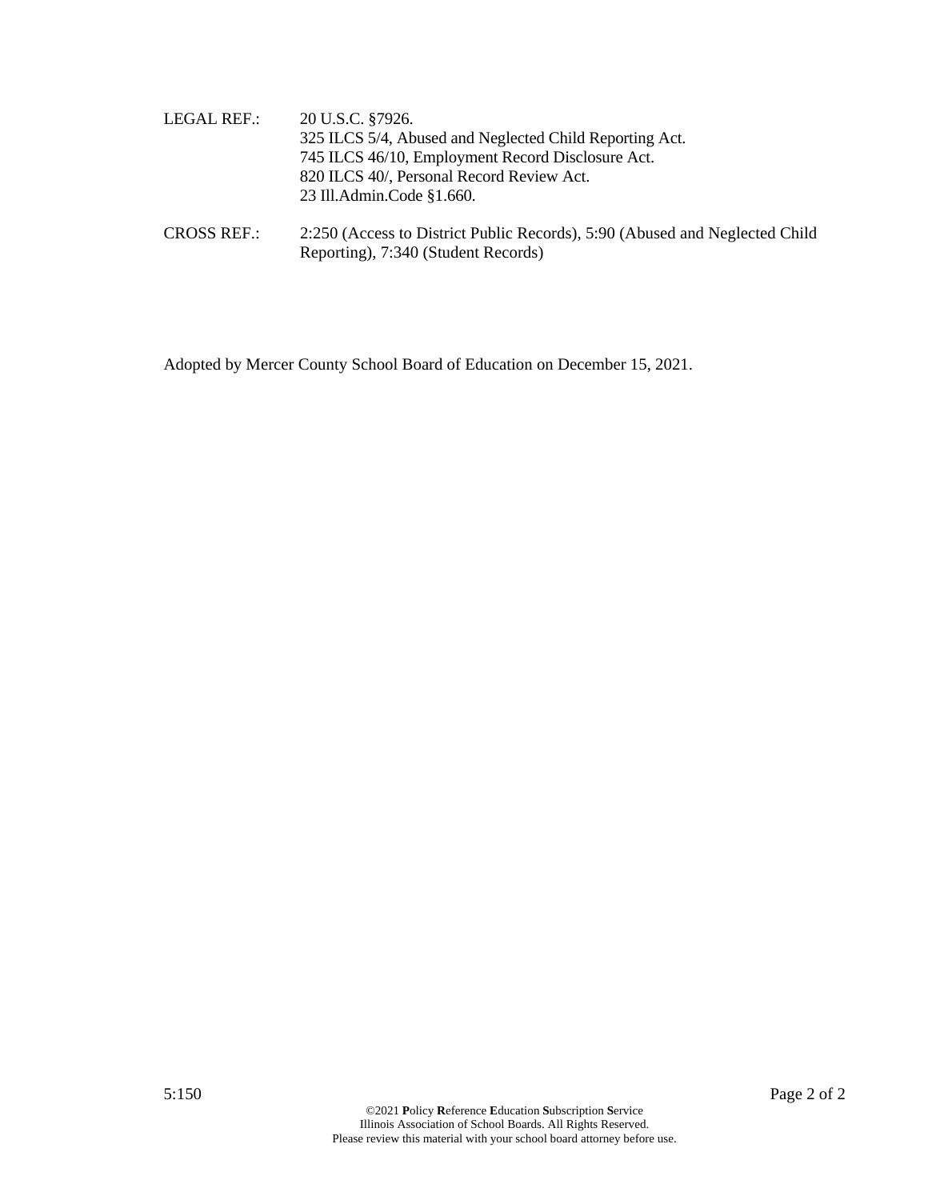LEGAL REF.: 20 U.S.C. §7926.
325 ILCS 5/4, Abused and Neglected Child Reporting Act.
745 ILCS 46/10, Employment Record Disclosure Act.
820 ILCS 40/, Personal Record Review Act.
23 Ill.Admin.Code §1.660.

CROSS REF.: 2:250 (Access to District Public Records), 5:90 (Abused and Neglected Child Reporting), 7:340 (Student Records)

Adopted by Mercer County School Board of Education on December 15, 2021.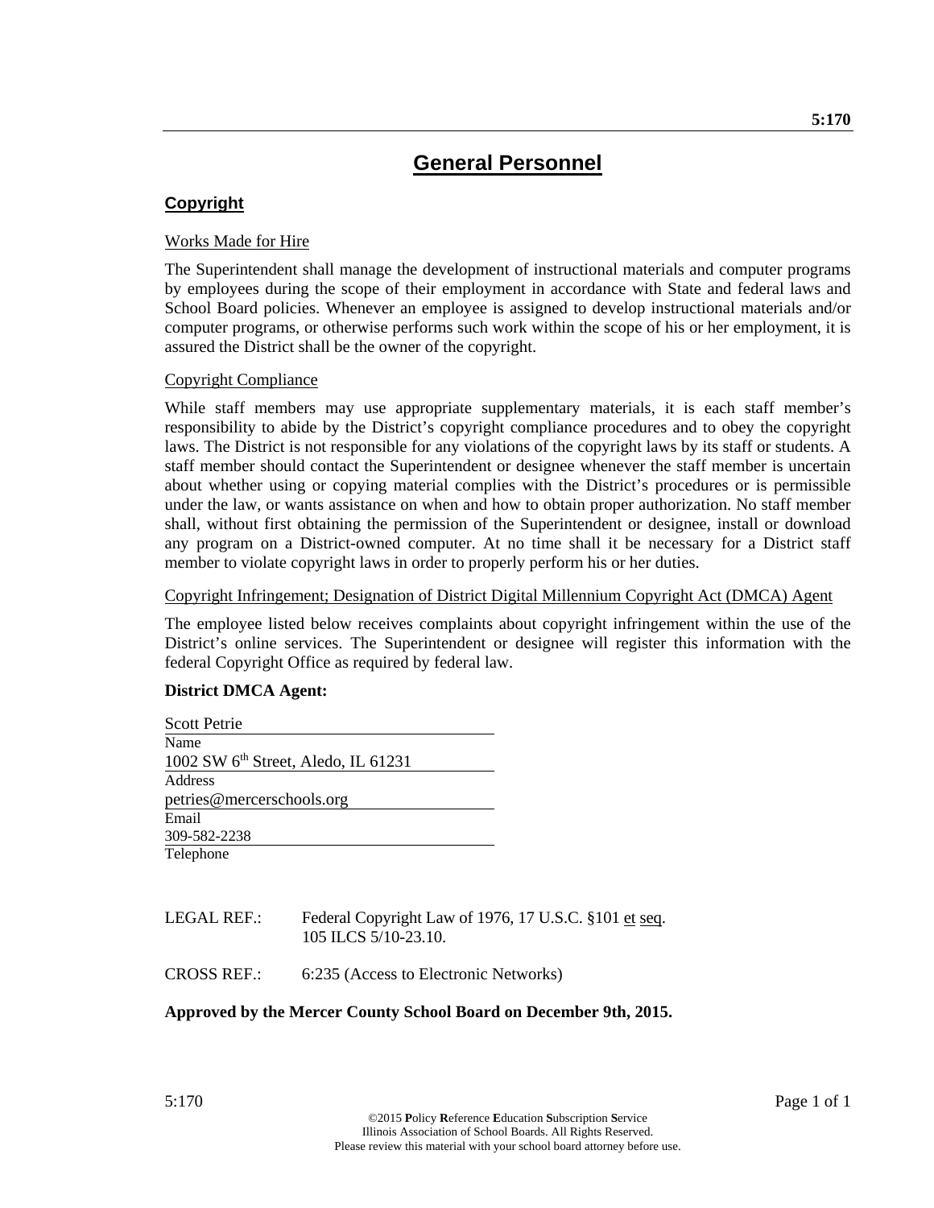# General Personnel

## Copyright

Works Made for Hire

The Superintendent shall manage the development of instructional materials and computer programs by employees during the scope of their employment in accordance with State and federal laws and School Board policies. Whenever an employee is assigned to develop instructional materials and/or computer programs, or otherwise performs such work within the scope of his or her employment, it is assured the District shall be the owner of the copyright.

Copyright Compliance

While staff members may use appropriate supplementary materials, it is each staff member's responsibility to abide by the District's copyright compliance procedures and to obey the copyright laws. The District is not responsible for any violations of the copyright laws by its staff or students. A staff member should contact the Superintendent or designee whenever the staff member is uncertain about whether using or copying material complies with the District's procedures or is permissible under the law, or wants assistance on when and how to obtain proper authorization. No staff member shall, without first obtaining the permission of the Superintendent or designee, install or download any program on a District-owned computer. At no time shall it be necessary for a District staff member to violate copyright laws in order to properly perform his or her duties.

Copyright Infringement; Designation of District Digital Millennium Copyright Act (DMCA) Agent

The employee listed below receives complaints about copyright infringement within the use of the District's online services. The Superintendent or designee will register this information with the federal Copyright Office as required by federal law.

**District DMCA Agent:**

Scott Petrie
Name

1002 SW 6th Street, Aledo, IL 61231
Address

petries@mercerschools.org
Email

309-582-2238
Telephone

LEGAL REF.: Federal Copyright Law of 1976, 17 U.S.C. §101 et seq.
105 ILCS 5/10-23.10.

CROSS REF.: 6:235 (Access to Electronic Networks)

**Approved by the Mercer County School Board on December 9th, 2015.**

©2015 Policy Reference Education Subscription Service
Illinois Association of School Boards. All Rights Reserved.
Please review this material with your school board attorney before use.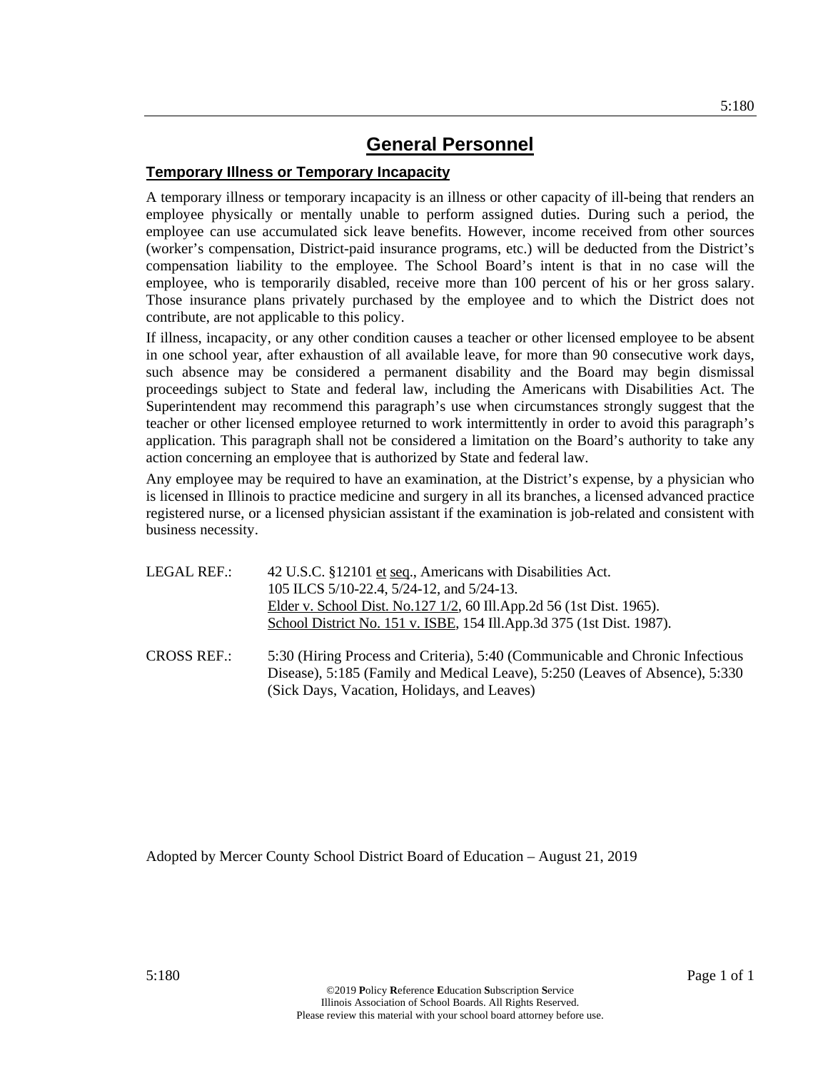# General Personnel

## Temporary Illness or Temporary Incapacity

A temporary illness or temporary incapacity is an illness or other capacity of ill-being that renders an employee physically or mentally unable to perform assigned duties. During such a period, the employee can use accumulated sick leave benefits. However, income received from other sources (worker's compensation, District-paid insurance programs, etc.) will be deducted from the District's compensation liability to the employee. The School Board's intent is that in no case will the employee, who is temporarily disabled, receive more than 100 percent of his or her gross salary. Those insurance plans privately purchased by the employee and to which the District does not contribute, are not applicable to this policy.

If illness, incapacity, or any other condition causes a teacher or other licensed employee to be absent in one school year, after exhaustion of all available leave, for more than 90 consecutive work days, such absence may be considered a permanent disability and the Board may begin dismissal proceedings subject to State and federal law, including the Americans with Disabilities Act. The Superintendent may recommend this paragraph's use when circumstances strongly suggest that the teacher or other licensed employee returned to work intermittently in order to avoid this paragraph's application. This paragraph shall not be considered a limitation on the Board's authority to take any action concerning an employee that is authorized by State and federal law.

Any employee may be required to have an examination, at the District's expense, by a physician who is licensed in Illinois to practice medicine and surgery in all its branches, a licensed advanced practice registered nurse, or a licensed physician assistant if the examination is job-related and consistent with business necessity.

LEGAL REF.: 42 U.S.C. §12101 et seq., Americans with Disabilities Act.
105 ILCS 5/10-22.4, 5/24-12, and 5/24-13.
Elder v. School Dist. No.127 1/2, 60 Ill.App.2d 56 (1st Dist. 1965).
School District No. 151 v. ISBE, 154 Ill.App.3d 375 (1st Dist. 1987).

CROSS REF.: 5:30 (Hiring Process and Criteria), 5:40 (Communicable and Chronic Infectious Disease), 5:185 (Family and Medical Leave), 5:250 (Leaves of Absence), 5:330 (Sick Days, Vacation, Holidays, and Leaves)

Adopted by Mercer County School District Board of Education – August 21, 2019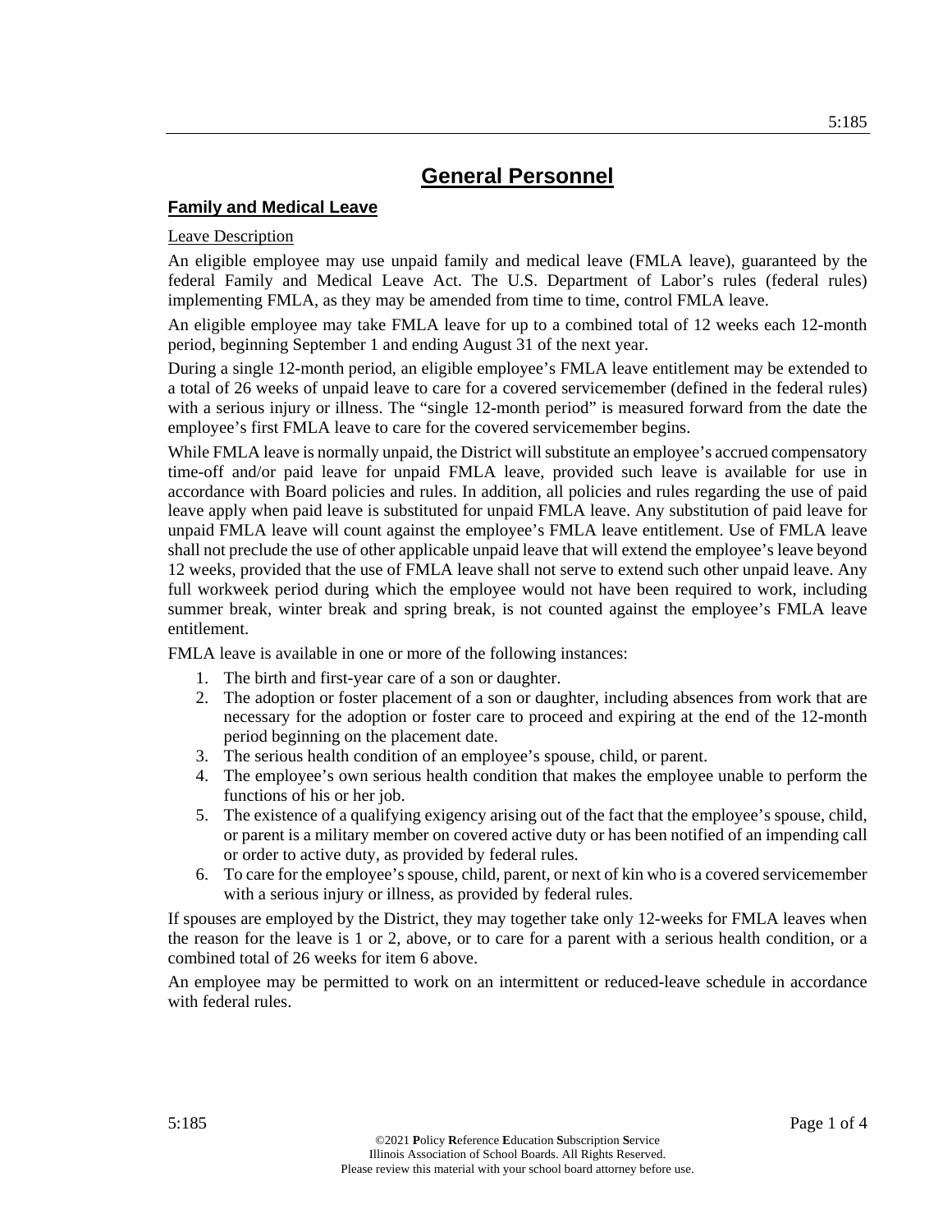# General Personnel

## Family and Medical Leave

Leave Description

An eligible employee may use unpaid family and medical leave (FMLA leave), guaranteed by the federal Family and Medical Leave Act. The U.S. Department of Labor's rules (federal rules) implementing FMLA, as they may be amended from time to time, control FMLA leave.

An eligible employee may take FMLA leave for up to a combined total of 12 weeks each 12-month period, beginning September 1 and ending August 31 of the next year.

During a single 12-month period, an eligible employee's FMLA leave entitlement may be extended to a total of 26 weeks of unpaid leave to care for a covered servicemember (defined in the federal rules) with a serious injury or illness. The "single 12-month period" is measured forward from the date the employee's first FMLA leave to care for the covered servicemember begins.

While FMLA leave is normally unpaid, the District will substitute an employee's accrued compensatory time-off and/or paid leave for unpaid FMLA leave, provided such leave is available for use in accordance with Board policies and rules. In addition, all policies and rules regarding the use of paid leave apply when paid leave is substituted for unpaid FMLA leave. Any substitution of paid leave for unpaid FMLA leave will count against the employee's FMLA leave entitlement. Use of FMLA leave shall not preclude the use of other applicable unpaid leave that will extend the employee's leave beyond 12 weeks, provided that the use of FMLA leave shall not serve to extend such other unpaid leave. Any full workweek period during which the employee would not have been required to work, including summer break, winter break and spring break, is not counted against the employee's FMLA leave entitlement.

FMLA leave is available in one or more of the following instances:

1. The birth and first-year care of a son or daughter.
2. The adoption or foster placement of a son or daughter, including absences from work that are necessary for the adoption or foster care to proceed and expiring at the end of the 12-month period beginning on the placement date.
3. The serious health condition of an employee's spouse, child, or parent.
4. The employee's own serious health condition that makes the employee unable to perform the functions of his or her job.
5. The existence of a qualifying exigency arising out of the fact that the employee's spouse, child, or parent is a military member on covered active duty or has been notified of an impending call or order to active duty, as provided by federal rules.
6. To care for the employee's spouse, child, parent, or next of kin who is a covered servicemember with a serious injury or illness, as provided by federal rules.

If spouses are employed by the District, they may together take only 12-weeks for FMLA leaves when the reason for the leave is 1 or 2, above, or to care for a parent with a serious health condition, or a combined total of 26 weeks for item 6 above.

An employee may be permitted to work on an intermittent or reduced-leave schedule in accordance with federal rules.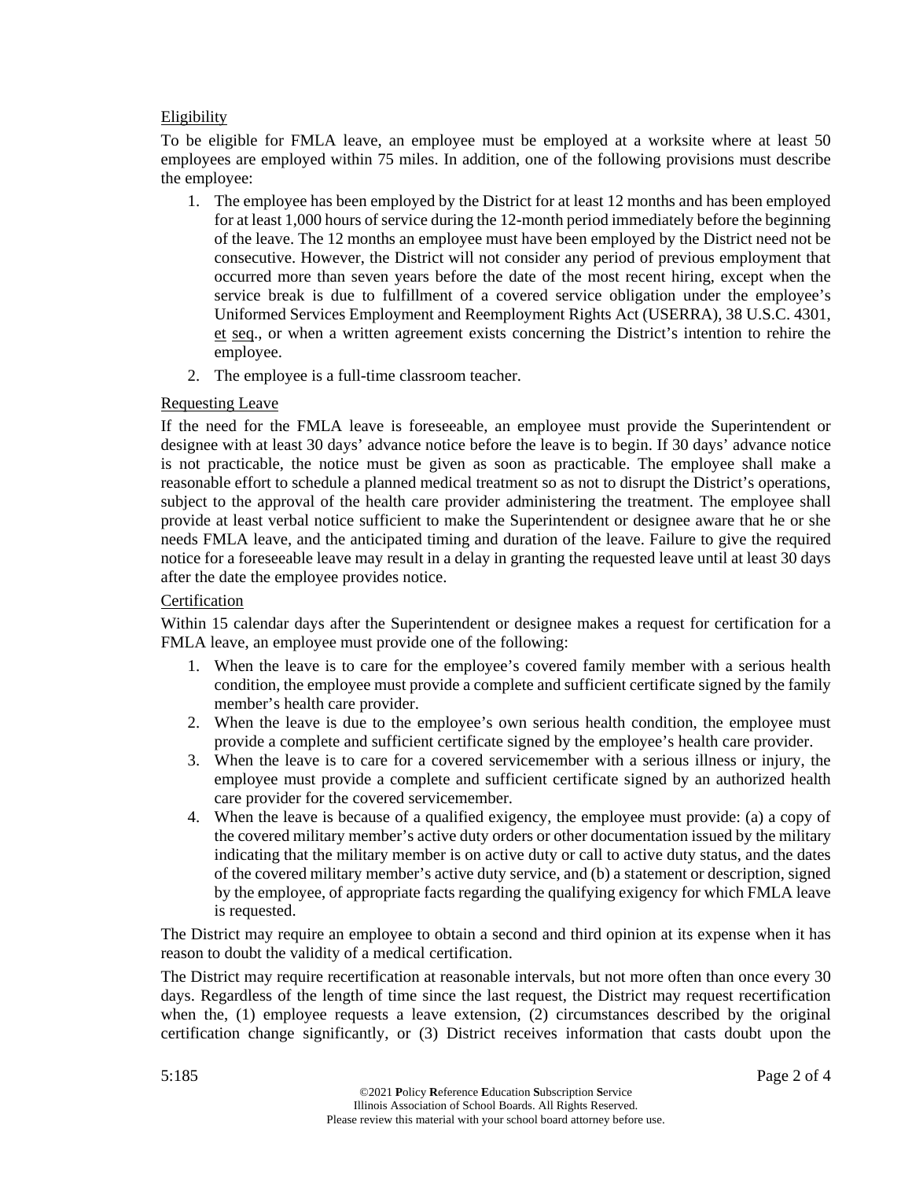Eligibility

To be eligible for FMLA leave, an employee must be employed at a worksite where at least 50 employees are employed within 75 miles. In addition, one of the following provisions must describe the employee:

1. The employee has been employed by the District for at least 12 months and has been employed for at least 1,000 hours of service during the 12-month period immediately before the beginning of the leave. The 12 months an employee must have been employed by the District need not be consecutive. However, the District will not consider any period of previous employment that occurred more than seven years before the date of the most recent hiring, except when the service break is due to fulfillment of a covered service obligation under the employee's Uniformed Services Employment and Reemployment Rights Act (USERRA), 38 U.S.C. 4301, et seq., or when a written agreement exists concerning the District's intention to rehire the employee.
2. The employee is a full-time classroom teacher.

Requesting Leave

If the need for the FMLA leave is foreseeable, an employee must provide the Superintendent or designee with at least 30 days' advance notice before the leave is to begin. If 30 days' advance notice is not practicable, the notice must be given as soon as practicable. The employee shall make a reasonable effort to schedule a planned medical treatment so as not to disrupt the District's operations, subject to the approval of the health care provider administering the treatment. The employee shall provide at least verbal notice sufficient to make the Superintendent or designee aware that he or she needs FMLA leave, and the anticipated timing and duration of the leave. Failure to give the required notice for a foreseeable leave may result in a delay in granting the requested leave until at least 30 days after the date the employee provides notice.

Certification

Within 15 calendar days after the Superintendent or designee makes a request for certification for a FMLA leave, an employee must provide one of the following:

1. When the leave is to care for the employee's covered family member with a serious health condition, the employee must provide a complete and sufficient certificate signed by the family member's health care provider.
2. When the leave is due to the employee's own serious health condition, the employee must provide a complete and sufficient certificate signed by the employee's health care provider.
3. When the leave is to care for a covered servicemember with a serious illness or injury, the employee must provide a complete and sufficient certificate signed by an authorized health care provider for the covered servicemember.
4. When the leave is because of a qualified exigency, the employee must provide: (a) a copy of the covered military member's active duty orders or other documentation issued by the military indicating that the military member is on active duty or call to active duty status, and the dates of the covered military member's active duty service, and (b) a statement or description, signed by the employee, of appropriate facts regarding the qualifying exigency for which FMLA leave is requested.

The District may require an employee to obtain a second and third opinion at its expense when it has reason to doubt the validity of a medical certification.

The District may require recertification at reasonable intervals, but not more often than once every 30 days. Regardless of the length of time since the last request, the District may request recertification when the, (1) employee requests a leave extension, (2) circumstances described by the original certification change significantly, or (3) District receives information that casts doubt upon the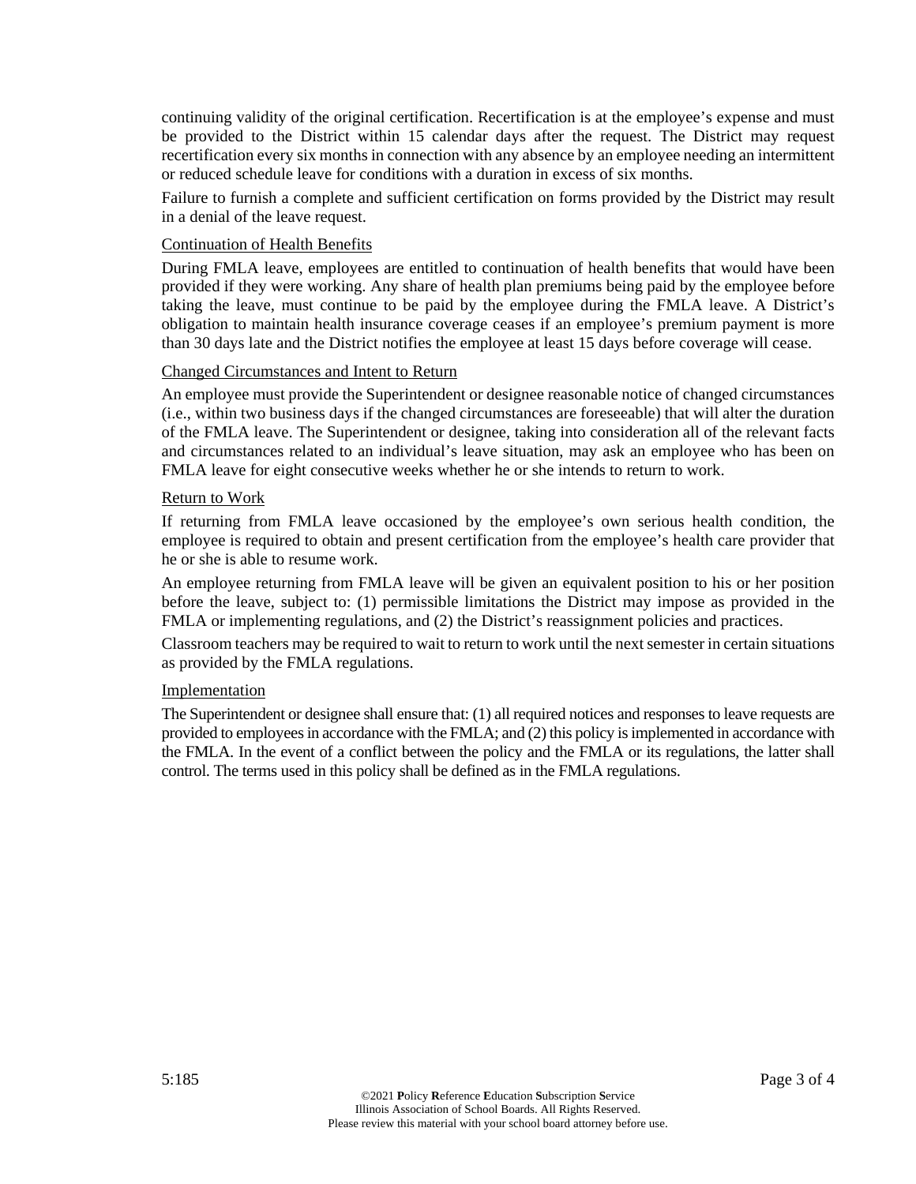continuing validity of the original certification. Recertification is at the employee's expense and must be provided to the District within 15 calendar days after the request. The District may request recertification every six months in connection with any absence by an employee needing an intermittent or reduced schedule leave for conditions with a duration in excess of six months.

Failure to furnish a complete and sufficient certification on forms provided by the District may result in a denial of the leave request.

Continuation of Health Benefits

During FMLA leave, employees are entitled to continuation of health benefits that would have been provided if they were working. Any share of health plan premiums being paid by the employee before taking the leave, must continue to be paid by the employee during the FMLA leave. A District's obligation to maintain health insurance coverage ceases if an employee's premium payment is more than 30 days late and the District notifies the employee at least 15 days before coverage will cease.

Changed Circumstances and Intent to Return

An employee must provide the Superintendent or designee reasonable notice of changed circumstances (i.e., within two business days if the changed circumstances are foreseeable) that will alter the duration of the FMLA leave. The Superintendent or designee, taking into consideration all of the relevant facts and circumstances related to an individual's leave situation, may ask an employee who has been on FMLA leave for eight consecutive weeks whether he or she intends to return to work.

Return to Work

If returning from FMLA leave occasioned by the employee's own serious health condition, the employee is required to obtain and present certification from the employee's health care provider that he or she is able to resume work.

An employee returning from FMLA leave will be given an equivalent position to his or her position before the leave, subject to: (1) permissible limitations the District may impose as provided in the FMLA or implementing regulations, and (2) the District's reassignment policies and practices.

Classroom teachers may be required to wait to return to work until the next semester in certain situations as provided by the FMLA regulations.

Implementation

The Superintendent or designee shall ensure that: (1) all required notices and responses to leave requests are provided to employees in accordance with the FMLA; and (2) this policy is implemented in accordance with the FMLA. In the event of a conflict between the policy and the FMLA or its regulations, the latter shall control. The terms used in this policy shall be defined as in the FMLA regulations.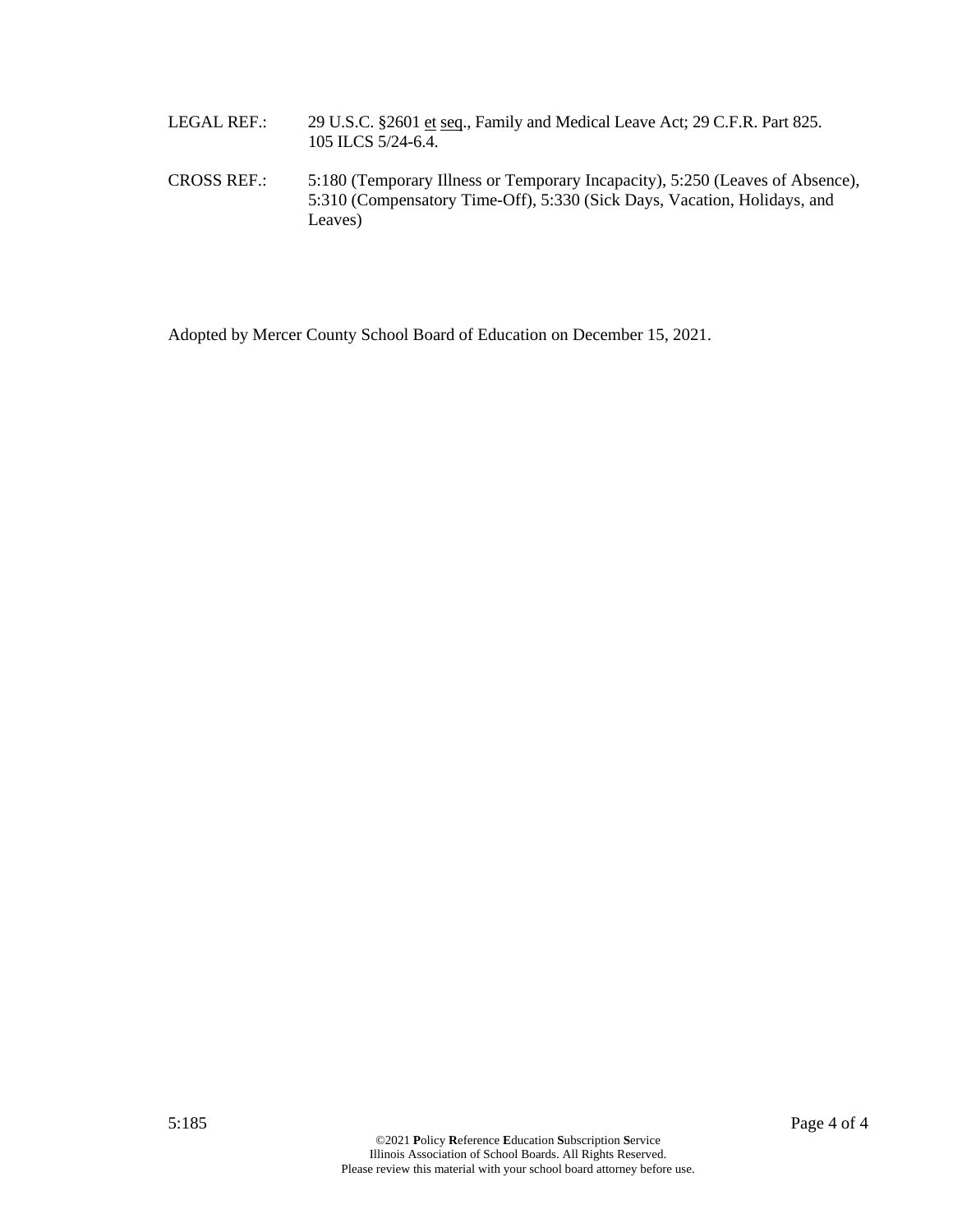LEGAL REF.: 29 U.S.C. §2601 et seq., Family and Medical Leave Act; 29 C.F.R. Part 825. 105 ILCS 5/24-6.4.

CROSS REF.: 5:180 (Temporary Illness or Temporary Incapacity), 5:250 (Leaves of Absence), 5:310 (Compensatory Time-Off), 5:330 (Sick Days, Vacation, Holidays, and Leaves)

Adopted by Mercer County School Board of Education on December 15, 2021.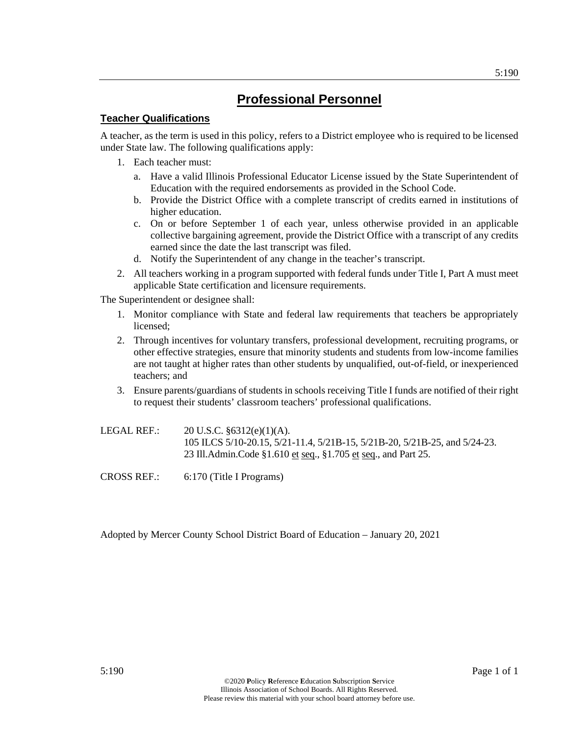# Professional Personnel

## Teacher Qualifications

A teacher, as the term is used in this policy, refers to a District employee who is required to be licensed under State law. The following qualifications apply:

1. Each teacher must:
   a. Have a valid Illinois Professional Educator License issued by the State Superintendent of Education with the required endorsements as provided in the School Code.
   b. Provide the District Office with a complete transcript of credits earned in institutions of higher education.
   c. On or before September 1 of each year, unless otherwise provided in an applicable collective bargaining agreement, provide the District Office with a transcript of any credits earned since the date the last transcript was filed.
   d. Notify the Superintendent of any change in the teacher's transcript.
2. All teachers working in a program supported with federal funds under Title I, Part A must meet applicable State certification and licensure requirements.

The Superintendent or designee shall:

1. Monitor compliance with State and federal law requirements that teachers be appropriately licensed;
2. Through incentives for voluntary transfers, professional development, recruiting programs, or other effective strategies, ensure that minority students and students from low-income families are not taught at higher rates than other students by unqualified, out-of-field, or inexperienced teachers; and
3. Ensure parents/guardians of students in schools receiving Title I funds are notified of their right to request their students' classroom teachers' professional qualifications.

LEGAL REF.: 20 U.S.C. §6312(e)(1)(A).
105 ILCS 5/10-20.15, 5/21-11.4, 5/21B-15, 5/21B-20, 5/21B-25, and 5/24-23.
23 Ill.Admin.Code §1.610 et seq., §1.705 et seq., and Part 25.

CROSS REF.: 6:170 (Title I Programs)

Adopted by Mercer County School District Board of Education – January 20, 2021

©2020 **P**olicy **R**eference **E**ducation **S**ubscription **S**ervice
Illinois Association of School Boards. All Rights Reserved.
Please review this material with your school board attorney before use.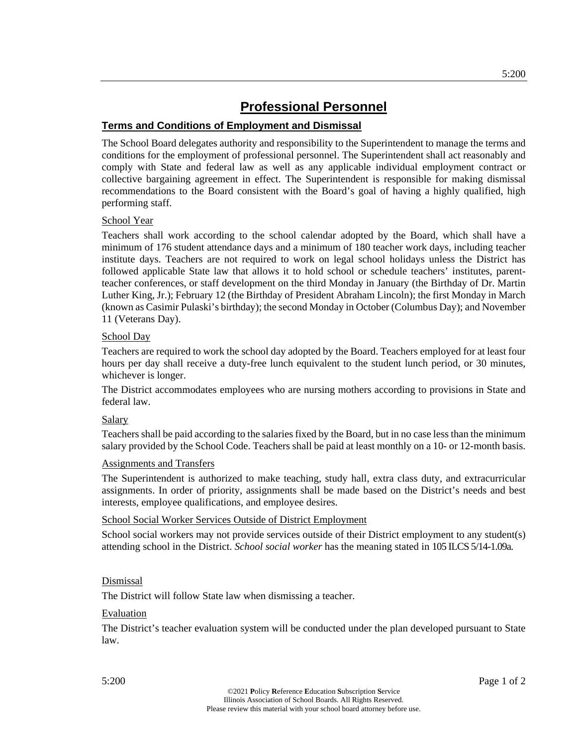# Professional Personnel

## Terms and Conditions of Employment and Dismissal

The School Board delegates authority and responsibility to the Superintendent to manage the terms and conditions for the employment of professional personnel. The Superintendent shall act reasonably and comply with State and federal law as well as any applicable individual employment contract or collective bargaining agreement in effect. The Superintendent is responsible for making dismissal recommendations to the Board consistent with the Board's goal of having a highly qualified, high performing staff.

### School Year

Teachers shall work according to the school calendar adopted by the Board, which shall have a minimum of 176 student attendance days and a minimum of 180 teacher work days, including teacher institute days. Teachers are not required to work on legal school holidays unless the District has followed applicable State law that allows it to hold school or schedule teachers' institutes, parent-teacher conferences, or staff development on the third Monday in January (the Birthday of Dr. Martin Luther King, Jr.); February 12 (the Birthday of President Abraham Lincoln); the first Monday in March (known as Casimir Pulaski's birthday); the second Monday in October (Columbus Day); and November 11 (Veterans Day).

### School Day

Teachers are required to work the school day adopted by the Board. Teachers employed for at least four hours per day shall receive a duty-free lunch equivalent to the student lunch period, or 30 minutes, whichever is longer.

The District accommodates employees who are nursing mothers according to provisions in State and federal law.

### Salary

Teachers shall be paid according to the salaries fixed by the Board, but in no case less than the minimum salary provided by the School Code. Teachers shall be paid at least monthly on a 10- or 12-month basis.

### Assignments and Transfers

The Superintendent is authorized to make teaching, study hall, extra class duty, and extracurricular assignments. In order of priority, assignments shall be made based on the District's needs and best interests, employee qualifications, and employee desires.

### School Social Worker Services Outside of District Employment

School social workers may not provide services outside of their District employment to any student(s) attending school in the District. *School social worker* has the meaning stated in 105 ILCS 5/14-1.09a.

### Dismissal

The District will follow State law when dismissing a teacher.

### Evaluation

The District's teacher evaluation system will be conducted under the plan developed pursuant to State law.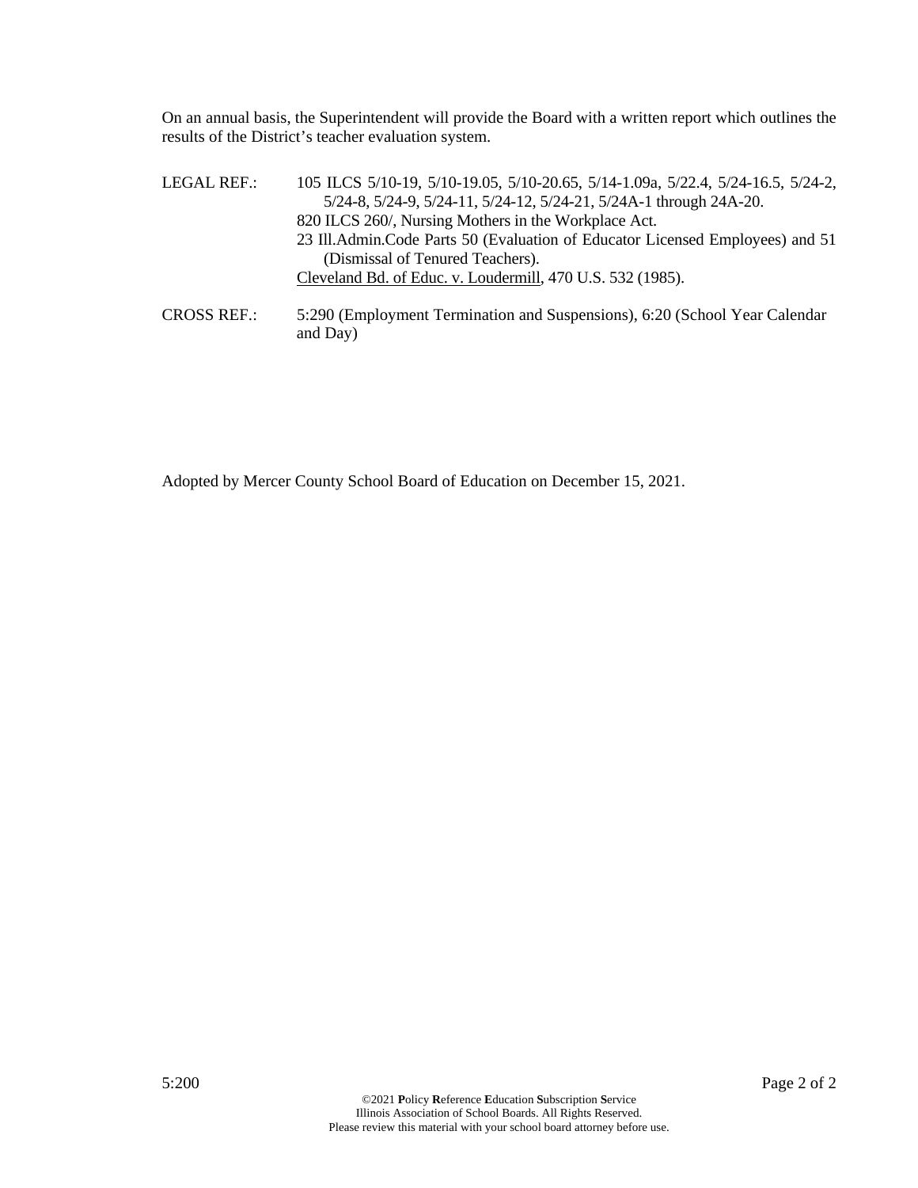On an annual basis, the Superintendent will provide the Board with a written report which outlines the results of the District's teacher evaluation system.

LEGAL REF.: 105 ILCS 5/10-19, 5/10-19.05, 5/10-20.65, 5/14-1.09a, 5/22.4, 5/24-16.5, 5/24-2, 5/24-8, 5/24-9, 5/24-11, 5/24-12, 5/24-21, 5/24A-1 through 24A-20.
820 ILCS 260/, Nursing Mothers in the Workplace Act.
23 Ill.Admin.Code Parts 50 (Evaluation of Educator Licensed Employees) and 51 (Dismissal of Tenured Teachers).
Cleveland Bd. of Educ. v. Loudermill, 470 U.S. 532 (1985).

CROSS REF.: 5:290 (Employment Termination and Suspensions), 6:20 (School Year Calendar and Day)

Adopted by Mercer County School Board of Education on December 15, 2021.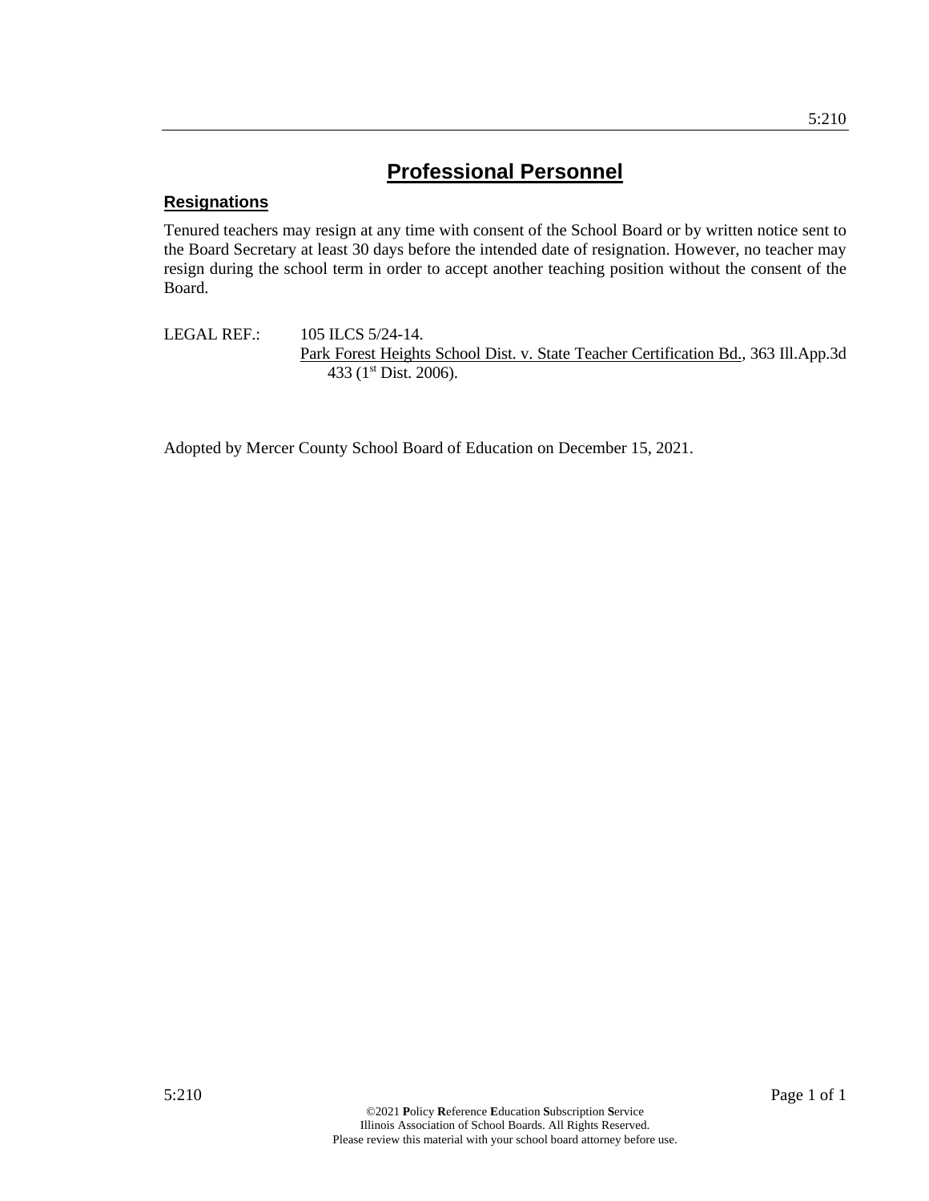# Professional Personnel

## Resignations

Tenured teachers may resign at any time with consent of the School Board or by written notice sent to the Board Secretary at least 30 days before the intended date of resignation. However, no teacher may resign during the school term in order to accept another teaching position without the consent of the Board.

LEGAL REF.: 105 ILCS 5/24-14.
Park Forest Heights School Dist. v. State Teacher Certification Bd., 363 Ill.App.3d 433 (1st Dist. 2006).

Adopted by Mercer County School Board of Education on December 15, 2021.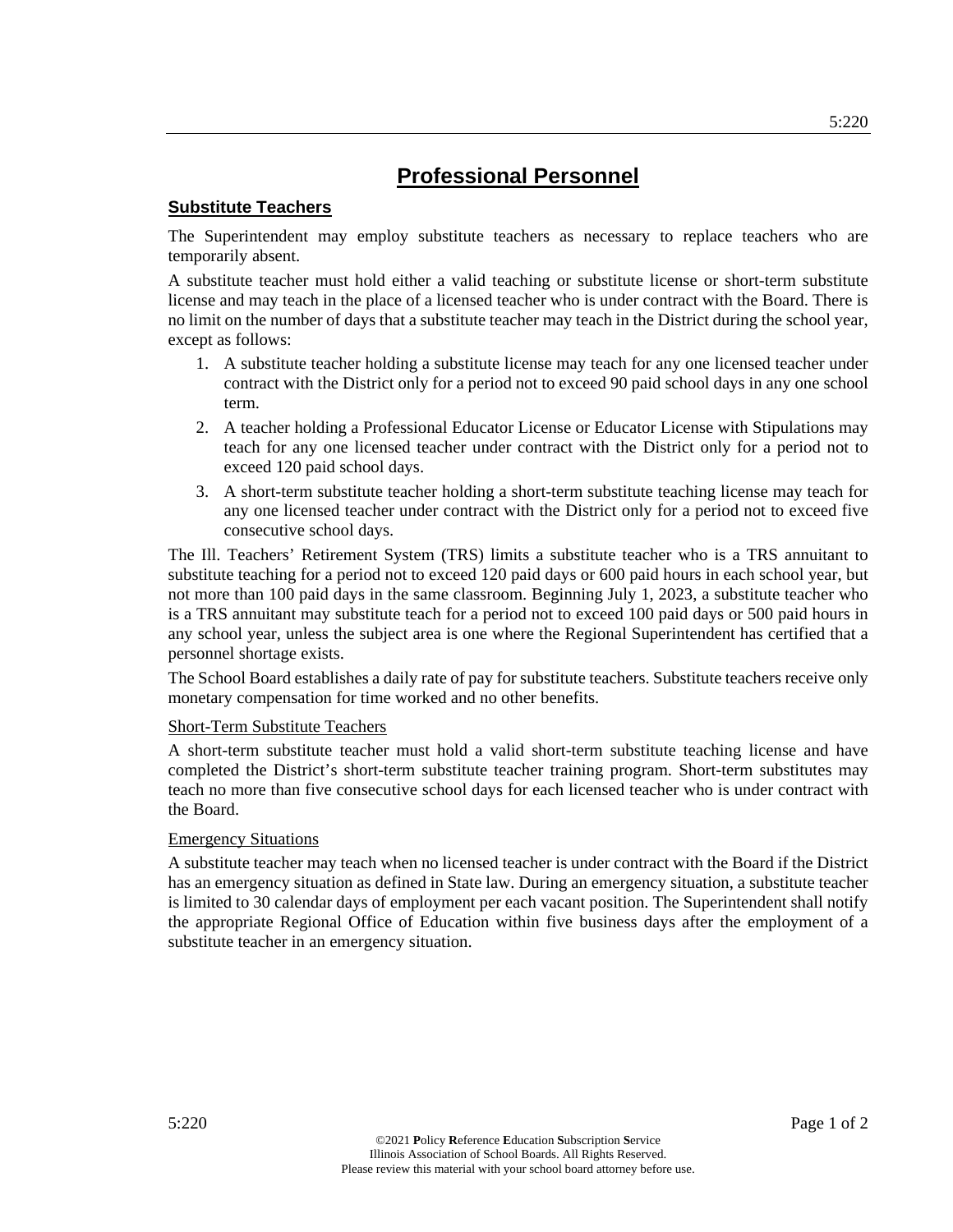# Professional Personnel

## Substitute Teachers

The Superintendent may employ substitute teachers as necessary to replace teachers who are temporarily absent.

A substitute teacher must hold either a valid teaching or substitute license or short-term substitute license and may teach in the place of a licensed teacher who is under contract with the Board. There is no limit on the number of days that a substitute teacher may teach in the District during the school year, except as follows:

1. A substitute teacher holding a substitute license may teach for any one licensed teacher under contract with the District only for a period not to exceed 90 paid school days in any one school term.
2. A teacher holding a Professional Educator License or Educator License with Stipulations may teach for any one licensed teacher under contract with the District only for a period not to exceed 120 paid school days.
3. A short-term substitute teacher holding a short-term substitute teaching license may teach for any one licensed teacher under contract with the District only for a period not to exceed five consecutive school days.

The Ill. Teachers' Retirement System (TRS) limits a substitute teacher who is a TRS annuitant to substitute teaching for a period not to exceed 120 paid days or 600 paid hours in each school year, but not more than 100 paid days in the same classroom. Beginning July 1, 2023, a substitute teacher who is a TRS annuitant may substitute teach for a period not to exceed 100 paid days or 500 paid hours in any school year, unless the subject area is one where the Regional Superintendent has certified that a personnel shortage exists.

The School Board establishes a daily rate of pay for substitute teachers. Substitute teachers receive only monetary compensation for time worked and no other benefits.

### Short-Term Substitute Teachers

A short-term substitute teacher must hold a valid short-term substitute teaching license and have completed the District's short-term substitute teacher training program. Short-term substitutes may teach no more than five consecutive school days for each licensed teacher who is under contract with the Board.

### Emergency Situations

A substitute teacher may teach when no licensed teacher is under contract with the Board if the District has an emergency situation as defined in State law. During an emergency situation, a substitute teacher is limited to 30 calendar days of employment per each vacant position. The Superintendent shall notify the appropriate Regional Office of Education within five business days after the employment of a substitute teacher in an emergency situation.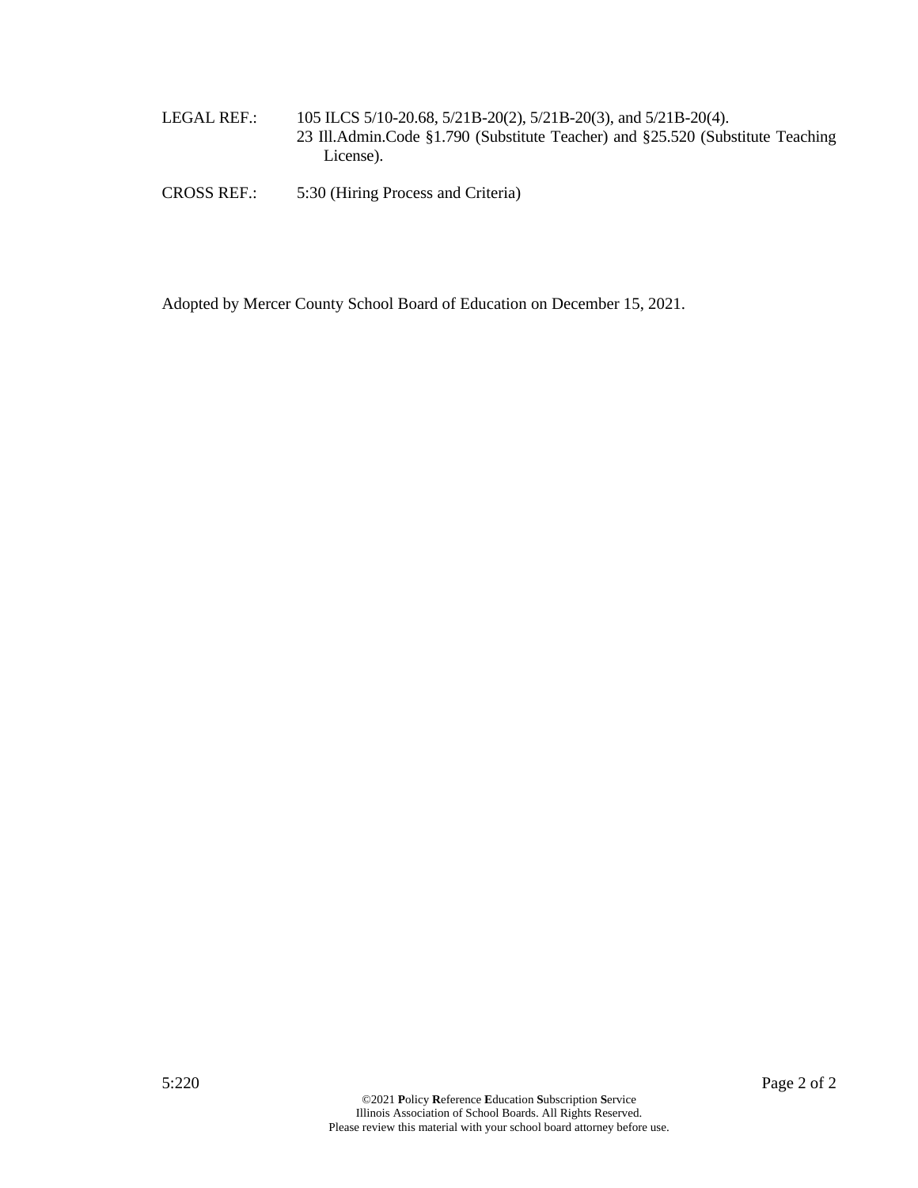LEGAL REF.: 105 ILCS 5/10-20.68, 5/21B-20(2), 5/21B-20(3), and 5/21B-20(4).
23 Ill.Admin.Code §1.790 (Substitute Teacher) and §25.520 (Substitute Teaching License).

CROSS REF.: 5:30 (Hiring Process and Criteria)

Adopted by Mercer County School Board of Education on December 15, 2021.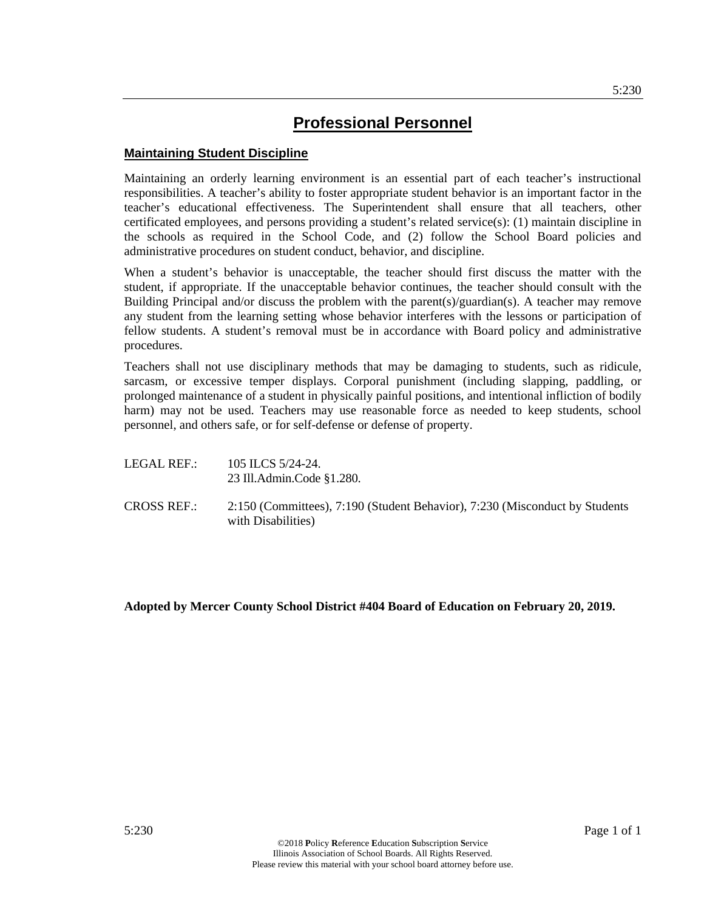# Professional Personnel

## Maintaining Student Discipline

Maintaining an orderly learning environment is an essential part of each teacher's instructional responsibilities. A teacher's ability to foster appropriate student behavior is an important factor in the teacher's educational effectiveness. The Superintendent shall ensure that all teachers, other certificated employees, and persons providing a student's related service(s): (1) maintain discipline in the schools as required in the School Code, and (2) follow the School Board policies and administrative procedures on student conduct, behavior, and discipline.

When a student's behavior is unacceptable, the teacher should first discuss the matter with the student, if appropriate. If the unacceptable behavior continues, the teacher should consult with the Building Principal and/or discuss the problem with the parent(s)/guardian(s). A teacher may remove any student from the learning setting whose behavior interferes with the lessons or participation of fellow students. A student's removal must be in accordance with Board policy and administrative procedures.

Teachers shall not use disciplinary methods that may be damaging to students, such as ridicule, sarcasm, or excessive temper displays. Corporal punishment (including slapping, paddling, or prolonged maintenance of a student in physically painful positions, and intentional infliction of bodily harm) may not be used. Teachers may use reasonable force as needed to keep students, school personnel, and others safe, or for self-defense or defense of property.

LEGAL REF.: 105 ILCS 5/24-24.
23 Ill.Admin.Code §1.280.

CROSS REF.: 2:150 (Committees), 7:190 (Student Behavior), 7:230 (Misconduct by Students with Disabilities)

**Adopted by Mercer County School District #404 Board of Education on February 20, 2019.**

©2018 **P**olicy **R**eference **E**ducation **S**ubscription **S**ervice
Illinois Association of School Boards. All Rights Reserved.
Please review this material with your school board attorney before use.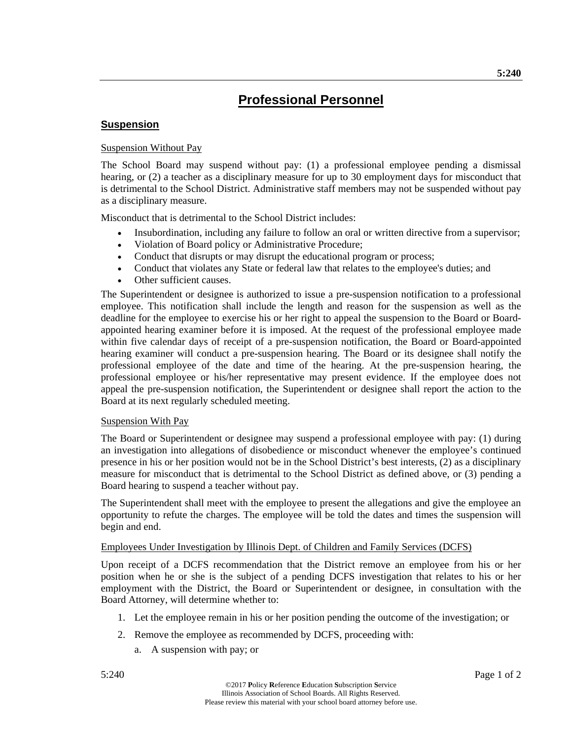# Professional Personnel

## Suspension

### Suspension Without Pay

The School Board may suspend without pay: (1) a professional employee pending a dismissal hearing, or (2) a teacher as a disciplinary measure for up to 30 employment days for misconduct that is detrimental to the School District. Administrative staff members may not be suspended without pay as a disciplinary measure.

Misconduct that is detrimental to the School District includes:

- Insubordination, including any failure to follow an oral or written directive from a supervisor;
- Violation of Board policy or Administrative Procedure;
- Conduct that disrupts or may disrupt the educational program or process;
- Conduct that violates any State or federal law that relates to the employee's duties; and
- Other sufficient causes.

The Superintendent or designee is authorized to issue a pre-suspension notification to a professional employee. This notification shall include the length and reason for the suspension as well as the deadline for the employee to exercise his or her right to appeal the suspension to the Board or Board-appointed hearing examiner before it is imposed. At the request of the professional employee made within five calendar days of receipt of a pre-suspension notification, the Board or Board-appointed hearing examiner will conduct a pre-suspension hearing. The Board or its designee shall notify the professional employee of the date and time of the hearing. At the pre-suspension hearing, the professional employee or his/her representative may present evidence. If the employee does not appeal the pre-suspension notification, the Superintendent or designee shall report the action to the Board at its next regularly scheduled meeting.

### Suspension With Pay

The Board or Superintendent or designee may suspend a professional employee with pay: (1) during an investigation into allegations of disobedience or misconduct whenever the employee's continued presence in his or her position would not be in the School District's best interests, (2) as a disciplinary measure for misconduct that is detrimental to the School District as defined above, or (3) pending a Board hearing to suspend a teacher without pay.

The Superintendent shall meet with the employee to present the allegations and give the employee an opportunity to refute the charges. The employee will be told the dates and times the suspension will begin and end.

### Employees Under Investigation by Illinois Dept. of Children and Family Services (DCFS)

Upon receipt of a DCFS recommendation that the District remove an employee from his or her position when he or she is the subject of a pending DCFS investigation that relates to his or her employment with the District, the Board or Superintendent or designee, in consultation with the Board Attorney, will determine whether to:

1. Let the employee remain in his or her position pending the outcome of the investigation; or
2. Remove the employee as recommended by DCFS, proceeding with:
   a. A suspension with pay; or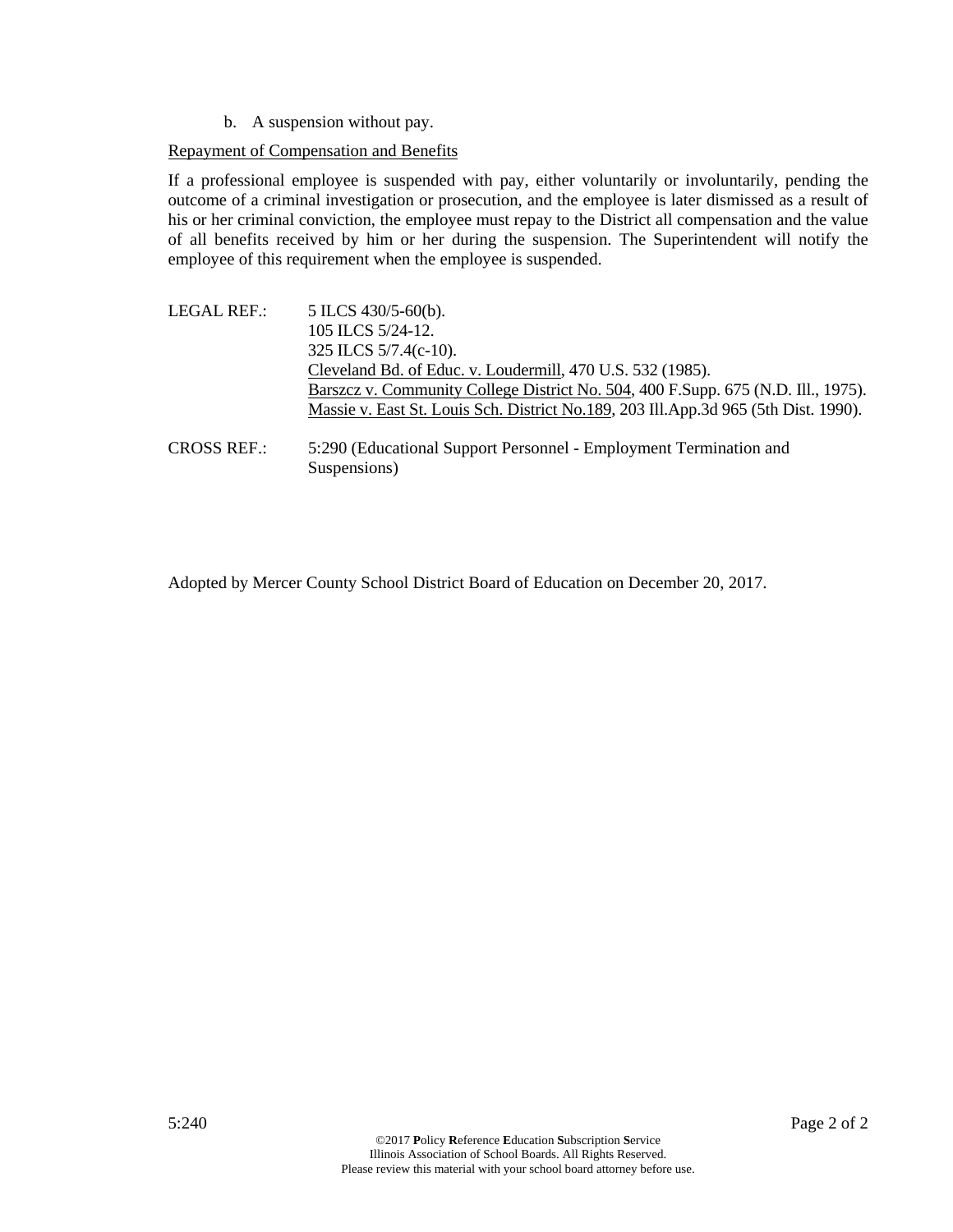b. A suspension without pay.

Repayment of Compensation and Benefits

If a professional employee is suspended with pay, either voluntarily or involuntarily, pending the outcome of a criminal investigation or prosecution, and the employee is later dismissed as a result of his or her criminal conviction, the employee must repay to the District all compensation and the value of all benefits received by him or her during the suspension. The Superintendent will notify the employee of this requirement when the employee is suspended.

LEGAL REF.: 5 ILCS 430/5-60(b).
105 ILCS 5/24-12.
325 ILCS 5/7.4(c-10).
Cleveland Bd. of Educ. v. Loudermill, 470 U.S. 532 (1985).
Barszcz v. Community College District No. 504, 400 F.Supp. 675 (N.D. Ill., 1975).
Massie v. East St. Louis Sch. District No.189, 203 Ill.App.3d 965 (5th Dist. 1990).

CROSS REF.: 5:290 (Educational Support Personnel - Employment Termination and Suspensions)

Adopted by Mercer County School District Board of Education on December 20, 2017.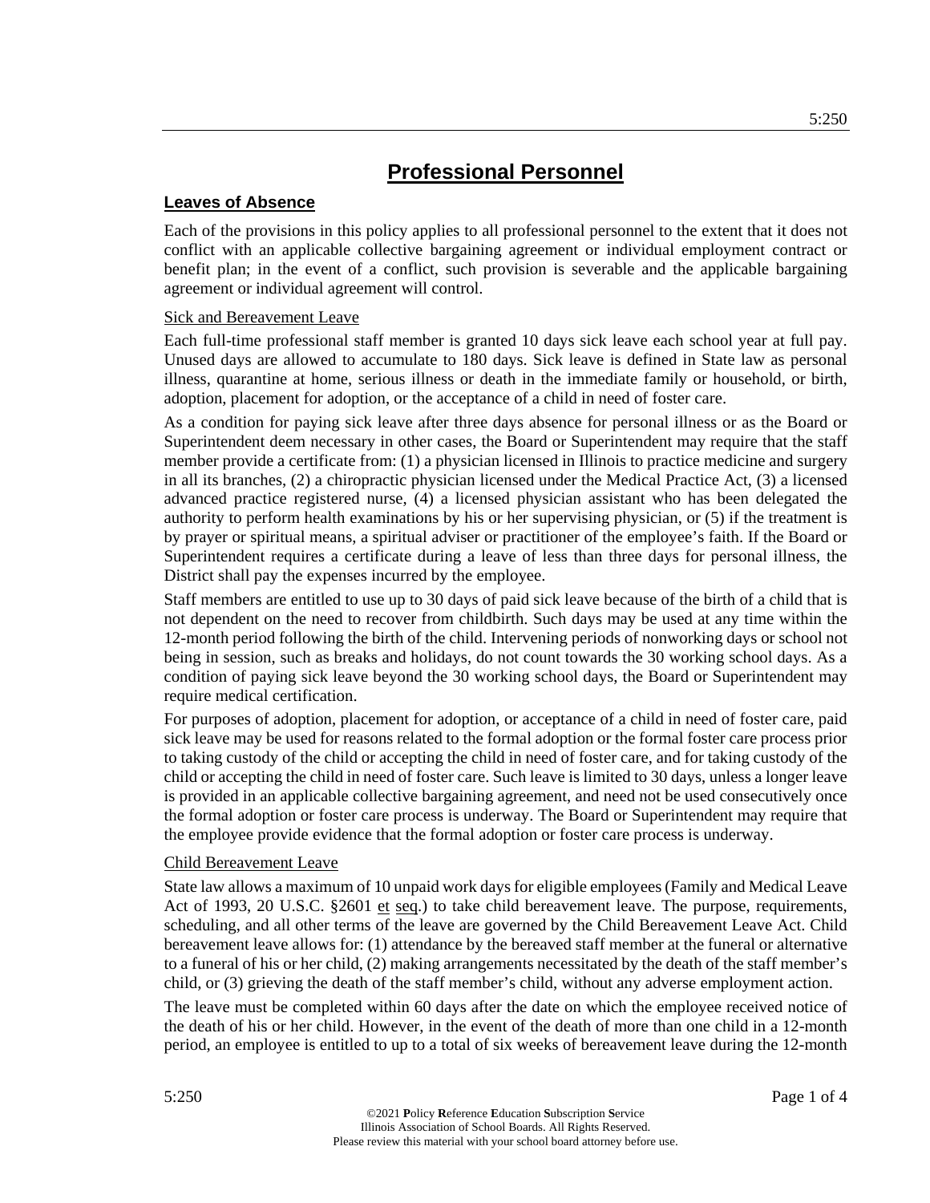# Professional Personnel

## Leaves of Absence

Each of the provisions in this policy applies to all professional personnel to the extent that it does not conflict with an applicable collective bargaining agreement or individual employment contract or benefit plan; in the event of a conflict, such provision is severable and the applicable bargaining agreement or individual agreement will control.

### Sick and Bereavement Leave

Each full-time professional staff member is granted 10 days sick leave each school year at full pay. Unused days are allowed to accumulate to 180 days. Sick leave is defined in State law as personal illness, quarantine at home, serious illness or death in the immediate family or household, or birth, adoption, placement for adoption, or the acceptance of a child in need of foster care.

As a condition for paying sick leave after three days absence for personal illness or as the Board or Superintendent deem necessary in other cases, the Board or Superintendent may require that the staff member provide a certificate from: (1) a physician licensed in Illinois to practice medicine and surgery in all its branches, (2) a chiropractic physician licensed under the Medical Practice Act, (3) a licensed advanced practice registered nurse, (4) a licensed physician assistant who has been delegated the authority to perform health examinations by his or her supervising physician, or (5) if the treatment is by prayer or spiritual means, a spiritual adviser or practitioner of the employee's faith. If the Board or Superintendent requires a certificate during a leave of less than three days for personal illness, the District shall pay the expenses incurred by the employee.

Staff members are entitled to use up to 30 days of paid sick leave because of the birth of a child that is not dependent on the need to recover from childbirth. Such days may be used at any time within the 12-month period following the birth of the child. Intervening periods of nonworking days or school not being in session, such as breaks and holidays, do not count towards the 30 working school days. As a condition of paying sick leave beyond the 30 working school days, the Board or Superintendent may require medical certification.

For purposes of adoption, placement for adoption, or acceptance of a child in need of foster care, paid sick leave may be used for reasons related to the formal adoption or the formal foster care process prior to taking custody of the child or accepting the child in need of foster care, and for taking custody of the child or accepting the child in need of foster care. Such leave is limited to 30 days, unless a longer leave is provided in an applicable collective bargaining agreement, and need not be used consecutively once the formal adoption or foster care process is underway. The Board or Superintendent may require that the employee provide evidence that the formal adoption or foster care process is underway.

### Child Bereavement Leave

State law allows a maximum of 10 unpaid work days for eligible employees (Family and Medical Leave Act of 1993, 20 U.S.C. §2601 et seq.) to take child bereavement leave. The purpose, requirements, scheduling, and all other terms of the leave are governed by the Child Bereavement Leave Act. Child bereavement leave allows for: (1) attendance by the bereaved staff member at the funeral or alternative to a funeral of his or her child, (2) making arrangements necessitated by the death of the staff member's child, or (3) grieving the death of the staff member's child, without any adverse employment action.

The leave must be completed within 60 days after the date on which the employee received notice of the death of his or her child. However, in the event of the death of more than one child in a 12-month period, an employee is entitled to up to a total of six weeks of bereavement leave during the 12-month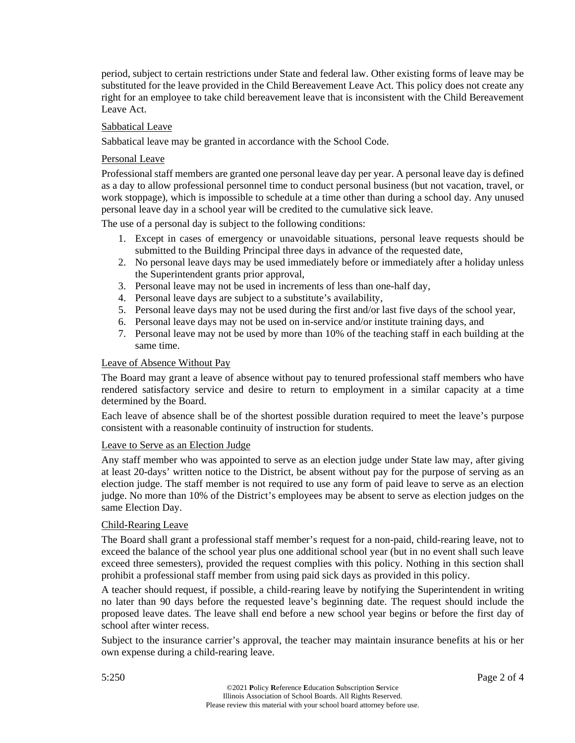period, subject to certain restrictions under State and federal law. Other existing forms of leave may be substituted for the leave provided in the Child Bereavement Leave Act. This policy does not create any right for an employee to take child bereavement leave that is inconsistent with the Child Bereavement Leave Act.

### Sabbatical Leave

Sabbatical leave may be granted in accordance with the School Code.

### Personal Leave

Professional staff members are granted one personal leave day per year. A personal leave day is defined as a day to allow professional personnel time to conduct personal business (but not vacation, travel, or work stoppage), which is impossible to schedule at a time other than during a school day. Any unused personal leave day in a school year will be credited to the cumulative sick leave.

The use of a personal day is subject to the following conditions:

1. Except in cases of emergency or unavoidable situations, personal leave requests should be submitted to the Building Principal three days in advance of the requested date,
2. No personal leave days may be used immediately before or immediately after a holiday unless the Superintendent grants prior approval,
3. Personal leave may not be used in increments of less than one-half day,
4. Personal leave days are subject to a substitute's availability,
5. Personal leave days may not be used during the first and/or last five days of the school year,
6. Personal leave days may not be used on in-service and/or institute training days, and
7. Personal leave may not be used by more than 10% of the teaching staff in each building at the same time.

### Leave of Absence Without Pay

The Board may grant a leave of absence without pay to tenured professional staff members who have rendered satisfactory service and desire to return to employment in a similar capacity at a time determined by the Board.

Each leave of absence shall be of the shortest possible duration required to meet the leave's purpose consistent with a reasonable continuity of instruction for students.

### Leave to Serve as an Election Judge

Any staff member who was appointed to serve as an election judge under State law may, after giving at least 20-days' written notice to the District, be absent without pay for the purpose of serving as an election judge. The staff member is not required to use any form of paid leave to serve as an election judge. No more than 10% of the District's employees may be absent to serve as election judges on the same Election Day.

### Child-Rearing Leave

The Board shall grant a professional staff member's request for a non-paid, child-rearing leave, not to exceed the balance of the school year plus one additional school year (but in no event shall such leave exceed three semesters), provided the request complies with this policy. Nothing in this section shall prohibit a professional staff member from using paid sick days as provided in this policy.

A teacher should request, if possible, a child-rearing leave by notifying the Superintendent in writing no later than 90 days before the requested leave's beginning date. The request should include the proposed leave dates. The leave shall end before a new school year begins or before the first day of school after winter recess.

Subject to the insurance carrier's approval, the teacher may maintain insurance benefits at his or her own expense during a child-rearing leave.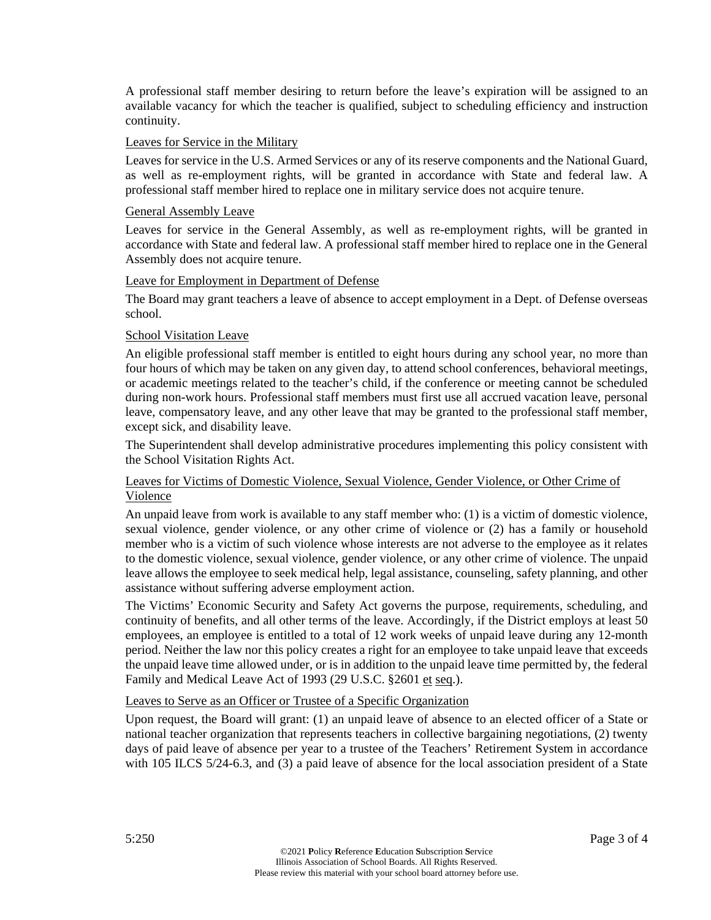A professional staff member desiring to return before the leave's expiration will be assigned to an available vacancy for which the teacher is qualified, subject to scheduling efficiency and instruction continuity.

Leaves for Service in the Military

Leaves for service in the U.S. Armed Services or any of its reserve components and the National Guard, as well as re-employment rights, will be granted in accordance with State and federal law. A professional staff member hired to replace one in military service does not acquire tenure.

General Assembly Leave

Leaves for service in the General Assembly, as well as re-employment rights, will be granted in accordance with State and federal law. A professional staff member hired to replace one in the General Assembly does not acquire tenure.

Leave for Employment in Department of Defense

The Board may grant teachers a leave of absence to accept employment in a Dept. of Defense overseas school.

School Visitation Leave

An eligible professional staff member is entitled to eight hours during any school year, no more than four hours of which may be taken on any given day, to attend school conferences, behavioral meetings, or academic meetings related to the teacher's child, if the conference or meeting cannot be scheduled during non-work hours. Professional staff members must first use all accrued vacation leave, personal leave, compensatory leave, and any other leave that may be granted to the professional staff member, except sick, and disability leave.

The Superintendent shall develop administrative procedures implementing this policy consistent with the School Visitation Rights Act.

Leaves for Victims of Domestic Violence, Sexual Violence, Gender Violence, or Other Crime of Violence

An unpaid leave from work is available to any staff member who: (1) is a victim of domestic violence, sexual violence, gender violence, or any other crime of violence or (2) has a family or household member who is a victim of such violence whose interests are not adverse to the employee as it relates to the domestic violence, sexual violence, gender violence, or any other crime of violence. The unpaid leave allows the employee to seek medical help, legal assistance, counseling, safety planning, and other assistance without suffering adverse employment action.

The Victims' Economic Security and Safety Act governs the purpose, requirements, scheduling, and continuity of benefits, and all other terms of the leave. Accordingly, if the District employs at least 50 employees, an employee is entitled to a total of 12 work weeks of unpaid leave during any 12-month period. Neither the law nor this policy creates a right for an employee to take unpaid leave that exceeds the unpaid leave time allowed under, or is in addition to the unpaid leave time permitted by, the federal Family and Medical Leave Act of 1993 (29 U.S.C. §2601 et seq.).

Leaves to Serve as an Officer or Trustee of a Specific Organization

Upon request, the Board will grant: (1) an unpaid leave of absence to an elected officer of a State or national teacher organization that represents teachers in collective bargaining negotiations, (2) twenty days of paid leave of absence per year to a trustee of the Teachers' Retirement System in accordance with 105 ILCS 5/24-6.3, and (3) a paid leave of absence for the local association president of a State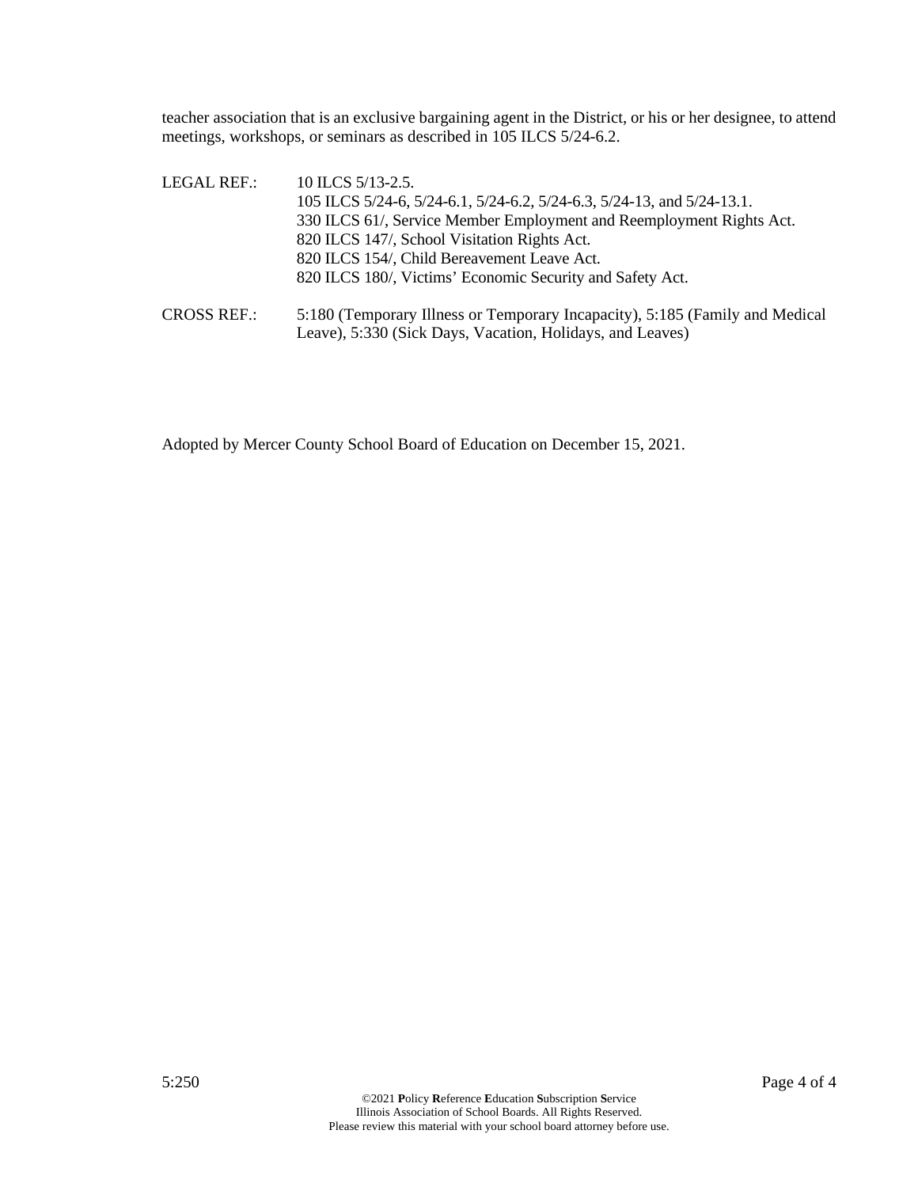teacher association that is an exclusive bargaining agent in the District, or his or her designee, to attend meetings, workshops, or seminars as described in 105 ILCS 5/24-6.2.

LEGAL REF.: 10 ILCS 5/13-2.5.
105 ILCS 5/24-6, 5/24-6.1, 5/24-6.2, 5/24-6.3, 5/24-13, and 5/24-13.1.
330 ILCS 61/, Service Member Employment and Reemployment Rights Act.
820 ILCS 147/, School Visitation Rights Act.
820 ILCS 154/, Child Bereavement Leave Act.
820 ILCS 180/, Victims' Economic Security and Safety Act.

CROSS REF.: 5:180 (Temporary Illness or Temporary Incapacity), 5:185 (Family and Medical Leave), 5:330 (Sick Days, Vacation, Holidays, and Leaves)

Adopted by Mercer County School Board of Education on December 15, 2021.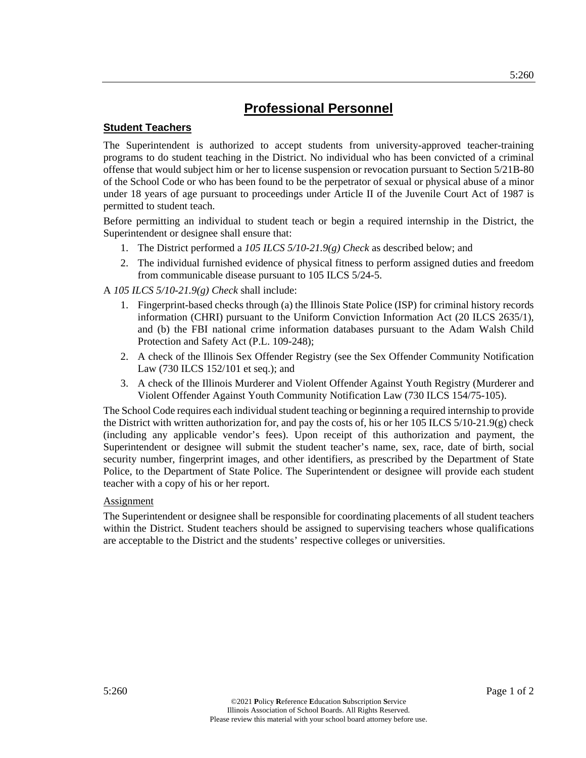# Professional Personnel

## Student Teachers

The Superintendent is authorized to accept students from university-approved teacher-training programs to do student teaching in the District. No individual who has been convicted of a criminal offense that would subject him or her to license suspension or revocation pursuant to Section 5/21B-80 of the School Code or who has been found to be the perpetrator of sexual or physical abuse of a minor under 18 years of age pursuant to proceedings under Article II of the Juvenile Court Act of 1987 is permitted to student teach.

Before permitting an individual to student teach or begin a required internship in the District, the Superintendent or designee shall ensure that:

1. The District performed a *105 ILCS 5/10-21.9(g) Check* as described below; and
2. The individual furnished evidence of physical fitness to perform assigned duties and freedom from communicable disease pursuant to 105 ILCS 5/24-5.

A *105 ILCS 5/10-21.9(g) Check* shall include:

1. Fingerprint-based checks through (a) the Illinois State Police (ISP) for criminal history records information (CHRI) pursuant to the Uniform Conviction Information Act (20 ILCS 2635/1), and (b) the FBI national crime information databases pursuant to the Adam Walsh Child Protection and Safety Act (P.L. 109-248);
2. A check of the Illinois Sex Offender Registry (see the Sex Offender Community Notification Law (730 ILCS 152/101 et seq.); and
3. A check of the Illinois Murderer and Violent Offender Against Youth Registry (Murderer and Violent Offender Against Youth Community Notification Law (730 ILCS 154/75-105).

The School Code requires each individual student teaching or beginning a required internship to provide the District with written authorization for, and pay the costs of, his or her 105 ILCS 5/10-21.9(g) check (including any applicable vendor's fees). Upon receipt of this authorization and payment, the Superintendent or designee will submit the student teacher's name, sex, race, date of birth, social security number, fingerprint images, and other identifiers, as prescribed by the Department of State Police, to the Department of State Police. The Superintendent or designee will provide each student teacher with a copy of his or her report.

### Assignment

The Superintendent or designee shall be responsible for coordinating placements of all student teachers within the District. Student teachers should be assigned to supervising teachers whose qualifications are acceptable to the District and the students' respective colleges or universities.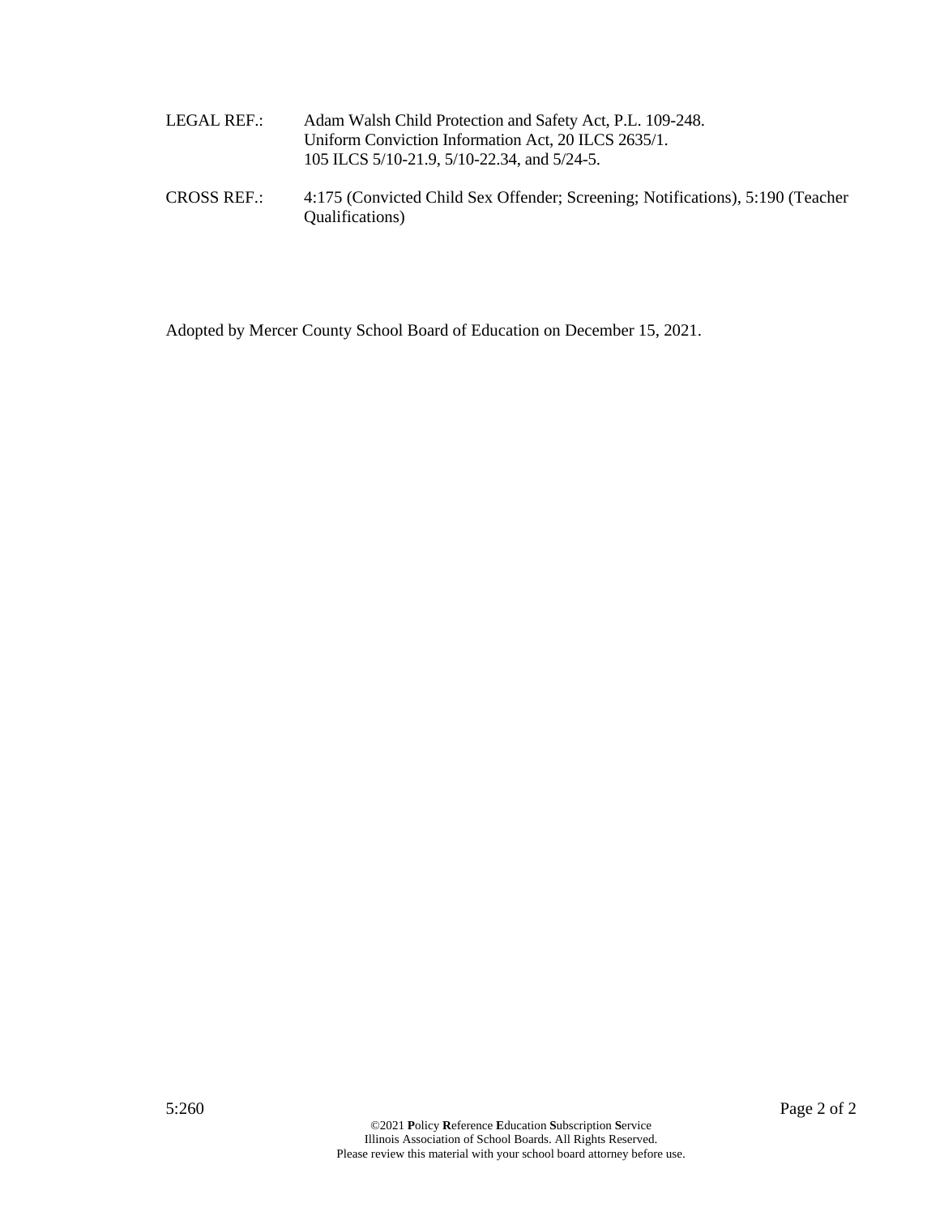LEGAL REF.: Adam Walsh Child Protection and Safety Act, P.L. 109-248.
Uniform Conviction Information Act, 20 ILCS 2635/1.
105 ILCS 5/10-21.9, 5/10-22.34, and 5/24-5.

CROSS REF.: 4:175 (Convicted Child Sex Offender; Screening; Notifications), 5:190 (Teacher Qualifications)

Adopted by Mercer County School Board of Education on December 15, 2021.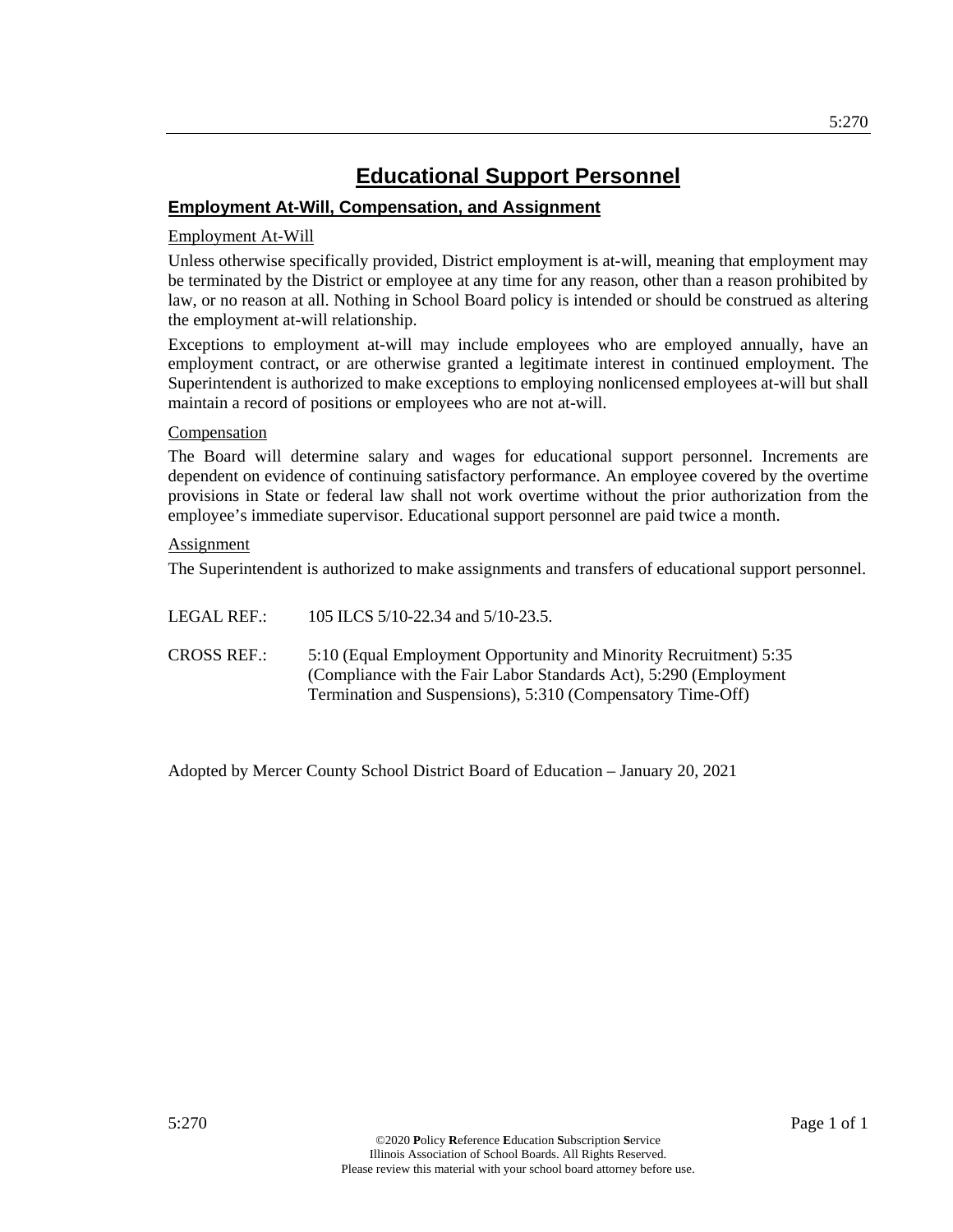# Educational Support Personnel

## Employment At-Will, Compensation, and Assignment

### Employment At-Will

Unless otherwise specifically provided, District employment is at-will, meaning that employment may be terminated by the District or employee at any time for any reason, other than a reason prohibited by law, or no reason at all. Nothing in School Board policy is intended or should be construed as altering the employment at-will relationship.

Exceptions to employment at-will may include employees who are employed annually, have an employment contract, or are otherwise granted a legitimate interest in continued employment. The Superintendent is authorized to make exceptions to employing nonlicensed employees at-will but shall maintain a record of positions or employees who are not at-will.

### Compensation

The Board will determine salary and wages for educational support personnel. Increments are dependent on evidence of continuing satisfactory performance. An employee covered by the overtime provisions in State or federal law shall not work overtime without the prior authorization from the employee's immediate supervisor. Educational support personnel are paid twice a month.

### Assignment

The Superintendent is authorized to make assignments and transfers of educational support personnel.

LEGAL REF.: 105 ILCS 5/10-22.34 and 5/10-23.5.

CROSS REF.: 5:10 (Equal Employment Opportunity and Minority Recruitment) 5:35 (Compliance with the Fair Labor Standards Act), 5:290 (Employment Termination and Suspensions), 5:310 (Compensatory Time-Off)

Adopted by Mercer County School District Board of Education – January 20, 2021

©2020 Policy Reference Education Subscription Service
Illinois Association of School Boards. All Rights Reserved.
Please review this material with your school board attorney before use.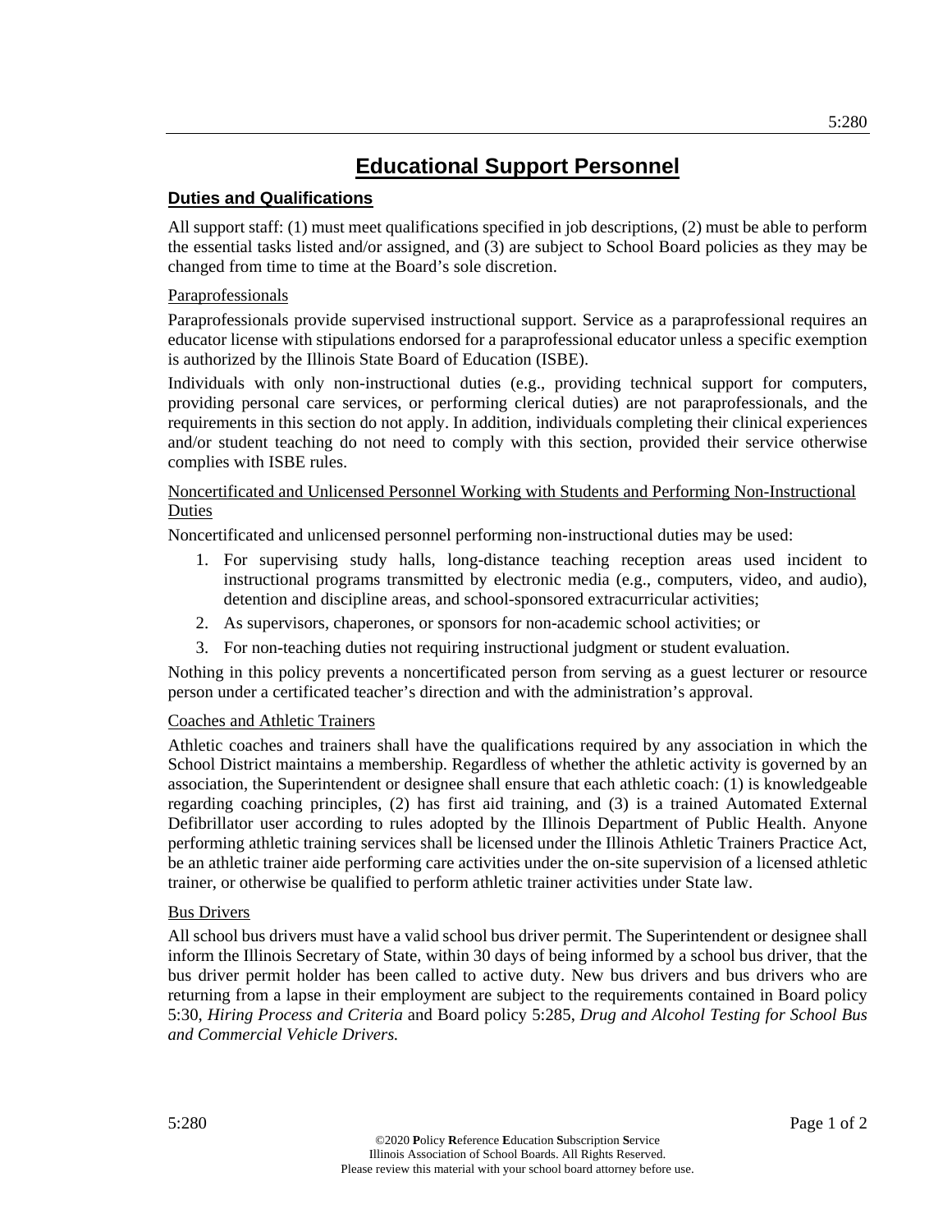# Educational Support Personnel

## Duties and Qualifications

All support staff: (1) must meet qualifications specified in job descriptions, (2) must be able to perform the essential tasks listed and/or assigned, and (3) are subject to School Board policies as they may be changed from time to time at the Board's sole discretion.

### Paraprofessionals

Paraprofessionals provide supervised instructional support. Service as a paraprofessional requires an educator license with stipulations endorsed for a paraprofessional educator unless a specific exemption is authorized by the Illinois State Board of Education (ISBE).

Individuals with only non-instructional duties (e.g., providing technical support for computers, providing personal care services, or performing clerical duties) are not paraprofessionals, and the requirements in this section do not apply. In addition, individuals completing their clinical experiences and/or student teaching do not need to comply with this section, provided their service otherwise complies with ISBE rules.

### Noncertificated and Unlicensed Personnel Working with Students and Performing Non-Instructional Duties

Noncertificated and unlicensed personnel performing non-instructional duties may be used:

1. For supervising study halls, long-distance teaching reception areas used incident to instructional programs transmitted by electronic media (e.g., computers, video, and audio), detention and discipline areas, and school-sponsored extracurricular activities;
2. As supervisors, chaperones, or sponsors for non-academic school activities; or
3. For non-teaching duties not requiring instructional judgment or student evaluation.

Nothing in this policy prevents a noncertificated person from serving as a guest lecturer or resource person under a certificated teacher's direction and with the administration's approval.

### Coaches and Athletic Trainers

Athletic coaches and trainers shall have the qualifications required by any association in which the School District maintains a membership. Regardless of whether the athletic activity is governed by an association, the Superintendent or designee shall ensure that each athletic coach: (1) is knowledgeable regarding coaching principles, (2) has first aid training, and (3) is a trained Automated External Defibrillator user according to rules adopted by the Illinois Department of Public Health. Anyone performing athletic training services shall be licensed under the Illinois Athletic Trainers Practice Act, be an athletic trainer aide performing care activities under the on-site supervision of a licensed athletic trainer, or otherwise be qualified to perform athletic trainer activities under State law.

### Bus Drivers

All school bus drivers must have a valid school bus driver permit. The Superintendent or designee shall inform the Illinois Secretary of State, within 30 days of being informed by a school bus driver, that the bus driver permit holder has been called to active duty. New bus drivers and bus drivers who are returning from a lapse in their employment are subject to the requirements contained in Board policy 5:30, *Hiring Process and Criteria* and Board policy 5:285, *Drug and Alcohol Testing for School Bus and Commercial Vehicle Drivers.*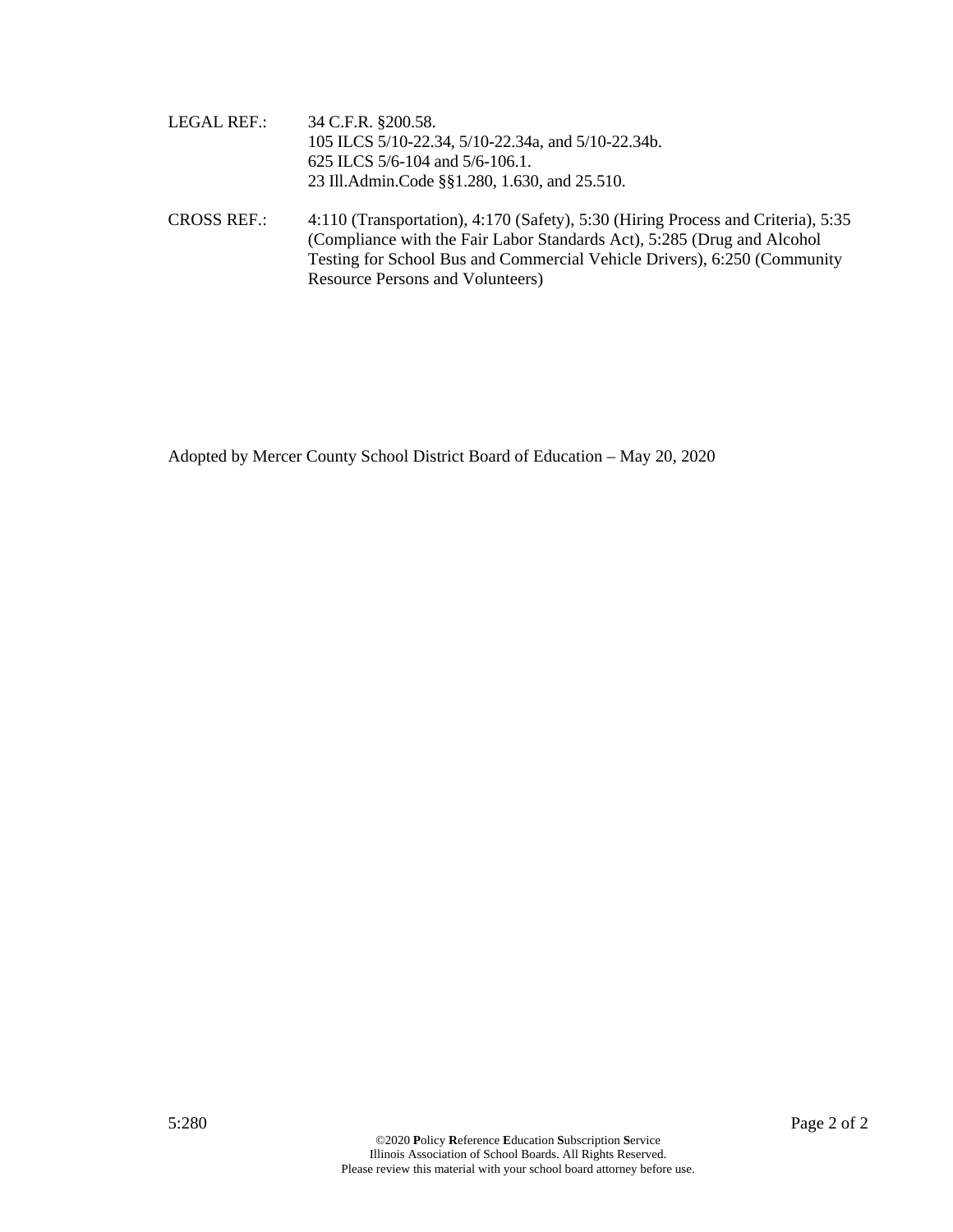LEGAL REF.: 34 C.F.R. §200.58.
105 ILCS 5/10-22.34, 5/10-22.34a, and 5/10-22.34b.
625 ILCS 5/6-104 and 5/6-106.1.
23 Ill.Admin.Code §§1.280, 1.630, and 25.510.

CROSS REF.: 4:110 (Transportation), 4:170 (Safety), 5:30 (Hiring Process and Criteria), 5:35 (Compliance with the Fair Labor Standards Act), 5:285 (Drug and Alcohol Testing for School Bus and Commercial Vehicle Drivers), 6:250 (Community Resource Persons and Volunteers)

Adopted by Mercer County School District Board of Education – May 20, 2020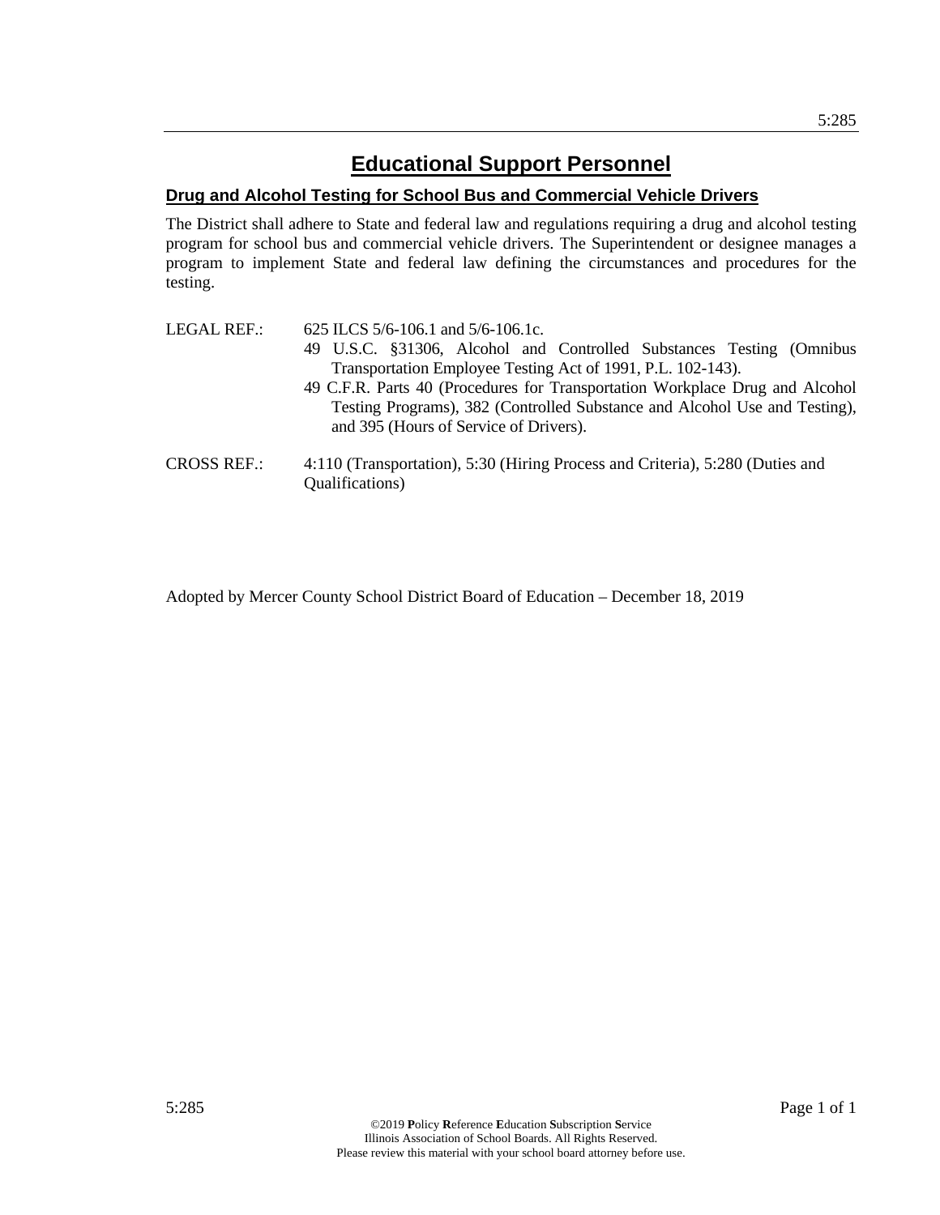# Educational Support Personnel

## Drug and Alcohol Testing for School Bus and Commercial Vehicle Drivers

The District shall adhere to State and federal law and regulations requiring a drug and alcohol testing program for school bus and commercial vehicle drivers. The Superintendent or designee manages a program to implement State and federal law defining the circumstances and procedures for the testing.

LEGAL REF.: 625 ILCS 5/6-106.1 and 5/6-106.1c.
49 U.S.C. §31306, Alcohol and Controlled Substances Testing (Omnibus Transportation Employee Testing Act of 1991, P.L. 102-143).
49 C.F.R. Parts 40 (Procedures for Transportation Workplace Drug and Alcohol Testing Programs), 382 (Controlled Substance and Alcohol Use and Testing), and 395 (Hours of Service of Drivers).

CROSS REF.: 4:110 (Transportation), 5:30 (Hiring Process and Criteria), 5:280 (Duties and Qualifications)

Adopted by Mercer County School District Board of Education – December 18, 2019

©2019 **P**olicy **R**eference **E**ducation **S**ubscription **S**ervice
Illinois Association of School Boards. All Rights Reserved.
Please review this material with your school board attorney before use.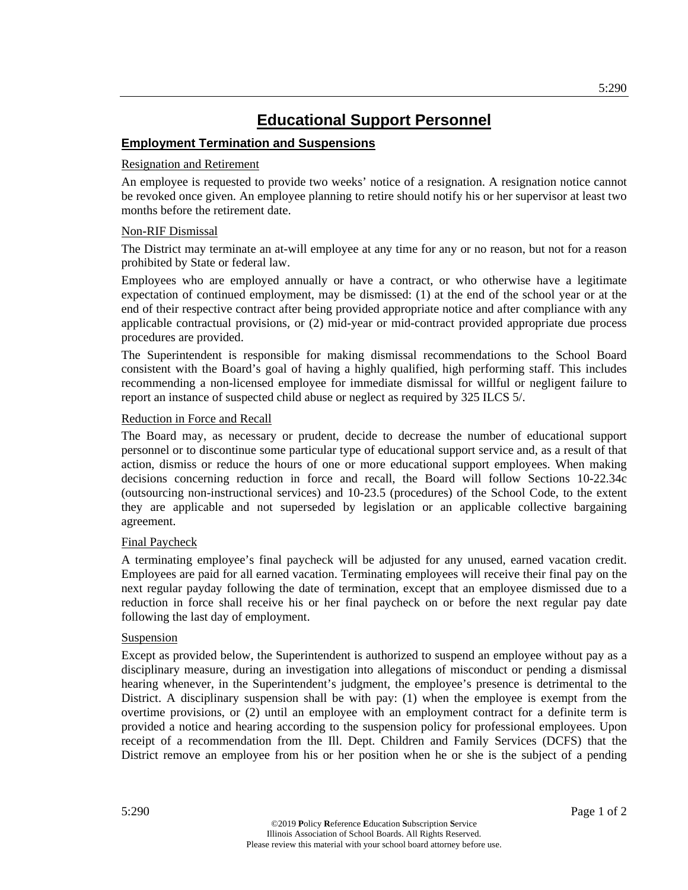# Educational Support Personnel

## Employment Termination and Suspensions

Resignation and Retirement

An employee is requested to provide two weeks' notice of a resignation. A resignation notice cannot be revoked once given. An employee planning to retire should notify his or her supervisor at least two months before the retirement date.

Non-RIF Dismissal

The District may terminate an at-will employee at any time for any or no reason, but not for a reason prohibited by State or federal law.

Employees who are employed annually or have a contract, or who otherwise have a legitimate expectation of continued employment, may be dismissed: (1) at the end of the school year or at the end of their respective contract after being provided appropriate notice and after compliance with any applicable contractual provisions, or (2) mid-year or mid-contract provided appropriate due process procedures are provided.

The Superintendent is responsible for making dismissal recommendations to the School Board consistent with the Board's goal of having a highly qualified, high performing staff. This includes recommending a non-licensed employee for immediate dismissal for willful or negligent failure to report an instance of suspected child abuse or neglect as required by 325 ILCS 5/.

Reduction in Force and Recall

The Board may, as necessary or prudent, decide to decrease the number of educational support personnel or to discontinue some particular type of educational support service and, as a result of that action, dismiss or reduce the hours of one or more educational support employees. When making decisions concerning reduction in force and recall, the Board will follow Sections 10-22.34c (outsourcing non-instructional services) and 10-23.5 (procedures) of the School Code, to the extent they are applicable and not superseded by legislation or an applicable collective bargaining agreement.

Final Paycheck

A terminating employee's final paycheck will be adjusted for any unused, earned vacation credit. Employees are paid for all earned vacation. Terminating employees will receive their final pay on the next regular payday following the date of termination, except that an employee dismissed due to a reduction in force shall receive his or her final paycheck on or before the next regular pay date following the last day of employment.

Suspension

Except as provided below, the Superintendent is authorized to suspend an employee without pay as a disciplinary measure, during an investigation into allegations of misconduct or pending a dismissal hearing whenever, in the Superintendent's judgment, the employee's presence is detrimental to the District. A disciplinary suspension shall be with pay: (1) when the employee is exempt from the overtime provisions, or (2) until an employee with an employment contract for a definite term is provided a notice and hearing according to the suspension policy for professional employees. Upon receipt of a recommendation from the Ill. Dept. Children and Family Services (DCFS) that the District remove an employee from his or her position when he or she is the subject of a pending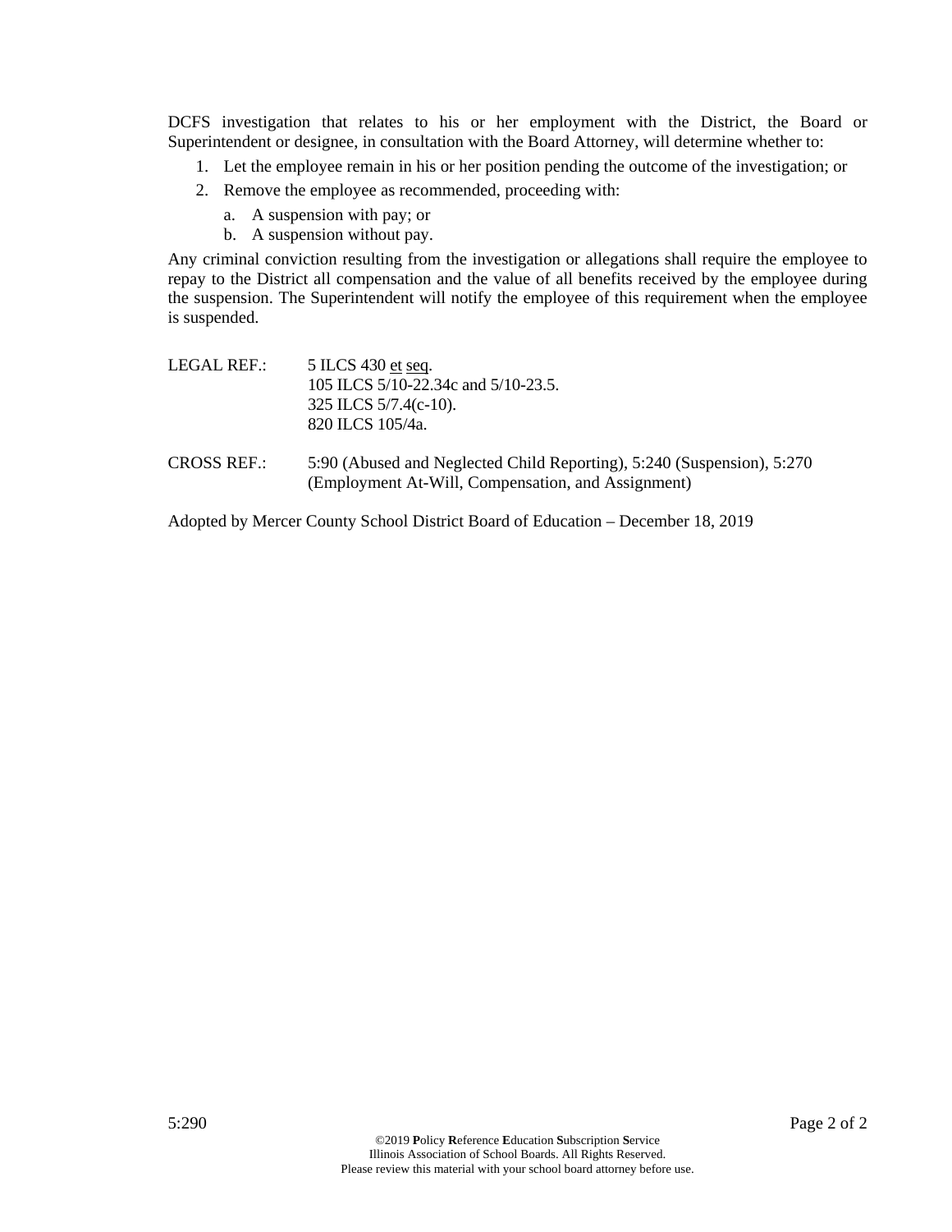DCFS investigation that relates to his or her employment with the District, the Board or Superintendent or designee, in consultation with the Board Attorney, will determine whether to:

1. Let the employee remain in his or her position pending the outcome of the investigation; or
2. Remove the employee as recommended, proceeding with:
   a. A suspension with pay; or
   b. A suspension without pay.

Any criminal conviction resulting from the investigation or allegations shall require the employee to repay to the District all compensation and the value of all benefits received by the employee during the suspension. The Superintendent will notify the employee of this requirement when the employee is suspended.

LEGAL REF.: 5 ILCS 430 et seq.
105 ILCS 5/10-22.34c and 5/10-23.5.
325 ILCS 5/7.4(c-10).
820 ILCS 105/4a.

CROSS REF.: 5:90 (Abused and Neglected Child Reporting), 5:240 (Suspension), 5:270 (Employment At-Will, Compensation, and Assignment)

Adopted by Mercer County School District Board of Education – December 18, 2019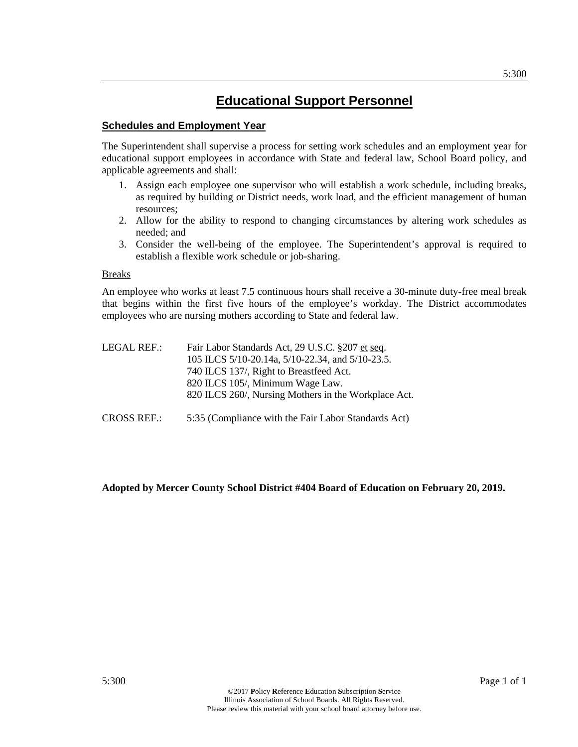# Educational Support Personnel

## Schedules and Employment Year

The Superintendent shall supervise a process for setting work schedules and an employment year for educational support employees in accordance with State and federal law, School Board policy, and applicable agreements and shall:

1. Assign each employee one supervisor who will establish a work schedule, including breaks, as required by building or District needs, work load, and the efficient management of human resources;
2. Allow for the ability to respond to changing circumstances by altering work schedules as needed; and
3. Consider the well-being of the employee. The Superintendent's approval is required to establish a flexible work schedule or job-sharing.

### Breaks

An employee who works at least 7.5 continuous hours shall receive a 30-minute duty-free meal break that begins within the first five hours of the employee's workday. The District accommodates employees who are nursing mothers according to State and federal law.

LEGAL REF.: Fair Labor Standards Act, 29 U.S.C. §207 et seq.
105 ILCS 5/10-20.14a, 5/10-22.34, and 5/10-23.5.
740 ILCS 137/, Right to Breastfeed Act.
820 ILCS 105/, Minimum Wage Law.
820 ILCS 260/, Nursing Mothers in the Workplace Act.

CROSS REF.: 5:35 (Compliance with the Fair Labor Standards Act)

**Adopted by Mercer County School District #404 Board of Education on February 20, 2019.**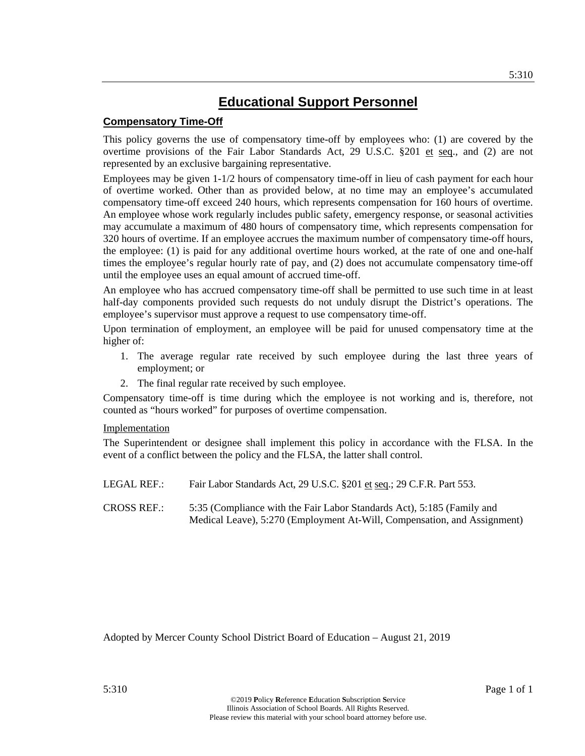# Educational Support Personnel

## Compensatory Time-Off

This policy governs the use of compensatory time-off by employees who: (1) are covered by the overtime provisions of the Fair Labor Standards Act, 29 U.S.C. §201 et seq., and (2) are not represented by an exclusive bargaining representative.

Employees may be given 1-1/2 hours of compensatory time-off in lieu of cash payment for each hour of overtime worked. Other than as provided below, at no time may an employee's accumulated compensatory time-off exceed 240 hours, which represents compensation for 160 hours of overtime. An employee whose work regularly includes public safety, emergency response, or seasonal activities may accumulate a maximum of 480 hours of compensatory time, which represents compensation for 320 hours of overtime. If an employee accrues the maximum number of compensatory time-off hours, the employee: (1) is paid for any additional overtime hours worked, at the rate of one and one-half times the employee's regular hourly rate of pay, and (2) does not accumulate compensatory time-off until the employee uses an equal amount of accrued time-off.

An employee who has accrued compensatory time-off shall be permitted to use such time in at least half-day components provided such requests do not unduly disrupt the District's operations. The employee's supervisor must approve a request to use compensatory time-off.

Upon termination of employment, an employee will be paid for unused compensatory time at the higher of:

1. The average regular rate received by such employee during the last three years of employment; or
2. The final regular rate received by such employee.

Compensatory time-off is time during which the employee is not working and is, therefore, not counted as "hours worked" for purposes of overtime compensation.

Implementation

The Superintendent or designee shall implement this policy in accordance with the FLSA. In the event of a conflict between the policy and the FLSA, the latter shall control.

LEGAL REF.: Fair Labor Standards Act, 29 U.S.C. §201 et seq.; 29 C.F.R. Part 553.

CROSS REF.: 5:35 (Compliance with the Fair Labor Standards Act), 5:185 (Family and Medical Leave), 5:270 (Employment At-Will, Compensation, and Assignment)

Adopted by Mercer County School District Board of Education – August 21, 2019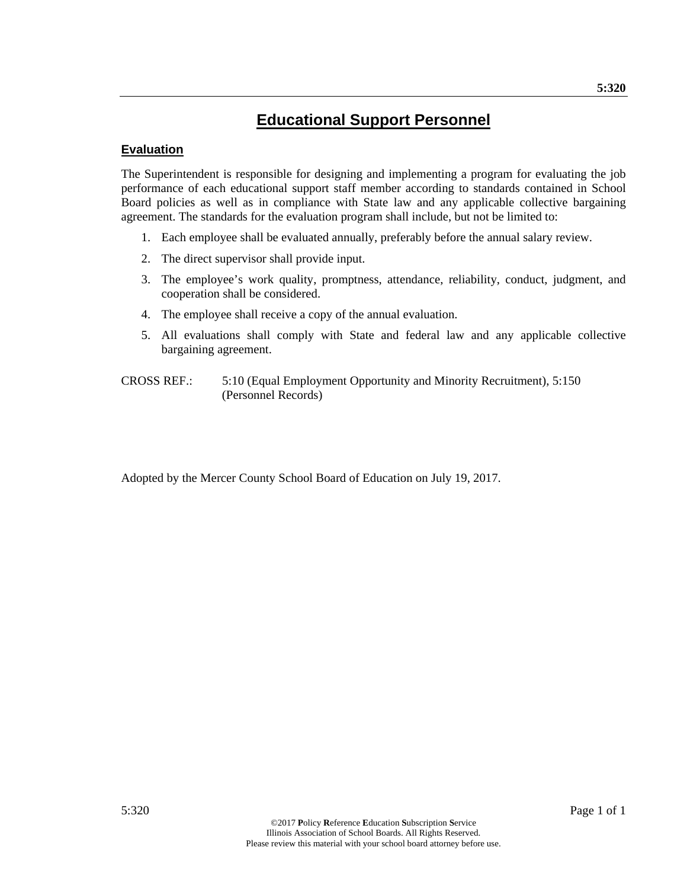# Educational Support Personnel

## Evaluation

The Superintendent is responsible for designing and implementing a program for evaluating the job performance of each educational support staff member according to standards contained in School Board policies as well as in compliance with State law and any applicable collective bargaining agreement. The standards for the evaluation program shall include, but not be limited to:

1. Each employee shall be evaluated annually, preferably before the annual salary review.
2. The direct supervisor shall provide input.
3. The employee's work quality, promptness, attendance, reliability, conduct, judgment, and cooperation shall be considered.
4. The employee shall receive a copy of the annual evaluation.
5. All evaluations shall comply with State and federal law and any applicable collective bargaining agreement.

CROSS REF.: 5:10 (Equal Employment Opportunity and Minority Recruitment), 5:150 (Personnel Records)

Adopted by the Mercer County School Board of Education on July 19, 2017.

©2017 Policy Reference Education Subscription Service
Illinois Association of School Boards. All Rights Reserved.
Please review this material with your school board attorney before use.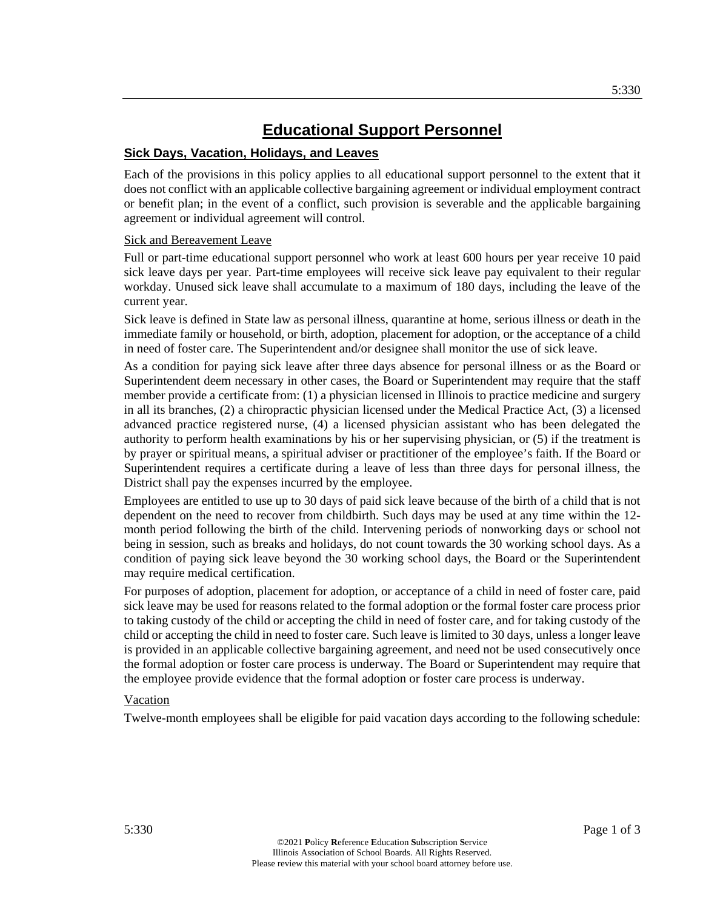# Educational Support Personnel

## Sick Days, Vacation, Holidays, and Leaves

Each of the provisions in this policy applies to all educational support personnel to the extent that it does not conflict with an applicable collective bargaining agreement or individual employment contract or benefit plan; in the event of a conflict, such provision is severable and the applicable bargaining agreement or individual agreement will control.

### Sick and Bereavement Leave

Full or part-time educational support personnel who work at least 600 hours per year receive 10 paid sick leave days per year. Part-time employees will receive sick leave pay equivalent to their regular workday. Unused sick leave shall accumulate to a maximum of 180 days, including the leave of the current year.

Sick leave is defined in State law as personal illness, quarantine at home, serious illness or death in the immediate family or household, or birth, adoption, placement for adoption, or the acceptance of a child in need of foster care. The Superintendent and/or designee shall monitor the use of sick leave.

As a condition for paying sick leave after three days absence for personal illness or as the Board or Superintendent deem necessary in other cases, the Board or Superintendent may require that the staff member provide a certificate from: (1) a physician licensed in Illinois to practice medicine and surgery in all its branches, (2) a chiropractic physician licensed under the Medical Practice Act, (3) a licensed advanced practice registered nurse, (4) a licensed physician assistant who has been delegated the authority to perform health examinations by his or her supervising physician, or (5) if the treatment is by prayer or spiritual means, a spiritual adviser or practitioner of the employee's faith. If the Board or Superintendent requires a certificate during a leave of less than three days for personal illness, the District shall pay the expenses incurred by the employee.

Employees are entitled to use up to 30 days of paid sick leave because of the birth of a child that is not dependent on the need to recover from childbirth. Such days may be used at any time within the 12-month period following the birth of the child. Intervening periods of nonworking days or school not being in session, such as breaks and holidays, do not count towards the 30 working school days. As a condition of paying sick leave beyond the 30 working school days, the Board or the Superintendent may require medical certification.

For purposes of adoption, placement for adoption, or acceptance of a child in need of foster care, paid sick leave may be used for reasons related to the formal adoption or the formal foster care process prior to taking custody of the child or accepting the child in need of foster care, and for taking custody of the child or accepting the child in need to foster care. Such leave is limited to 30 days, unless a longer leave is provided in an applicable collective bargaining agreement, and need not be used consecutively once the formal adoption or foster care process is underway. The Board or Superintendent may require that the employee provide evidence that the formal adoption or foster care process is underway.

### Vacation

Twelve-month employees shall be eligible for paid vacation days according to the following schedule: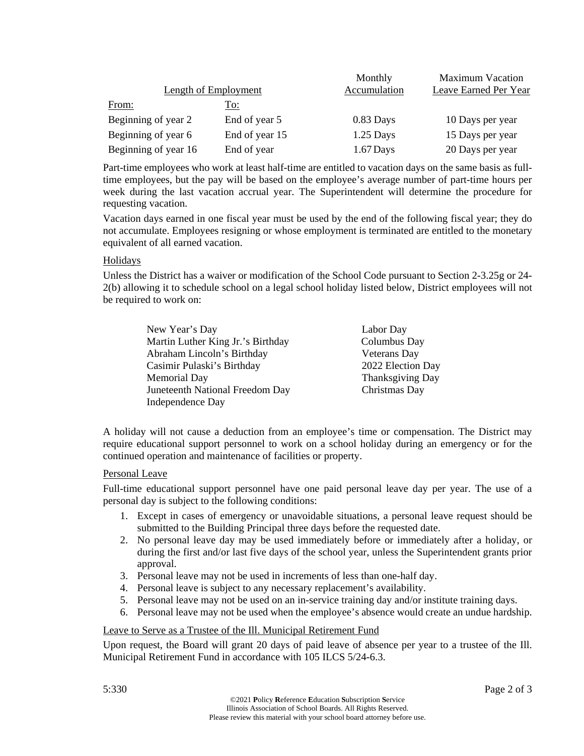| Length of Employment | | Monthly Accumulation | Maximum Vacation Leave Earned Per Year |
|---|---|---|---|
| From: | To: | | |
| Beginning of year 2 | End of year 5 | 0.83 Days | 10 Days per year |
| Beginning of year 6 | End of year 15 | 1.25 Days | 15 Days per year |
| Beginning of year 16 | End of year | 1.67 Days | 20 Days per year |

Part-time employees who work at least half-time are entitled to vacation days on the same basis as full-time employees, but the pay will be based on the employee's average number of part-time hours per week during the last vacation accrual year. The Superintendent will determine the procedure for requesting vacation.

Vacation days earned in one fiscal year must be used by the end of the following fiscal year; they do not accumulate. Employees resigning or whose employment is terminated are entitled to the monetary equivalent of all earned vacation.

## Holidays

Unless the District has a waiver or modification of the School Code pursuant to Section 2-3.25g or 24-2(b) allowing it to schedule school on a legal school holiday listed below, District employees will not be required to work on:

- New Year's Day
- Martin Luther King Jr.'s Birthday
- Abraham Lincoln's Birthday
- Casimir Pulaski's Birthday
- Memorial Day
- Juneteenth National Freedom Day
- Independence Day
- Labor Day
- Columbus Day
- Veterans Day
- 2022 Election Day
- Thanksgiving Day
- Christmas Day

A holiday will not cause a deduction from an employee's time or compensation. The District may require educational support personnel to work on a school holiday during an emergency or for the continued operation and maintenance of facilities or property.

## Personal Leave

Full-time educational support personnel have one paid personal leave day per year. The use of a personal day is subject to the following conditions:

1. Except in cases of emergency or unavoidable situations, a personal leave request should be submitted to the Building Principal three days before the requested date.
2. No personal leave day may be used immediately before or immediately after a holiday, or during the first and/or last five days of the school year, unless the Superintendent grants prior approval.
3. Personal leave may not be used in increments of less than one-half day.
4. Personal leave is subject to any necessary replacement's availability.
5. Personal leave may not be used on an in-service training day and/or institute training days.
6. Personal leave may not be used when the employee's absence would create an undue hardship.

## Leave to Serve as a Trustee of the Ill. Municipal Retirement Fund

Upon request, the Board will grant 20 days of paid leave of absence per year to a trustee of the Ill. Municipal Retirement Fund in accordance with 105 ILCS 5/24-6.3.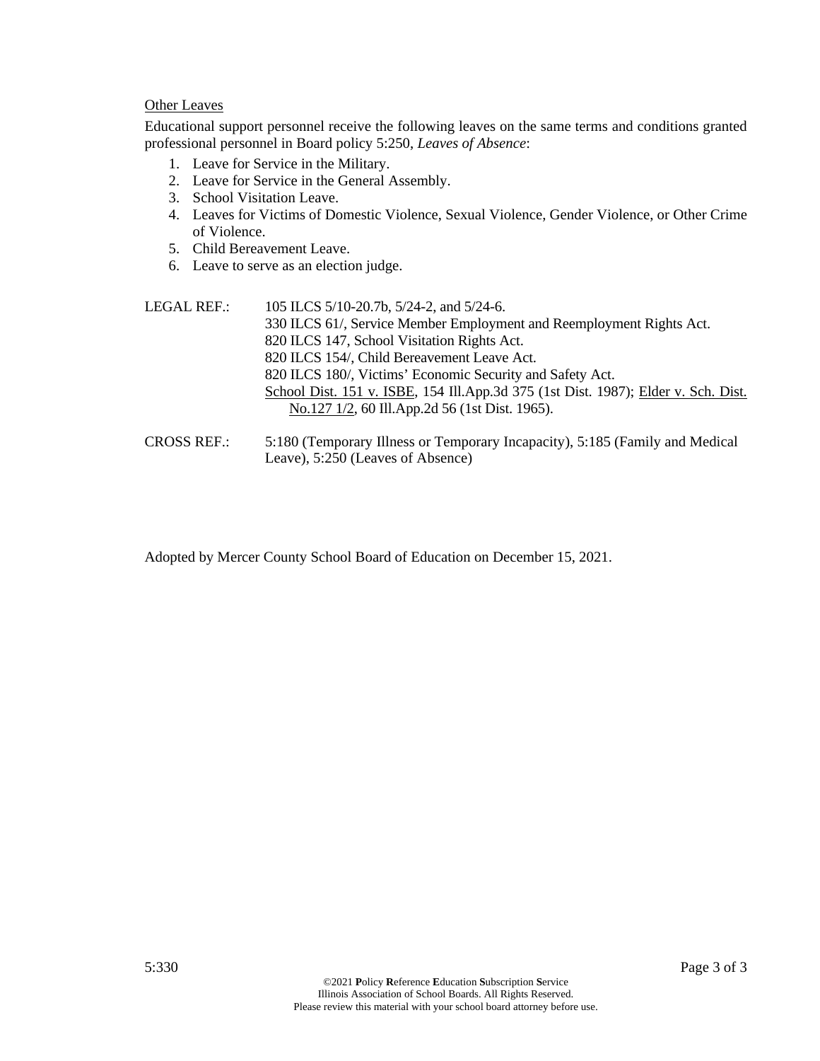Other Leaves

Educational support personnel receive the following leaves on the same terms and conditions granted professional personnel in Board policy 5:250, *Leaves of Absence*:

1. Leave for Service in the Military.
2. Leave for Service in the General Assembly.
3. School Visitation Leave.
4. Leaves for Victims of Domestic Violence, Sexual Violence, Gender Violence, or Other Crime of Violence.
5. Child Bereavement Leave.
6. Leave to serve as an election judge.

LEGAL REF.: 105 ILCS 5/10-20.7b, 5/24-2, and 5/24-6.
330 ILCS 61/, Service Member Employment and Reemployment Rights Act.
820 ILCS 147, School Visitation Rights Act.
820 ILCS 154/, Child Bereavement Leave Act.
820 ILCS 180/, Victims' Economic Security and Safety Act.
School Dist. 151 v. ISBE, 154 Ill.App.3d 375 (1st Dist. 1987); Elder v. Sch. Dist. No.127 1/2, 60 Ill.App.2d 56 (1st Dist. 1965).

CROSS REF.: 5:180 (Temporary Illness or Temporary Incapacity), 5:185 (Family and Medical Leave), 5:250 (Leaves of Absence)

Adopted by Mercer County School Board of Education on December 15, 2021.